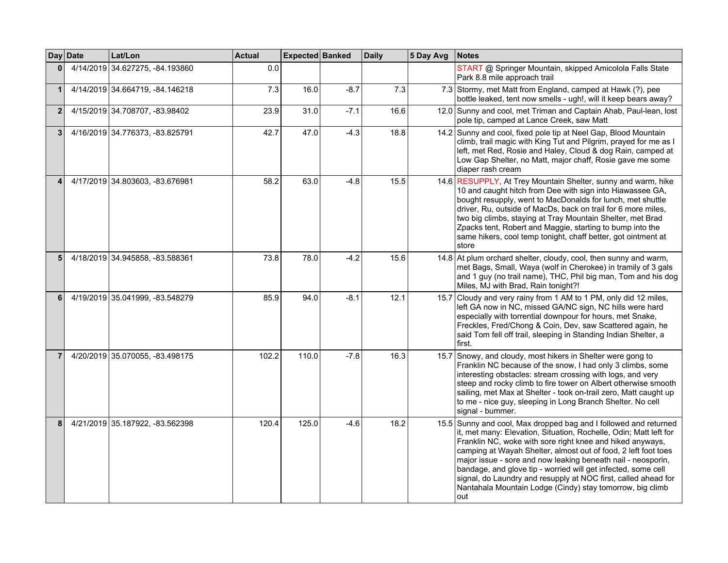| Day | Date | Lat/Lon | Actual | Expected | Banked | Daily | 5 Day Avg | Notes |
|---|---|---|---|---|---|---|---|---|
| 0 | 4/14/2019 | 34.627275, -84.193860 | 0.0 | | | | | START @ Springer Mountain, skipped Amicolola Falls State Park 8.8 mile approach trail |
| 1 | 4/14/2019 | 34.664719, -84.146218 | 7.3 | 16.0 | -8.7 | 7.3 | 7.3 | Stormy, met Matt from England, camped at Hawk (?), pee bottle leaked, tent now smells - ugh!, will it keep bears away? |
| 2 | 4/15/2019 | 34.708707, -83.98402 | 23.9 | 31.0 | -7.1 | 16.6 | 12.0 | Sunny and cool, met Triman and Captain Ahab, Paul-lean, lost pole tip, camped at Lance Creek, saw Matt |
| 3 | 4/16/2019 | 34.776373, -83.825791 | 42.7 | 47.0 | -4.3 | 18.8 | 14.2 | Sunny and cool, fixed pole tip at Neel Gap, Blood Mountain climb, trail magic with King Tut and Pilgrim, prayed for me as I left, met Red, Rosie and Haley, Cloud & dog Rain, camped at Low Gap Shelter, no Matt, major chaff, Rosie gave me some diaper rash cream |
| 4 | 4/17/2019 | 34.803603, -83.676981 | 58.2 | 63.0 | -4.8 | 15.5 | 14.6 | RESUPPLY, At Trey Mountain Shelter, sunny and warm, hike 10 and caught hitch from Dee with sign into Hiawassee GA, bought resupply, went to MacDonalds for lunch, met shuttle driver, Ru, outside of MacDs, back on trail for 6 more miles, two big climbs, staying at Tray Mountain Shelter, met Brad Zpacks tent, Robert and Maggie, starting to bump into the same hikers, cool temp tonight, chaff better, got ointment at store |
| 5 | 4/18/2019 | 34.945858, -83.588361 | 73.8 | 78.0 | -4.2 | 15.6 | 14.8 | At plum orchard shelter, cloudy, cool, then sunny and warm, met Bags, Small, Waya (wolf in Cherokee) in tramily of 3 gals and 1 guy (no trail name), THC, Phil big man, Tom and his dog Miles, MJ with Brad, Rain tonight?! |
| 6 | 4/19/2019 | 35.041999, -83.548279 | 85.9 | 94.0 | -8.1 | 12.1 | 15.7 | Cloudy and very rainy from 1 AM to 1 PM, only did 12 miles, left GA now in NC, missed GA/NC sign, NC hills were hard especially with torrential downpour for hours, met Snake, Freckles, Fred/Chong & Coin, Dev, saw Scattered again, he said Tom fell off trail, sleeping in Standing Indian Shelter, a first. |
| 7 | 4/20/2019 | 35.070055, -83.498175 | 102.2 | 110.0 | -7.8 | 16.3 | 15.7 | Snowy, and cloudy, most hikers in Shelter were gong to Franklin NC because of the snow, I had only 3 climbs, some interesting obstacles: stream crossing with logs, and very steep and rocky climb to fire tower on Albert otherwise smooth sailing, met Max at Shelter - took on-trail zero, Matt caught up to me - nice guy, sleeping in Long Branch Shelter. No cell signal - bummer. |
| 8 | 4/21/2019 | 35.187922, -83.562398 | 120.4 | 125.0 | -4.6 | 18.2 | 15.5 | Sunny and cool, Max dropped bag and I followed and returned it, met many: Elevation, Situation, Rochelle, Odin; Matt left for Franklin NC, woke with sore right knee and hiked anyways, camping at Wayah Shelter, almost out of food, 2 left foot toes major issue - sore and now leaking beneath nail - neosporin, bandage, and glove tip - worried will get infected, some cell signal, do Laundry and resupply at NOC first, called ahead for Nantahala Mountain Lodge (Cindy) stay tomorrow, big climb out |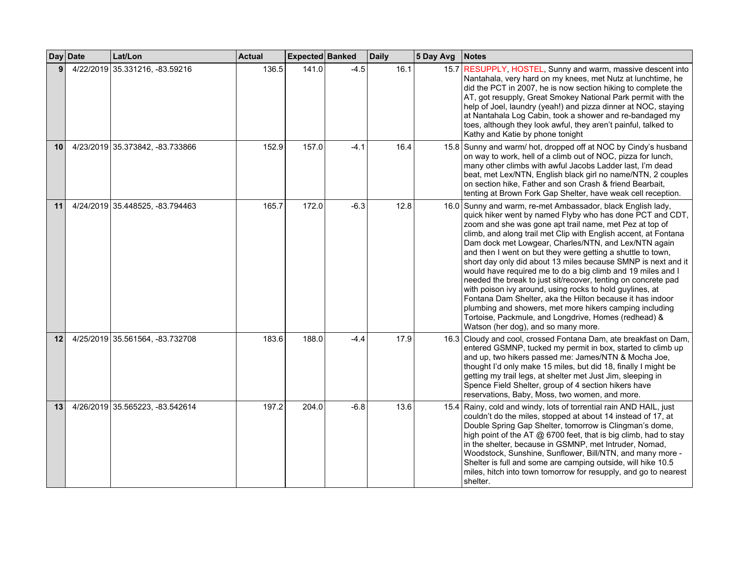| Day | Date | Lat/Lon | Actual | Expected | Banked | Daily | 5 Day Avg | Notes |
|---|---|---|---|---|---|---|---|---|
| 9 | 4/22/2019 | 35.331216, -83.59216 | 136.5 | 141.0 | -4.5 | 16.1 | 15.7 | RESUPPLY, HOSTEL, Sunny and warm, massive descent into Nantahala, very hard on my knees, met Nutz at lunchtime, he did the PCT in 2007, he is now section hiking to complete the AT, got resupply, Great Smokey National Park permit with the help of Joel, laundry (yeah!) and pizza dinner at NOC, staying at Nantahala Log Cabin, took a shower and re-bandaged my toes, although they look awful, they aren't painful, talked to Kathy and Katie by phone tonight |
| 10 | 4/23/2019 | 35.373842, -83.733866 | 152.9 | 157.0 | -4.1 | 16.4 | 15.8 | Sunny and warm/ hot, dropped off at NOC by Cindy's husband on way to work, hell of a climb out of NOC, pizza for lunch, many other climbs with awful Jacobs Ladder last, I'm dead beat, met Lex/NTN, English black girl no name/NTN, 2 couples on section hike, Father and son Crash & friend Bearbait, tenting at Brown Fork Gap Shelter, have weak cell reception. |
| 11 | 4/24/2019 | 35.448525, -83.794463 | 165.7 | 172.0 | -6.3 | 12.8 | 16.0 | Sunny and warm, re-met Ambassador, black English lady, quick hiker went by named Flyby who has done PCT and CDT, zoom and she was gone apt trail name, met Pez at top of climb, and along trail met Clip with English accent, at Fontana Dam dock met Lowgear, Charles/NTN, and Lex/NTN again and then I went on but they were getting a shuttle to town, short day only did about 13 miles because SMNP is next and it would have required me to do a big climb and 19 miles and I needed the break to just sit/recover, tenting on concrete pad with poison ivy around, using rocks to hold guylines, at Fontana Dam Shelter, aka the Hilton because it has indoor plumbing and showers, met more hikers camping including Tortoise, Packmule, and Longdrive, Homes (redhead) & Watson (her dog), and so many more. |
| 12 | 4/25/2019 | 35.561564, -83.732708 | 183.6 | 188.0 | -4.4 | 17.9 | 16.3 | Cloudy and cool, crossed Fontana Dam, ate breakfast on Dam, entered GSMNP, tucked my permit in box, started to climb up and up, two hikers passed me: James/NTN & Mocha Joe, thought I'd only make 15 miles, but did 18, finally I might be getting my trail legs, at shelter met Just Jim, sleeping in Spence Field Shelter, group of 4 section hikers have reservations, Baby, Moss, two women, and more. |
| 13 | 4/26/2019 | 35.565223, -83.542614 | 197.2 | 204.0 | -6.8 | 13.6 | 15.4 | Rainy, cold and windy, lots of torrential rain AND HAIL, just couldn't do the miles, stopped at about 14 instead of 17, at Double Spring Gap Shelter, tomorrow is Clingman's dome, high point of the AT @ 6700 feet, that is big climb, had to stay in the shelter, because in GSMNP, met Intruder, Nomad, Woodstock, Sunshine, Sunflower, Bill/NTN, and many more - Shelter is full and some are camping outside, will hike 10.5 miles, hitch into town tomorrow for resupply, and go to nearest shelter. |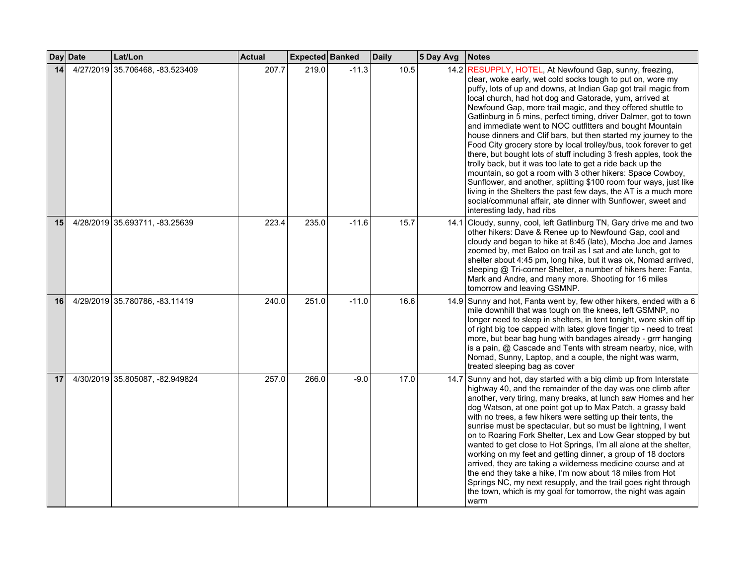| Day | Date | Lat/Lon | Actual | Expected | Banked | Daily | 5 Day Avg | Notes |
|---|---|---|---|---|---|---|---|---|
| 14 | 4/27/2019 | 35.706468, -83.523409 | 207.7 | 219.0 | -11.3 | 10.5 | 14.2 | RESUPPLY, HOTEL, At Newfound Gap, sunny, freezing, clear, woke early, wet cold socks tough to put on, wore my puffy, lots of up and downs, at Indian Gap got trail magic from local church, had hot dog and Gatorade, yum, arrived at Newfound Gap, more trail magic, and they offered shuttle to Gatlinburg in 5 mins, perfect timing, driver Dalmer, got to town and immediate went to NOC outfitters and bought Mountain house dinners and Clif bars, but then started my journey to the Food City grocery store by local trolley/bus, took forever to get there, but bought lots of stuff including 3 fresh apples, took the trolly back, but it was too late to get a ride back up the mountain, so got a room with 3 other hikers: Space Cowboy, Sunflower, and another, splitting $100 room four ways, just like living in the Shelters the past few days, the AT is a much more social/communal affair, ate dinner with Sunflower, sweet and interesting lady, had ribs |
| 15 | 4/28/2019 | 35.693711, -83.25639 | 223.4 | 235.0 | -11.6 | 15.7 | 14.1 | Cloudy, sunny, cool, left Gatlinburg TN, Gary drive me and two other hikers: Dave & Renee up to Newfound Gap, cool and cloudy and began to hike at 8:45 (late), Mocha Joe and James zoomed by, met Baloo on trail as I sat and ate lunch, got to shelter about 4:45 pm, long hike, but it was ok, Nomad arrived, sleeping @ Tri-corner Shelter, a number of hikers here: Fanta, Mark and Andre, and many more. Shooting for 16 miles tomorrow and leaving GSMNP. |
| 16 | 4/29/2019 | 35.780786, -83.11419 | 240.0 | 251.0 | -11.0 | 16.6 | 14.9 | Sunny and hot, Fanta went by, few other hikers, ended with a 6 mile downhill that was tough on the knees, left GSMNP, no longer need to sleep in shelters, in tent tonight, wore skin off tip of right big toe capped with latex glove finger tip - need to treat more, but bear bag hung with bandages already - grrr hanging is a pain, @ Cascade and Tents with stream nearby, nice, with Nomad, Sunny, Laptop, and a couple, the night was warm, treated sleeping bag as cover |
| 17 | 4/30/2019 | 35.805087, -82.949824 | 257.0 | 266.0 | -9.0 | 17.0 | 14.7 | Sunny and hot, day started with a big climb up from Interstate highway 40, and the remainder of the day was one climb after another, very tiring, many breaks, at lunch saw Homes and her dog Watson, at one point got up to Max Patch, a grassy bald with no trees, a few hikers were setting up their tents, the sunrise must be spectacular, but so must be lightning, I went on to Roaring Fork Shelter, Lex and Low Gear stopped by but wanted to get close to Hot Springs, I'm all alone at the shelter, working on my feet and getting dinner, a group of 18 doctors arrived, they are taking a wilderness medicine course and at the end they take a hike, I'm now about 18 miles from Hot Springs NC, my next resupply, and the trail goes right through the town, which is my goal for tomorrow, the night was again warm |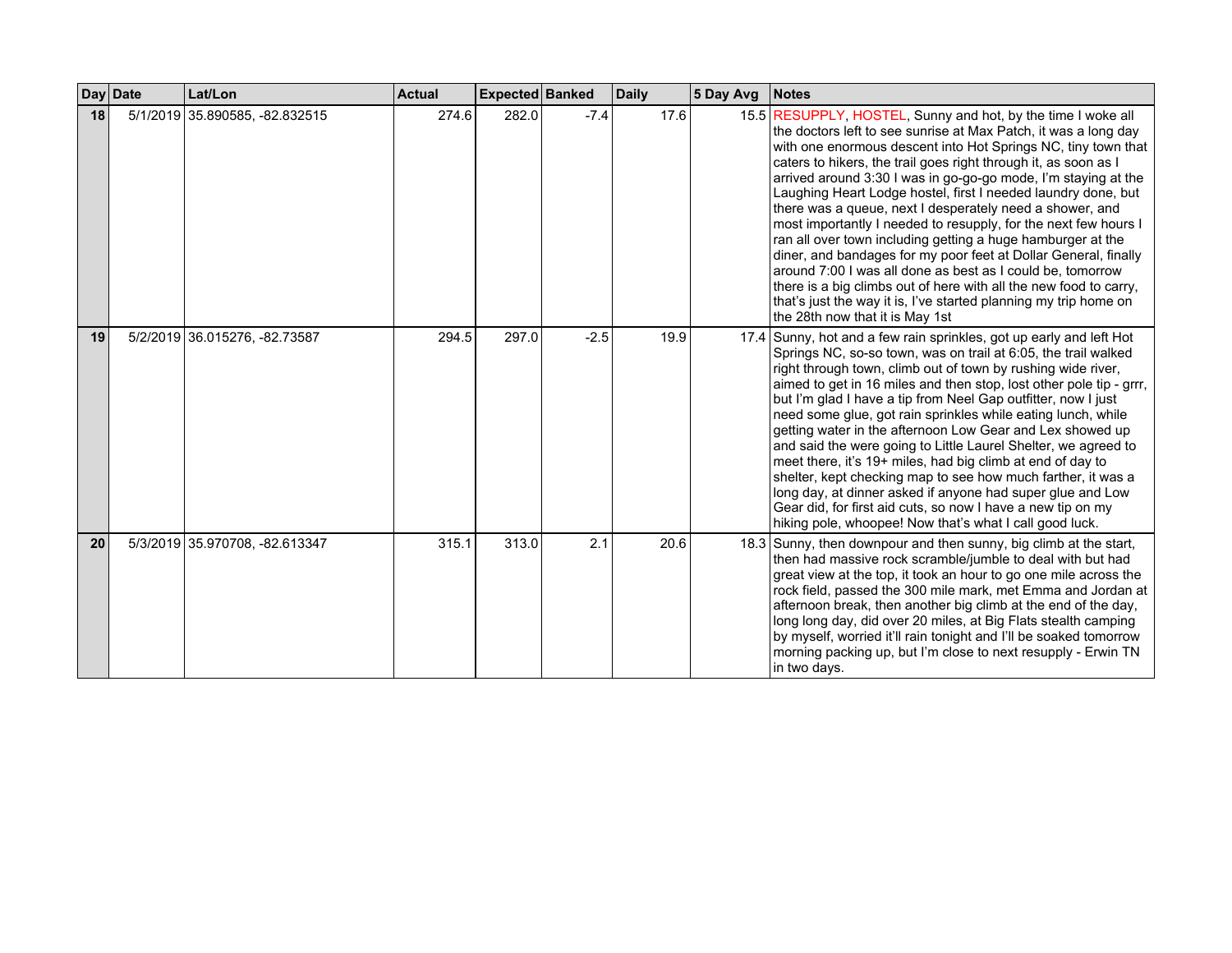| Day | Date | Lat/Lon | Actual | Expected | Banked | Daily | 5 Day Avg | Notes |
|---|---|---|---|---|---|---|---|---|
| 18 | 5/1/2019 | 35.890585, -82.832515 | 274.6 | 282.0 | -7.4 | 17.6 | 15.5 | RESUPPLY, HOSTEL, Sunny and hot, by the time I woke all the doctors left to see sunrise at Max Patch, it was a long day with one enormous descent into Hot Springs NC, tiny town that caters to hikers, the trail goes right through it, as soon as I arrived around 3:30 I was in go-go-go mode, I'm staying at the Laughing Heart Lodge hostel, first I needed laundry done, but there was a queue, next I desperately need a shower, and most importantly I needed to resupply, for the next few hours I ran all over town including getting a huge hamburger at the diner, and bandages for my poor feet at Dollar General, finally around 7:00 I was all done as best as I could be, tomorrow there is a big climbs out of here with all the new food to carry, that's just the way it is, I've started planning my trip home on the 28th now that it is May 1st |
| 19 | 5/2/2019 | 36.015276, -82.73587 | 294.5 | 297.0 | -2.5 | 19.9 | 17.4 | Sunny, hot and a few rain sprinkles, got up early and left Hot Springs NC, so-so town, was on trail at 6:05, the trail walked right through town, climb out of town by rushing wide river, aimed to get in 16 miles and then stop, lost other pole tip - grrr, but I'm glad I have a tip from Neel Gap outfitter, now I just need some glue, got rain sprinkles while eating lunch, while getting water in the afternoon Low Gear and Lex showed up and said the were going to Little Laurel Shelter, we agreed to meet there, it's 19+ miles, had big climb at end of day to shelter, kept checking map to see how much farther, it was a long day, at dinner asked if anyone had super glue and Low Gear did, for first aid cuts, so now I have a new tip on my hiking pole, whoopee! Now that's what I call good luck. |
| 20 | 5/3/2019 | 35.970708, -82.613347 | 315.1 | 313.0 | 2.1 | 20.6 | 18.3 | Sunny, then downpour and then sunny, big climb at the start, then had massive rock scramble/jumble to deal with but had great view at the top, it took an hour to go one mile across the rock field, passed the 300 mile mark, met Emma and Jordan at afternoon break, then another big climb at the end of the day, long long day, did over 20 miles, at Big Flats stealth camping by myself, worried it'll rain tonight and I'll be soaked tomorrow morning packing up, but I'm close to next resupply - Erwin TN in two days. |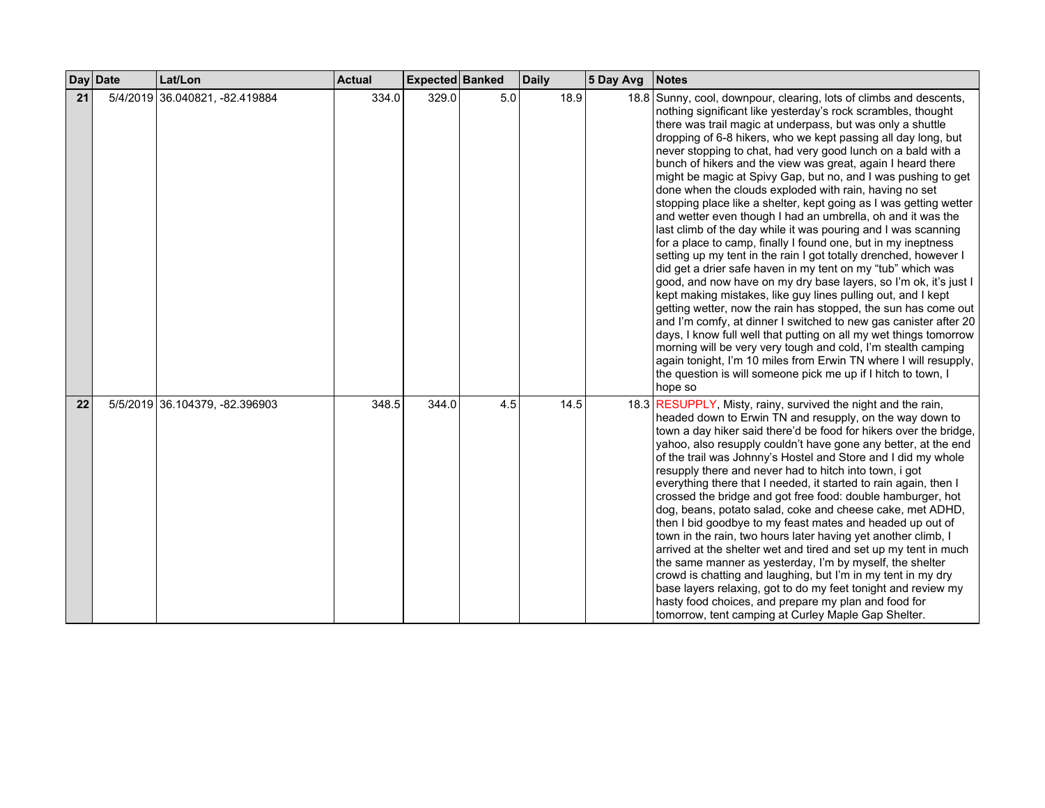| Day | Date | Lat/Lon | Actual | Expected | Banked | Daily | 5 Day Avg | Notes |
|---|---|---|---|---|---|---|---|---|
| **21** | 5/4/2019 | 36.040821, -82.419884 | 334.0 | 329.0 | 5.0 | 18.9 | 18.8 | Sunny, cool, downpour, clearing, lots of climbs and descents, nothing significant like yesterday's rock scrambles, thought there was trail magic at underpass, but was only a shuttle dropping of 6-8 hikers, who we kept passing all day long, but never stopping to chat, had very good lunch on a bald with a bunch of hikers and the view was great, again I heard there might be magic at Spivy Gap, but no, and I was pushing to get done when the clouds exploded with rain, having no set stopping place like a shelter, kept going as I was getting wetter and wetter even though I had an umbrella, oh and it was the last climb of the day while it was pouring and I was scanning for a place to camp, finally I found one, but in my ineptness setting up my tent in the rain I got totally drenched, however I did get a drier safe haven in my tent on my "tub" which was good, and now have on my dry base layers, so I'm ok, it's just I kept making mistakes, like guy lines pulling out, and I kept getting wetter, now the rain has stopped, the sun has come out and I'm comfy, at dinner I switched to new gas canister after 20 days, I know full well that putting on all my wet things tomorrow morning will be very very tough and cold, I'm stealth camping again tonight, I'm 10 miles from Erwin TN where I will resupply, the question is will someone pick me up if I hitch to town, I hope so |
| **22** | 5/5/2019 | 36.104379, -82.396903 | 348.5 | 344.0 | 4.5 | 14.5 | 18.3 | RESUPPLY, Misty, rainy, survived the night and the rain, headed down to Erwin TN and resupply, on the way down to town a day hiker said there'd be food for hikers over the bridge, yahoo, also resupply couldn't have gone any better, at the end of the trail was Johnny's Hostel and Store and I did my whole resupply there and never had to hitch into town, i got everything there that I needed, it started to rain again, then I crossed the bridge and got free food: double hamburger, hot dog, beans, potato salad, coke and cheese cake, met ADHD, then I bid goodbye to my feast mates and headed up out of town in the rain, two hours later having yet another climb, I arrived at the shelter wet and tired and set up my tent in much the same manner as yesterday, I'm by myself, the shelter crowd is chatting and laughing, but I'm in my tent in my dry base layers relaxing, got to do my feet tonight and review my hasty food choices, and prepare my plan and food for tomorrow, tent camping at Curley Maple Gap Shelter. |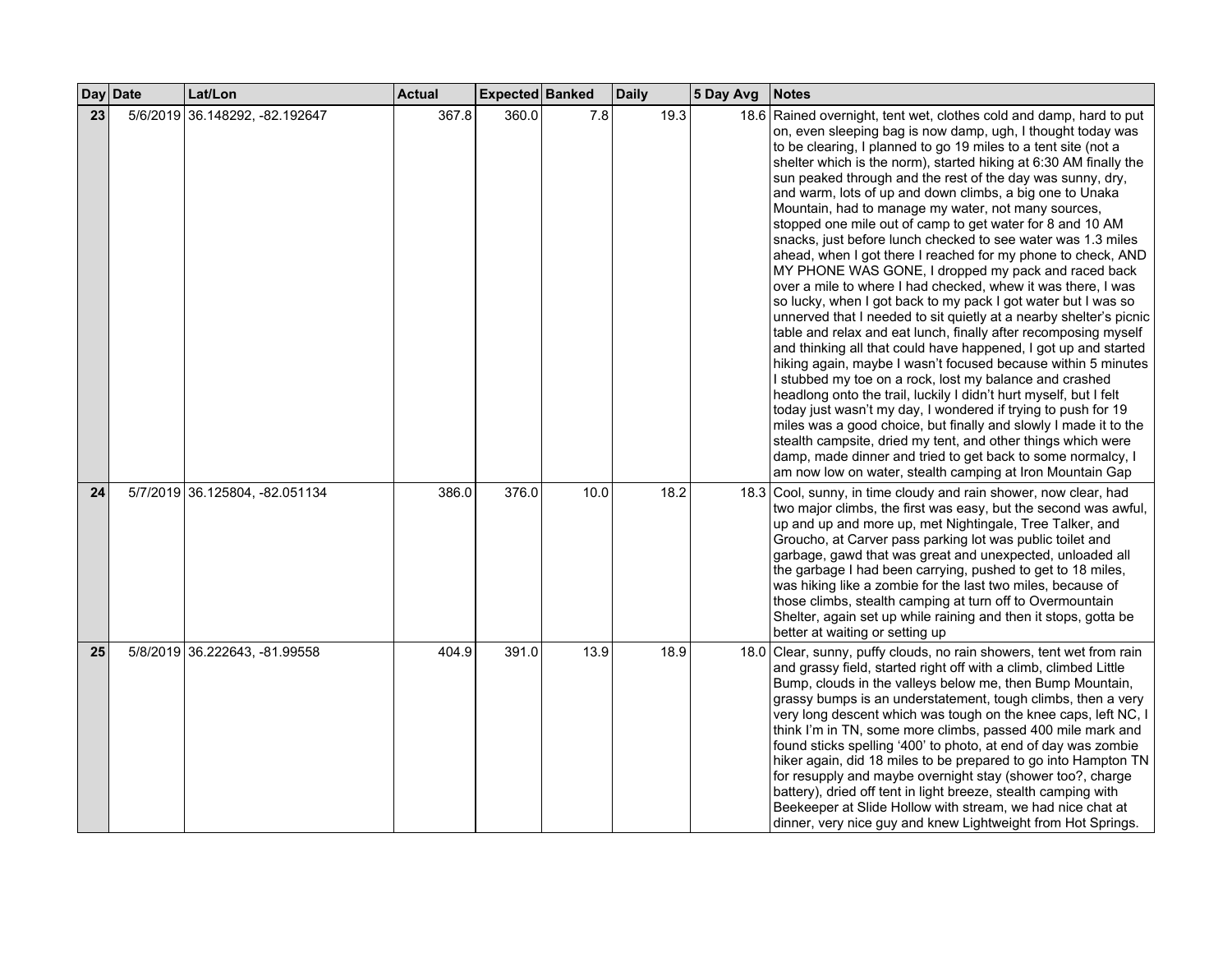| Day | Date | Lat/Lon | Actual | Expected | Banked | Daily | 5 Day Avg | Notes |
|---|---|---|---|---|---|---|---|---|
| 23 | 5/6/2019 | 36.148292, -82.192647 | 367.8 | 360.0 | 7.8 | 19.3 | 18.6 | Rained overnight, tent wet, clothes cold and damp, hard to put on, even sleeping bag is now damp, ugh, I thought today was to be clearing, I planned to go 19 miles to a tent site (not a shelter which is the norm), started hiking at 6:30 AM finally the sun peaked through and the rest of the day was sunny, dry, and warm, lots of up and down climbs, a big one to Unaka Mountain, had to manage my water, not many sources, stopped one mile out of camp to get water for 8 and 10 AM snacks, just before lunch checked to see water was 1.3 miles ahead, when I got there I reached for my phone to check, AND MY PHONE WAS GONE, I dropped my pack and raced back over a mile to where I had checked, whew it was there, I was so lucky, when I got back to my pack I got water but I was so unnerved that I needed to sit quietly at a nearby shelter's picnic table and relax and eat lunch, finally after recomposing myself and thinking all that could have happened, I got up and started hiking again, maybe I wasn't focused because within 5 minutes I stubbed my toe on a rock, lost my balance and crashed headlong onto the trail, luckily I didn't hurt myself, but I felt today just wasn't my day, I wondered if trying to push for 19 miles was a good choice, but finally and slowly I made it to the stealth campsite, dried my tent, and other things which were damp, made dinner and tried to get back to some normalcy, I am now low on water, stealth camping at Iron Mountain Gap |
| 24 | 5/7/2019 | 36.125804, -82.051134 | 386.0 | 376.0 | 10.0 | 18.2 | 18.3 | Cool, sunny, in time cloudy and rain shower, now clear, had two major climbs, the first was easy, but the second was awful, up and up and more up, met Nightingale, Tree Talker, and Groucho, at Carver pass parking lot was public toilet and garbage, gawd that was great and unexpected, unloaded all the garbage I had been carrying, pushed to get to 18 miles, was hiking like a zombie for the last two miles, because of those climbs, stealth camping at turn off to Overmountain Shelter, again set up while raining and then it stops, gotta be better at waiting or setting up |
| 25 | 5/8/2019 | 36.222643, -81.99558 | 404.9 | 391.0 | 13.9 | 18.9 | 18.0 | Clear, sunny, puffy clouds, no rain showers, tent wet from rain and grassy field, started right off with a climb, climbed Little Bump, clouds in the valleys below me, then Bump Mountain, grassy bumps is an understatement, tough climbs, then a very very long descent which was tough on the knee caps, left NC, I think I'm in TN, some more climbs, passed 400 mile mark and found sticks spelling '400' to photo, at end of day was zombie hiker again, did 18 miles to be prepared to go into Hampton TN for resupply and maybe overnight stay (shower too?, charge battery), dried off tent in light breeze, stealth camping with Beekeeper at Slide Hollow with stream, we had nice chat at dinner, very nice guy and knew Lightweight from Hot Springs. |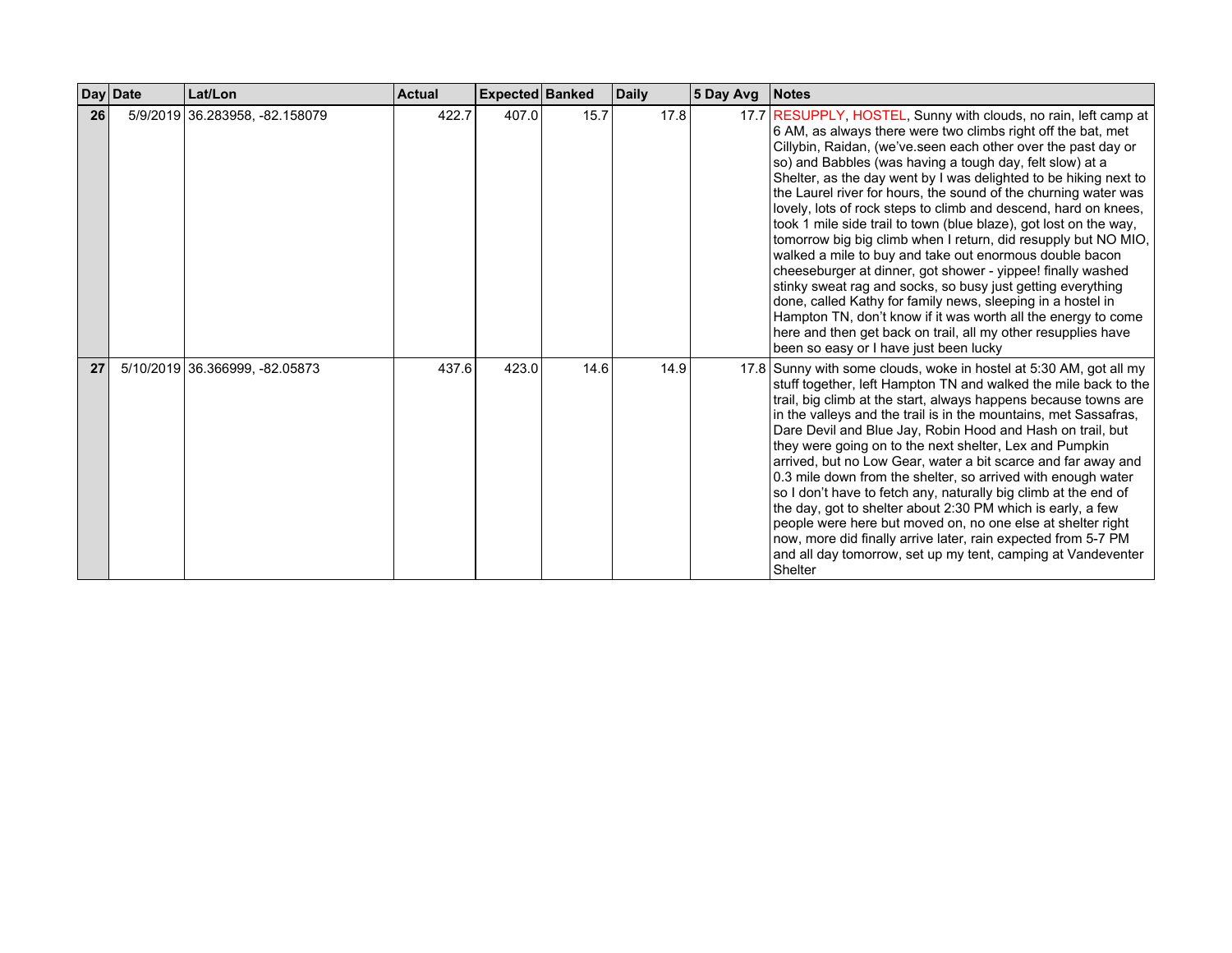| Day | Date | Lat/Lon | Actual | Expected | Banked | Daily | 5 Day Avg | Notes |
|---|---|---|---|---|---|---|---|---|
| 26 | 5/9/2019 | 36.283958, -82.158079 | 422.7 | 407.0 | 15.7 | 17.8 | 17.7 | RESUPPLY, HOSTEL, Sunny with clouds, no rain, left camp at 6 AM, as always there were two climbs right off the bat, met Cillybin, Raidan, (we've.seen each other over the past day or so) and Babbles (was having a tough day, felt slow) at a Shelter, as the day went by I was delighted to be hiking next to the Laurel river for hours, the sound of the churning water was lovely, lots of rock steps to climb and descend, hard on knees, took 1 mile side trail to town (blue blaze), got lost on the way, tomorrow big big climb when I return, did resupply but NO MIO, walked a mile to buy and take out enormous double bacon cheeseburger at dinner, got shower - yippee! finally washed stinky sweat rag and socks, so busy just getting everything done, called Kathy for family news, sleeping in a hostel in Hampton TN, don't know if it was worth all the energy to come here and then get back on trail, all my other resupplies have been so easy or I have just been lucky |
| 27 | 5/10/2019 | 36.366999, -82.05873 | 437.6 | 423.0 | 14.6 | 14.9 | 17.8 | Sunny with some clouds, woke in hostel at 5:30 AM, got all my stuff together, left Hampton TN and walked the mile back to the trail, big climb at the start, always happens because towns are in the valleys and the trail is in the mountains, met Sassafras, Dare Devil and Blue Jay, Robin Hood and Hash on trail, but they were going on to the next shelter, Lex and Pumpkin arrived, but no Low Gear, water a bit scarce and far away and 0.3 mile down from the shelter, so arrived with enough water so I don't have to fetch any, naturally big climb at the end of the day, got to shelter about 2:30 PM which is early, a few people were here but moved on, no one else at shelter right now, more did finally arrive later, rain expected from 5-7 PM and all day tomorrow, set up my tent, camping at Vandeventer Shelter |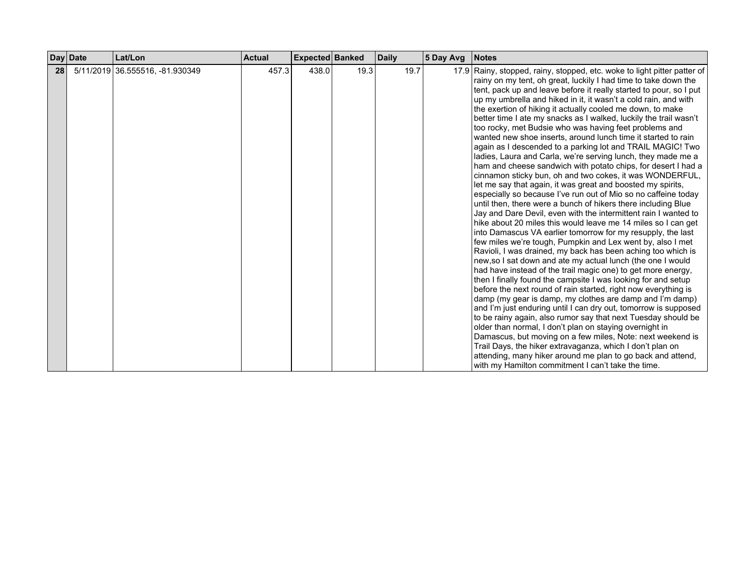| Day | Date | Lat/Lon | Actual | Expected | Banked | Daily | 5 Day Avg | Notes |
|---|---|---|---|---|---|---|---|---|
| 28 | 5/11/2019 | 36.555516, -81.930349 | 457.3 | 438.0 | 19.3 | 19.7 | 17.9 | Rainy, stopped, rainy, stopped, etc. woke to light pitter patter of rainy on my tent, oh great, luckily I had time to take down the tent, pack up and leave before it really started to pour, so I put up my umbrella and hiked in it, it wasn't a cold rain, and with the exertion of hiking it actually cooled me down, to make better time I ate my snacks as I walked, luckily the trail wasn't too rocky, met Budsie who was having feet problems and wanted new shoe inserts, around lunch time it started to rain again as I descended to a parking lot and TRAIL MAGIC! Two ladies, Laura and Carla, we're serving lunch, they made me a ham and cheese sandwich with potato chips, for desert I had a cinnamon sticky bun, oh and two cokes, it was WONDERFUL, let me say that again, it was great and boosted my spirits, especially so because I've run out of Mio so no caffeine today until then, there were a bunch of hikers there including Blue Jay and Dare Devil, even with the intermittent rain I wanted to hike about 20 miles this would leave me 14 miles so I can get into Damascus VA earlier tomorrow for my resupply, the last few miles we're tough, Pumpkin and Lex went by, also I met Ravioli, I was drained, my back has been aching too which is new,so I sat down and ate my actual lunch (the one I would had have instead of the trail magic one) to get more energy, then I finally found the campsite I was looking for and setup before the next round of rain started, right now everything is damp (my gear is damp, my clothes are damp and I'm damp) and I'm just enduring until I can dry out, tomorrow is supposed to be rainy again, also rumor say that next Tuesday should be older than normal, I don't plan on staying overnight in Damascus, but moving on a few miles, Note: next weekend is Trail Days, the hiker extravaganza, which I don't plan on attending, many hiker around me plan to go back and attend, with my Hamilton commitment I can't take the time. |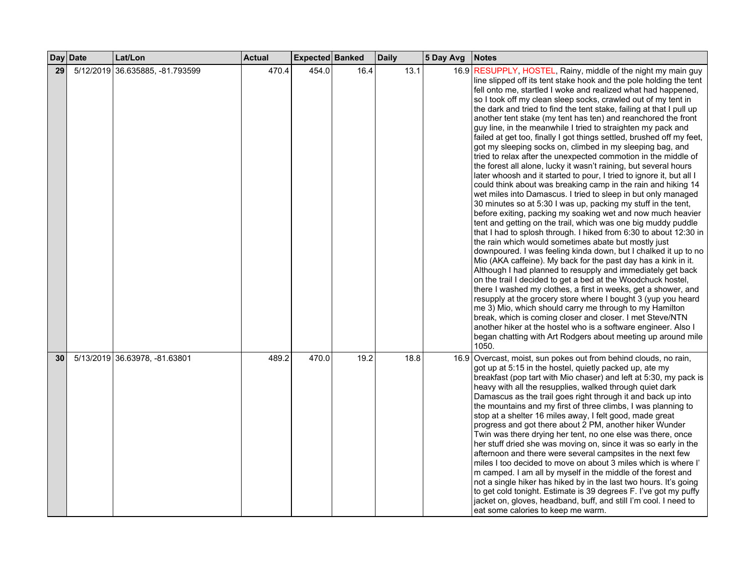| Day | Date | Lat/Lon | Actual | Expected | Banked | Daily | 5 Day Avg | Notes |
|---|---|---|---|---|---|---|---|---|
| 29 | 5/12/2019 | 36.635885, -81.793599 | 470.4 | 454.0 | 16.4 | 13.1 | 16.9 | RESUPPLY, HOSTEL, Rainy, middle of the night my main guy line slipped off its tent stake hook and the pole holding the tent fell onto me, startled I woke and realized what had happened, so I took off my clean sleep socks, crawled out of my tent in the dark and tried to find the tent stake, failing at that I pull up another tent stake (my tent has ten) and reanchored the front guy line, in the meanwhile I tried to straighten my pack and failed at get too, finally I got things settled, brushed off my feet, got my sleeping socks on, climbed in my sleeping bag, and tried to relax after the unexpected commotion in the middle of the forest all alone, lucky it wasn't raining, but several hours later whoosh and it started to pour, I tried to ignore it, but all I could think about was breaking camp in the rain and hiking 14 wet miles into Damascus. I tried to sleep in but only managed 30 minutes so at 5:30 I was up, packing my stuff in the tent, before exiting, packing my soaking wet and now much heavier tent and getting on the trail, which was one big muddy puddle that I had to splosh through. I hiked from 6:30 to about 12:30 in the rain which would sometimes abate but mostly just downpoured. I was feeling kinda down, but I chalked it up to no Mio (AKA caffeine). My back for the past day has a kink in it. Although I had planned to resupply and immediately get back on the trail I decided to get a bed at the Woodchuck hostel, there I washed my clothes, a first in weeks, get a shower, and resupply at the grocery store where I bought 3 (yup you heard me 3) Mio, which should carry me through to my Hamilton break, which is coming closer and closer. I met Steve/NTN another hiker at the hostel who is a software engineer. Also I began chatting with Art Rodgers about meeting up around mile 1050. |
| 30 | 5/13/2019 | 36.63978, -81.63801 | 489.2 | 470.0 | 19.2 | 18.8 | 16.9 | Overcast, moist, sun pokes out from behind clouds, no rain, got up at 5:15 in the hostel, quietly packed up, ate my breakfast (pop tart with Mio chaser) and left at 5:30, my pack is heavy with all the resupplies, walked through quiet dark Damascus as the trail goes right through it and back up into the mountains and my first of three climbs, I was planning to stop at a shelter 16 miles away, I felt good, made great progress and got there about 2 PM, another hiker Wunder Twin was there drying her tent, no one else was there, once her stuff dried she was moving on, since it was so early in the afternoon and there were several campsites in the next few miles I too decided to move on about 3 miles which is where I'm camped. I am all by myself in the middle of the forest and not a single hiker has hiked by in the last two hours. It's going to get cold tonight. Estimate is 39 degrees F. I've got my puffy jacket on, gloves, headband, buff, and still I'm cool. I need to eat some calories to keep me warm. |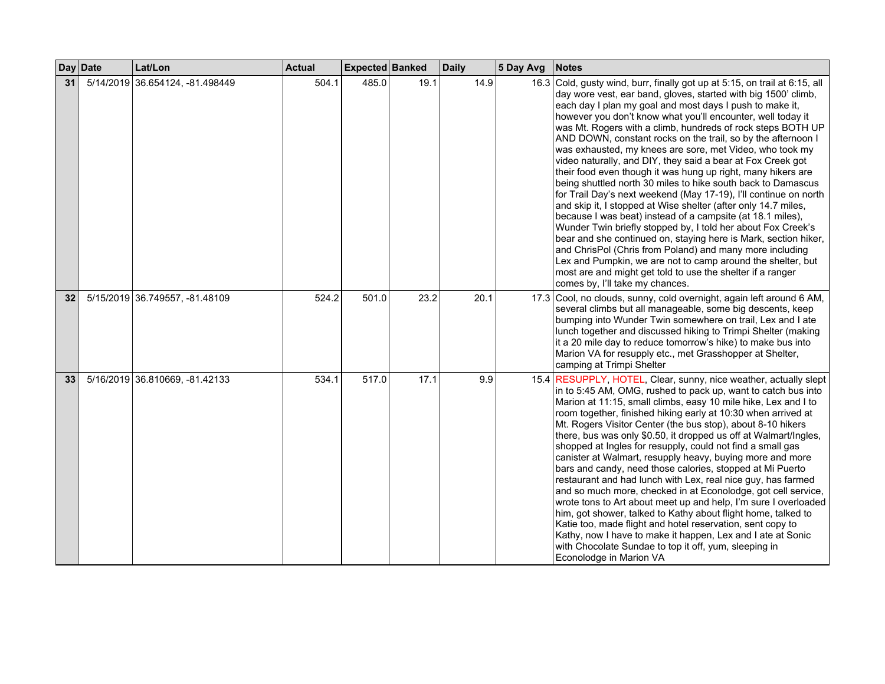| Day | Date | Lat/Lon | Actual | Expected | Banked | Daily | 5 Day Avg | Notes |
|---|---|---|---|---|---|---|---|---|
| 31 | 5/14/2019 | 36.654124, -81.498449 | 504.1 | 485.0 | 19.1 | 14.9 | 16.3 | Cold, gusty wind, burr, finally got up at 5:15, on trail at 6:15, all day wore vest, ear band, gloves, started with big 1500' climb, each day I plan my goal and most days I push to make it, however you don't know what you'll encounter, well today it was Mt. Rogers with a climb, hundreds of rock steps BOTH UP AND DOWN, constant rocks on the trail, so by the afternoon I was exhausted, my knees are sore, met Video, who took my video naturally, and DIY, they said a bear at Fox Creek got their food even though it was hung up right, many hikers are being shuttled north 30 miles to hike south back to Damascus for Trail Day's next weekend (May 17-19), I'll continue on north and skip it, I stopped at Wise shelter (after only 14.7 miles, because I was beat) instead of a campsite (at 18.1 miles), Wunder Twin briefly stopped by, I told her about Fox Creek's bear and she continued on, staying here is Mark, section hiker, and ChrisPol (Chris from Poland) and many more including Lex and Pumpkin, we are not to camp around the shelter, but most are and might get told to use the shelter if a ranger comes by, I'll take my chances. |
| 32 | 5/15/2019 | 36.749557, -81.48109 | 524.2 | 501.0 | 23.2 | 20.1 | 17.3 | Cool, no clouds, sunny, cold overnight, again left around 6 AM, several climbs but all manageable, some big descents, keep bumping into Wunder Twin somewhere on trail, Lex and I ate lunch together and discussed hiking to Trimpi Shelter (making it a 20 mile day to reduce tomorrow's hike) to make bus into Marion VA for resupply etc., met Grasshopper at Shelter, camping at Trimpi Shelter |
| 33 | 5/16/2019 | 36.810669, -81.42133 | 534.1 | 517.0 | 17.1 | 9.9 | 15.4 | RESUPPLY, HOTEL, Clear, sunny, nice weather, actually slept in to 5:45 AM, OMG, rushed to pack up, want to catch bus into Marion at 11:15, small climbs, easy 10 mile hike, Lex and I to room together, finished hiking early at 10:30 when arrived at Mt. Rogers Visitor Center (the bus stop), about 8-10 hikers there, bus was only $0.50, it dropped us off at Walmart/Ingles, shopped at Ingles for resupply, could not find a small gas canister at Walmart, resupply heavy, buying more and more bars and candy, need those calories, stopped at Mi Puerto restaurant and had lunch with Lex, real nice guy, has farmed and so much more, checked in at Econolodge, got cell service, wrote tons to Art about meet up and help, I'm sure I overloaded him, got shower, talked to Kathy about flight home, talked to Katie too, made flight and hotel reservation, sent copy to Kathy, now I have to make it happen, Lex and I ate at Sonic with Chocolate Sundae to top it off, yum, sleeping in Econolodge in Marion VA |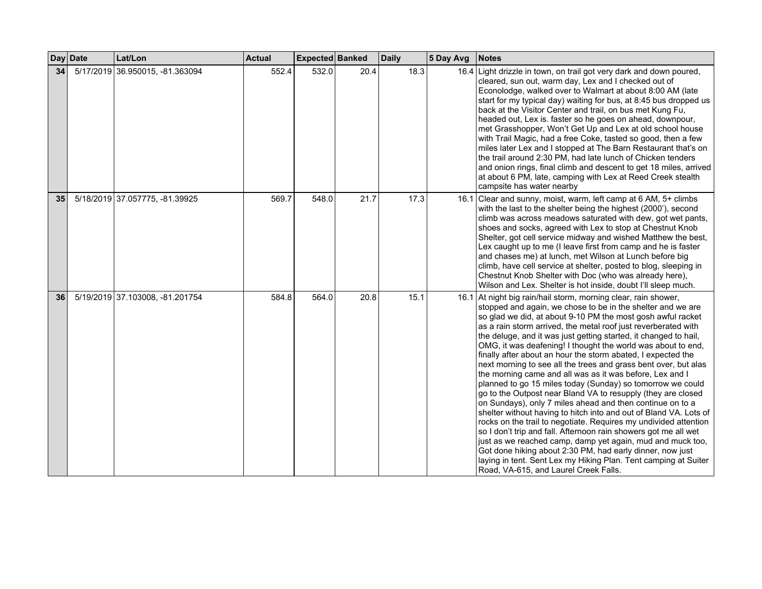| Day | Date | Lat/Lon | Actual | Expected | Banked | Daily | 5 Day Avg | Notes |
|---|---|---|---|---|---|---|---|---|
| 34 | 5/17/2019 | 36.950015, -81.363094 | 552.4 | 532.0 | 20.4 | 18.3 | 16.4 | Light drizzle in town, on trail got very dark and down poured, cleared, sun out, warm day, Lex and I checked out of Econolodge, walked over to Walmart at about 8:00 AM (late start for my typical day) waiting for bus, at 8:45 bus dropped us back at the Visitor Center and trail, on bus met Kung Fu, headed out, Lex is. faster so he goes on ahead, downpour, met Grasshopper, Won't Get Up and Lex at old school house with Trail Magic, had a free Coke, tasted so good, then a few miles later Lex and I stopped at The Barn Restaurant that's on the trail around 2:30 PM, had late lunch of Chicken tenders and onion rings, final climb and descent to get 18 miles, arrived at about 6 PM, late, camping with Lex at Reed Creek stealth campsite has water nearby |
| 35 | 5/18/2019 | 37.057775, -81.39925 | 569.7 | 548.0 | 21.7 | 17.3 | 16.1 | Clear and sunny, moist, warm, left camp at 6 AM, 5+ climbs with the last to the shelter being the highest (2000'), second climb was across meadows saturated with dew, got wet pants, shoes and socks, agreed with Lex to stop at Chestnut Knob Shelter, got cell service midway and wished Matthew the best, Lex caught up to me (I leave first from camp and he is faster and chases me) at lunch, met Wilson at Lunch before big climb, have cell service at shelter, posted to blog, sleeping in Chestnut Knob Shelter with Doc (who was already here), Wilson and Lex. Shelter is hot inside, doubt I'll sleep much. |
| 36 | 5/19/2019 | 37.103008, -81.201754 | 584.8 | 564.0 | 20.8 | 15.1 | 16.1 | At night big rain/hail storm, morning clear, rain shower, stopped and again, we chose to be in the shelter and we are so glad we did, at about 9-10 PM the most gosh awful racket as a rain storm arrived, the metal roof just reverberated with the deluge, and it was just getting started, it changed to hail, OMG, it was deafening! I thought the world was about to end, finally after about an hour the storm abated, I expected the next morning to see all the trees and grass bent over, but alas the morning came and all was as it was before, Lex and I planned to go 15 miles today (Sunday) so tomorrow we could go to the Outpost near Bland VA to resupply (they are closed on Sundays), only 7 miles ahead and then continue on to a shelter without having to hitch into and out of Bland VA. Lots of rocks on the trail to negotiate. Requires my undivided attention so I don't trip and fall. Afternoon rain showers got me all wet just as we reached camp, damp yet again, mud and muck too, Got done hiking about 2:30 PM, had early dinner, now just laying in tent. Sent Lex my Hiking Plan. Tent camping at Suiter Road, VA-615, and Laurel Creek Falls. |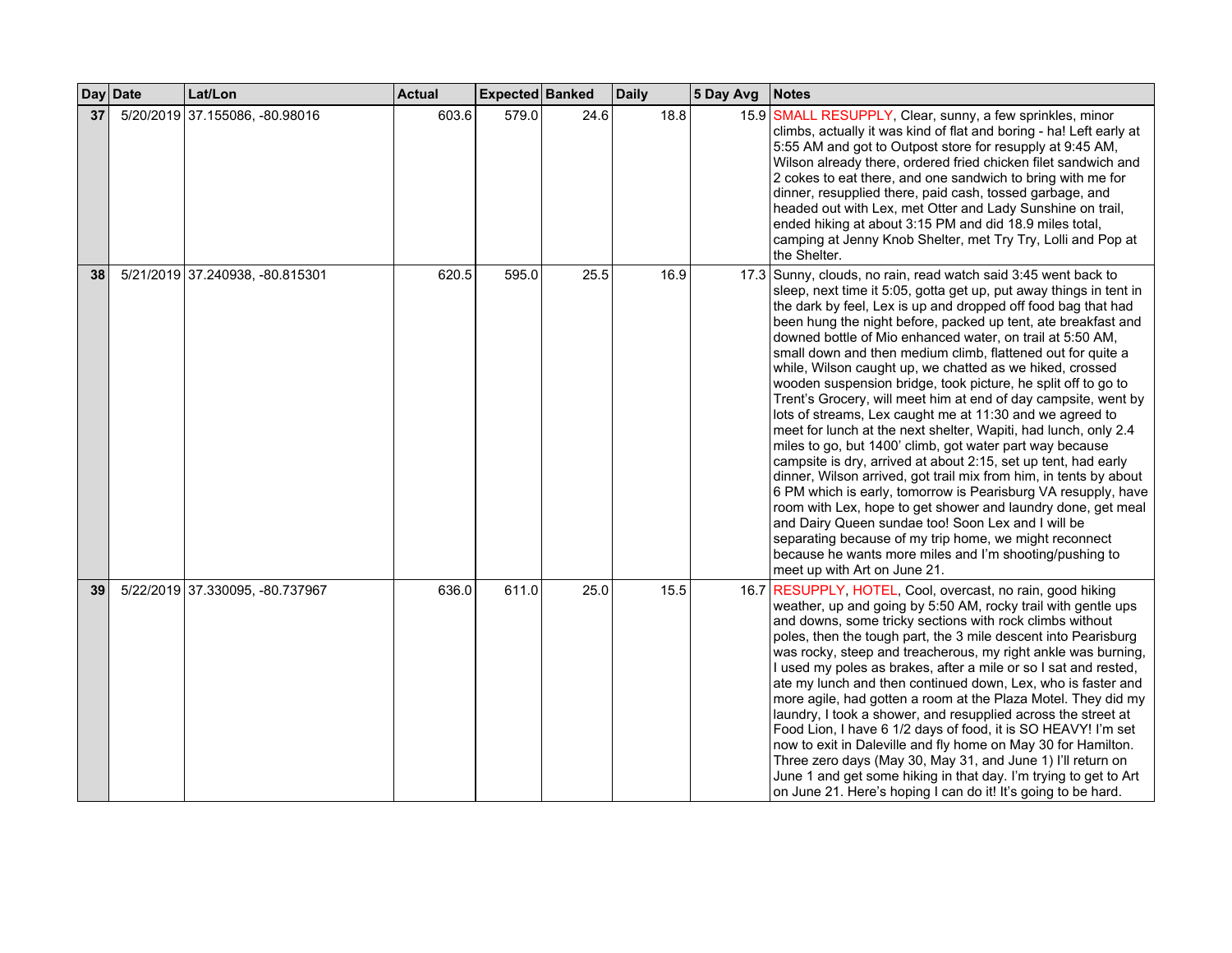| Day | Date | Lat/Lon | Actual | Expected | Banked | Daily | 5 Day Avg | Notes |
|---|---|---|---|---|---|---|---|---|
| 37 | 5/20/2019 | 37.155086, -80.98016 | 603.6 | 579.0 | 24.6 | 18.8 | 15.9 | SMALL RESUPPLY, Clear, sunny, a few sprinkles, minor climbs, actually it was kind of flat and boring - ha! Left early at 5:55 AM and got to Outpost store for resupply at 9:45 AM, Wilson already there, ordered fried chicken filet sandwich and 2 cokes to eat there, and one sandwich to bring with me for dinner, resupplied there, paid cash, tossed garbage, and headed out with Lex, met Otter and Lady Sunshine on trail, ended hiking at about 3:15 PM and did 18.9 miles total, camping at Jenny Knob Shelter, met Try Try, Lolli and Pop at the Shelter. |
| 38 | 5/21/2019 | 37.240938, -80.815301 | 620.5 | 595.0 | 25.5 | 16.9 | 17.3 | Sunny, clouds, no rain, read watch said 3:45 went back to sleep, next time it 5:05, gotta get up, put away things in tent in the dark by feel, Lex is up and dropped off food bag that had been hung the night before, packed up tent, ate breakfast and downed bottle of Mio enhanced water, on trail at 5:50 AM, small down and then medium climb, flattened out for quite a while, Wilson caught up, we chatted as we hiked, crossed wooden suspension bridge, took picture, he split off to go to Trent's Grocery, will meet him at end of day campsite, went by lots of streams, Lex caught me at 11:30 and we agreed to meet for lunch at the next shelter, Wapiti, had lunch, only 2.4 miles to go, but 1400' climb, got water part way because campsite is dry, arrived at about 2:15, set up tent, had early dinner, Wilson arrived, got trail mix from him, in tents by about 6 PM which is early, tomorrow is Pearisburg VA resupply, have room with Lex, hope to get shower and laundry done, get meal and Dairy Queen sundae too! Soon Lex and I will be separating because of my trip home, we might reconnect because he wants more miles and I'm shooting/pushing to meet up with Art on June 21. |
| 39 | 5/22/2019 | 37.330095, -80.737967 | 636.0 | 611.0 | 25.0 | 15.5 | 16.7 | RESUPPLY, HOTEL, Cool, overcast, no rain, good hiking weather, up and going by 5:50 AM, rocky trail with gentle ups and downs, some tricky sections with rock climbs without poles, then the tough part, the 3 mile descent into Pearisburg was rocky, steep and treacherous, my right ankle was burning, I used my poles as brakes, after a mile or so I sat and rested, ate my lunch and then continued down, Lex, who is faster and more agile, had gotten a room at the Plaza Motel. They did my laundry, I took a shower, and resupplied across the street at Food Lion, I have 6 1/2 days of food, it is SO HEAVY! I'm set now to exit in Daleville and fly home on May 30 for Hamilton. Three zero days (May 30, May 31, and June 1) I'll return on June 1 and get some hiking in that day. I'm trying to get to Art on June 21. Here's hoping I can do it! It's going to be hard. |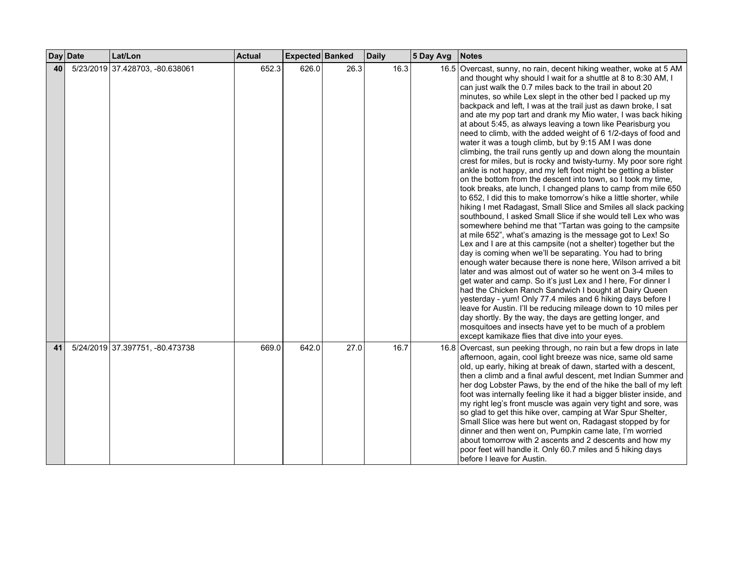| Day | Date | Lat/Lon | Actual | Expected | Banked | Daily | 5 Day Avg | Notes |
|---|---|---|---|---|---|---|---|---|
| 40 | 5/23/2019 | 37.428703, -80.638061 | 652.3 | 626.0 | 26.3 | 16.3 | 16.5 | Overcast, sunny, no rain, decent hiking weather, woke at 5 AM and thought why should I wait for a shuttle at 8 to 8:30 AM, I can just walk the 0.7 miles back to the trail in about 20 minutes, so while Lex slept in the other bed I packed up my backpack and left, I was at the trail just as dawn broke, I sat and ate my pop tart and drank my Mio water, I was back hiking at about 5:45, as always leaving a town like Pearisburg you need to climb, with the added weight of 6 1/2-days of food and water it was a tough climb, but by 9:15 AM I was done climbing, the trail runs gently up and down along the mountain crest for miles, but is rocky and twisty-turny. My poor sore right ankle is not happy, and my left foot might be getting a blister on the bottom from the descent into town, so I took my time, took breaks, ate lunch, I changed plans to camp from mile 650 to 652, I did this to make tomorrow's hike a little shorter, while hiking I met Radagast, Small Slice and Smiles all slack packing southbound, I asked Small Slice if she would tell Lex who was somewhere behind me that "Tartan was going to the campsite at mile 652", what's amazing is the message got to Lex! So Lex and I are at this campsite (not a shelter) together but the day is coming when we'll be separating. You had to bring enough water because there is none here, Wilson arrived a bit later and was almost out of water so he went on 3-4 miles to get water and camp. So it's just Lex and I here, For dinner I had the Chicken Ranch Sandwich I bought at Dairy Queen yesterday - yum! Only 77.4 miles and 6 hiking days before I leave for Austin. I'll be reducing mileage down to 10 miles per day shortly. By the way, the days are getting longer, and mosquitoes and insects have yet to be much of a problem except kamikaze flies that dive into your eyes. |
| 41 | 5/24/2019 | 37.397751, -80.473738 | 669.0 | 642.0 | 27.0 | 16.7 | 16.8 | Overcast, sun peeking through, no rain but a few drops in late afternoon, again, cool light breeze was nice, same old same old, up early, hiking at break of dawn, started with a descent, then a climb and a final awful descent, met Indian Summer and her dog Lobster Paws, by the end of the hike the ball of my left foot was internally feeling like it had a bigger blister inside, and my right leg's front muscle was again very tight and sore, was so glad to get this hike over, camping at War Spur Shelter, Small Slice was here but went on, Radagast stopped by for dinner and then went on, Pumpkin came late, I'm worried about tomorrow with 2 ascents and 2 descents and how my poor feet will handle it. Only 60.7 miles and 5 hiking days before I leave for Austin. |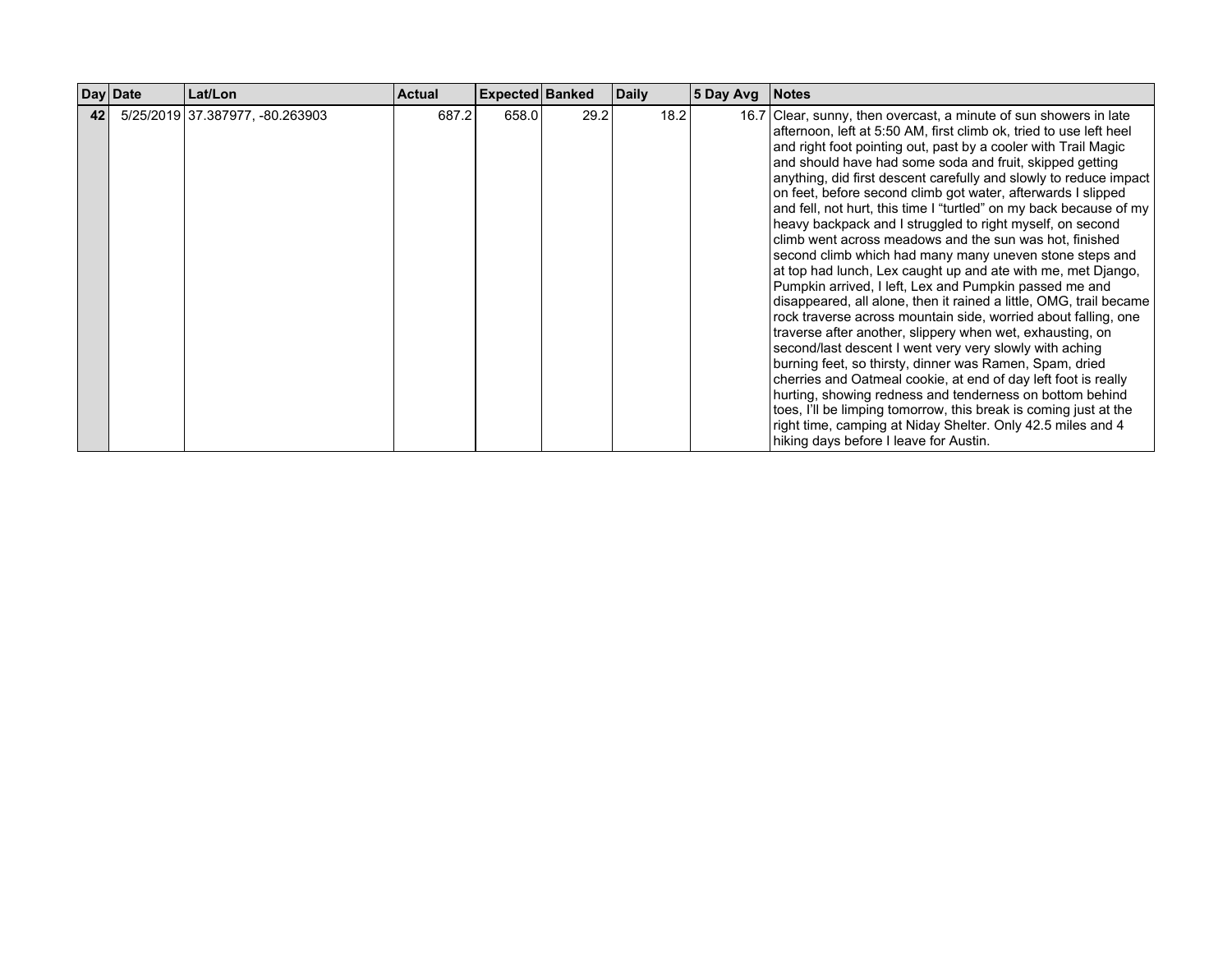| Day | Date | Lat/Lon | Actual | Expected | Banked | Daily | 5 Day Avg | Notes |
|---|---|---|---|---|---|---|---|---|
| 42 | 5/25/2019 | 37.387977, -80.263903 | 687.2 | 658.0 | 29.2 | 18.2 | 16.7 | Clear, sunny, then overcast, a minute of sun showers in late afternoon, left at 5:50 AM, first climb ok, tried to use left heel and right foot pointing out, past by a cooler with Trail Magic and should have had some soda and fruit, skipped getting anything, did first descent carefully and slowly to reduce impact on feet, before second climb got water, afterwards I slipped and fell, not hurt, this time I "turtled" on my back because of my heavy backpack and I struggled to right myself, on second climb went across meadows and the sun was hot, finished second climb which had many many uneven stone steps and at top had lunch, Lex caught up and ate with me, met Django, Pumpkin arrived, I left, Lex and Pumpkin passed me and disappeared, all alone, then it rained a little, OMG, trail became rock traverse across mountain side, worried about falling, one traverse after another, slippery when wet, exhausting, on second/last descent I went very very slowly with aching burning feet, so thirsty, dinner was Ramen, Spam, dried cherries and Oatmeal cookie, at end of day left foot is really hurting, showing redness and tenderness on bottom behind toes, I'll be limping tomorrow, this break is coming just at the right time, camping at Niday Shelter. Only 42.5 miles and 4 hiking days before I leave for Austin. |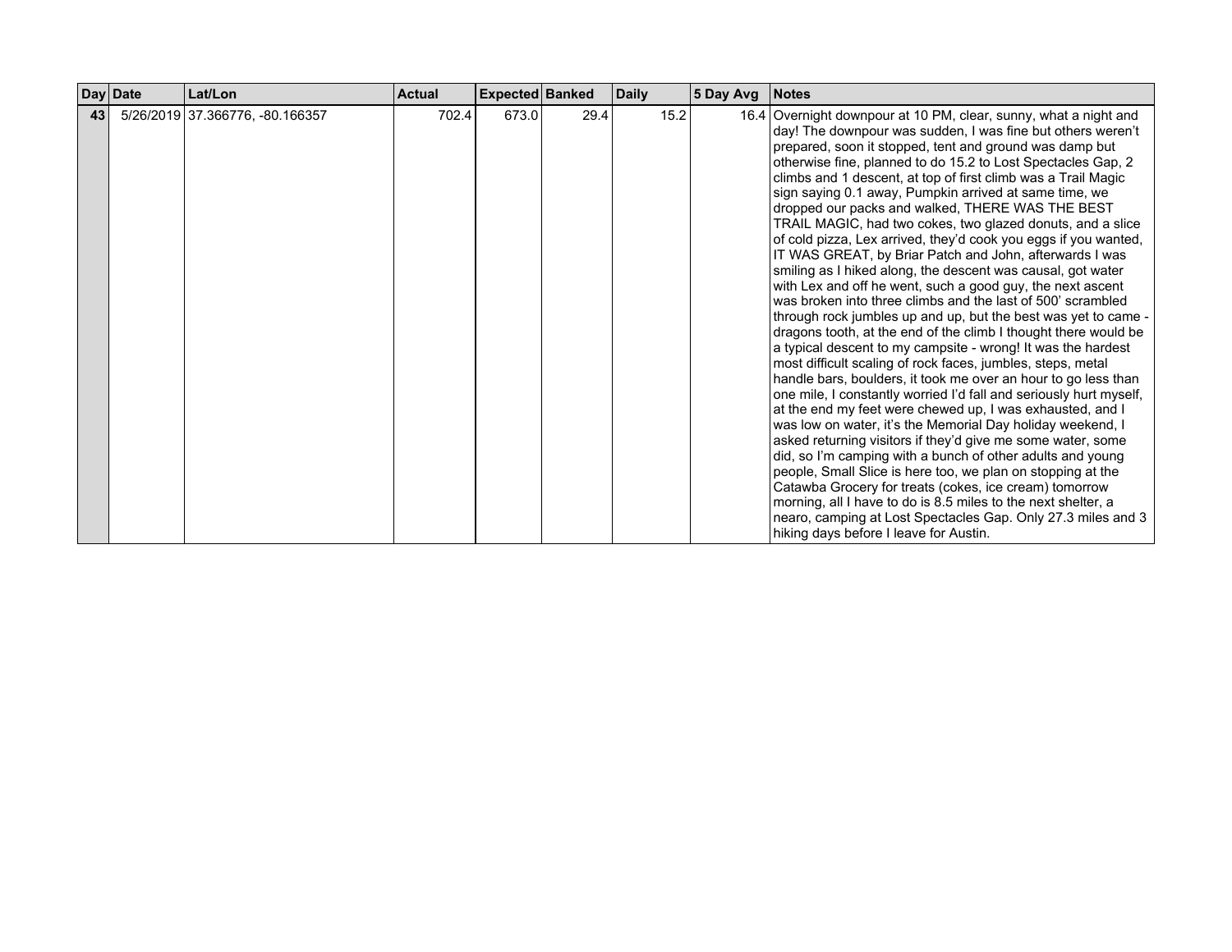| Day | Date | Lat/Lon | Actual | Expected | Banked | Daily | 5 Day Avg | Notes |
|---|---|---|---|---|---|---|---|---|
| 43 | 5/26/2019 | 37.366776, -80.166357 | 702.4 | 673.0 | 29.4 | 15.2 | 16.4 | Overnight downpour at 10 PM, clear, sunny, what a night and day! The downpour was sudden, I was fine but others weren't prepared, soon it stopped, tent and ground was damp but otherwise fine, planned to do 15.2 to Lost Spectacles Gap, 2 climbs and 1 descent, at top of first climb was a Trail Magic sign saying 0.1 away, Pumpkin arrived at same time, we dropped our packs and walked, THERE WAS THE BEST TRAIL MAGIC, had two cokes, two glazed donuts, and a slice of cold pizza, Lex arrived, they'd cook you eggs if you wanted, IT WAS GREAT, by Briar Patch and John, afterwards I was smiling as I hiked along, the descent was causal, got water with Lex and off he went, such a good guy, the next ascent was broken into three climbs and the last of 500' scrambled through rock jumbles up and up, but the best was yet to came - dragons tooth, at the end of the climb I thought there would be a typical descent to my campsite - wrong! It was the hardest most difficult scaling of rock faces, jumbles, steps, metal handle bars, boulders, it took me over an hour to go less than one mile, I constantly worried I'd fall and seriously hurt myself, at the end my feet were chewed up, I was exhausted, and I was low on water, it's the Memorial Day holiday weekend, I asked returning visitors if they'd give me some water, some did, so I'm camping with a bunch of other adults and young people, Small Slice is here too, we plan on stopping at the Catawba Grocery for treats (cokes, ice cream) tomorrow morning, all I have to do is 8.5 miles to the next shelter, a nearo, camping at Lost Spectacles Gap. Only 27.3 miles and 3 hiking days before I leave for Austin. |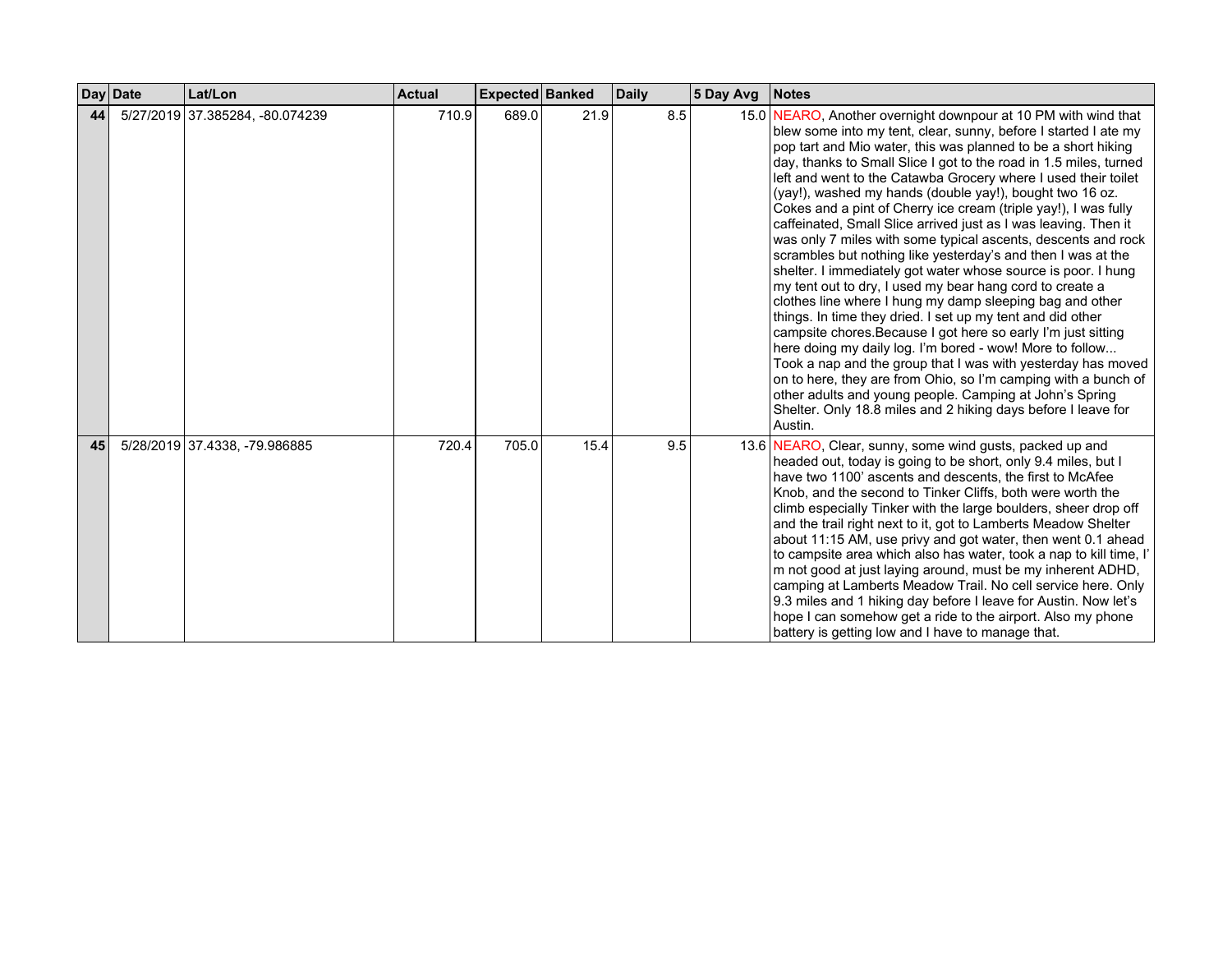| Day | Date | Lat/Lon | Actual | Expected | Banked | Daily | 5 Day Avg | Notes |
|---|---|---|---|---|---|---|---|---|
| 44 | 5/27/2019 | 37.385284, -80.074239 | 710.9 | 689.0 | 21.9 | 8.5 | 15.0 | NEARO, Another overnight downpour at 10 PM with wind that blew some into my tent, clear, sunny, before I started I ate my pop tart and Mio water, this was planned to be a short hiking day, thanks to Small Slice I got to the road in 1.5 miles, turned left and went to the Catawba Grocery where I used their toilet (yay!), washed my hands (double yay!), bought two 16 oz. Cokes and a pint of Cherry ice cream (triple yay!), I was fully caffeinated, Small Slice arrived just as I was leaving. Then it was only 7 miles with some typical ascents, descents and rock scrambles but nothing like yesterday's and then I was at the shelter. I immediately got water whose source is poor. I hung my tent out to dry, I used my bear hang cord to create a clothes line where I hung my damp sleeping bag and other things. In time they dried. I set up my tent and did other campsite chores.Because I got here so early I'm just sitting here doing my daily log. I'm bored - wow! More to follow... Took a nap and the group that I was with yesterday has moved on to here, they are from Ohio, so I'm camping with a bunch of other adults and young people. Camping at John's Spring Shelter. Only 18.8 miles and 2 hiking days before I leave for Austin. |
| 45 | 5/28/2019 | 37.4338, -79.986885 | 720.4 | 705.0 | 15.4 | 9.5 | 13.6 | NEARO, Clear, sunny, some wind gusts, packed up and headed out, today is going to be short, only 9.4 miles, but I have two 1100' ascents and descents, the first to McAfee Knob, and the second to Tinker Cliffs, both were worth the climb especially Tinker with the large boulders, sheer drop off and the trail right next to it, got to Lamberts Meadow Shelter about 11:15 AM, use privy and got water, then went 0.1 ahead to campsite area which also has water, took a nap to kill time, I'm not good at just laying around, must be my inherent ADHD, camping at Lamberts Meadow Trail. No cell service here. Only 9.3 miles and 1 hiking day before I leave for Austin. Now let's hope I can somehow get a ride to the airport. Also my phone battery is getting low and I have to manage that. |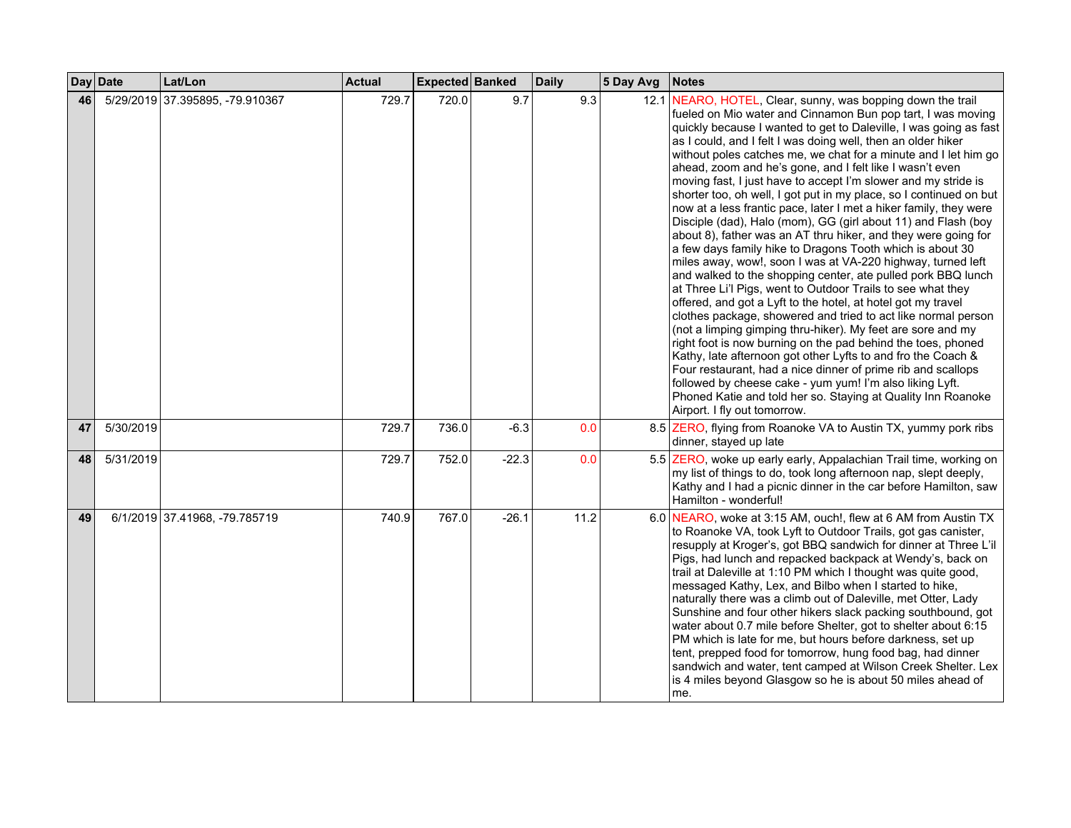| Day | Date | Lat/Lon | Actual | Expected | Banked | Daily | 5 Day Avg | Notes |
|---|---|---|---|---|---|---|---|---|
| 46 | 5/29/2019 | 37.395895, -79.910367 | 729.7 | 720.0 | 9.7 | 9.3 | 12.1 | NEARO, HOTEL, Clear, sunny, was bopping down the trail fueled on Mio water and Cinnamon Bun pop tart, I was moving quickly because I wanted to get to Daleville, I was going as fast as I could, and I felt I was doing well, then an older hiker without poles catches me, we chat for a minute and I let him go ahead, zoom and he's gone, and I felt like I wasn't even moving fast, I just have to accept I'm slower and my stride is shorter too, oh well, I got put in my place, so I continued on but now at a less frantic pace, later I met a hiker family, they were Disciple (dad), Halo (mom), GG (girl about 11) and Flash (boy about 8), father was an AT thru hiker, and they were going for a few days family hike to Dragons Tooth which is about 30 miles away, wow!, soon I was at VA-220 highway, turned left and walked to the shopping center, ate pulled pork BBQ lunch at Three Li'l Pigs, went to Outdoor Trails to see what they offered, and got a Lyft to the hotel, at hotel got my travel clothes package, showered and tried to act like normal person (not a limping gimping thru-hiker). My feet are sore and my right foot is now burning on the pad behind the toes, phoned Kathy, late afternoon got other Lyfts to and fro the Coach & Four restaurant, had a nice dinner of prime rib and scallops followed by cheese cake - yum yum! I'm also liking Lyft. Phoned Katie and told her so. Staying at Quality Inn Roanoke Airport. I fly out tomorrow. |
| 47 | 5/30/2019 | | 729.7 | 736.0 | -6.3 | 0.0 | 8.5 | ZERO, flying from Roanoke VA to Austin TX, yummy pork ribs dinner, stayed up late |
| 48 | 5/31/2019 | | 729.7 | 752.0 | -22.3 | 0.0 | 5.5 | ZERO, woke up early early, Appalachian Trail time, working on my list of things to do, took long afternoon nap, slept deeply, Kathy and I had a picnic dinner in the car before Hamilton, saw Hamilton - wonderful! |
| 49 | 6/1/2019 | 37.41968, -79.785719 | 740.9 | 767.0 | -26.1 | 11.2 | 6.0 | NEARO, woke at 3:15 AM, ouch!, flew at 6 AM from Austin TX to Roanoke VA, took Lyft to Outdoor Trails, got gas canister, resupply at Kroger's, got BBQ sandwich for dinner at Three L'il Pigs, had lunch and repacked backpack at Wendy's, back on trail at Daleville at 1:10 PM which I thought was quite good, messaged Kathy, Lex, and Bilbo when I started to hike, naturally there was a climb out of Daleville, met Otter, Lady Sunshine and four other hikers slack packing southbound, got water about 0.7 mile before Shelter, got to shelter about 6:15 PM which is late for me, but hours before darkness, set up tent, prepped food for tomorrow, hung food bag, had dinner sandwich and water, tent camped at Wilson Creek Shelter. Lex is 4 miles beyond Glasgow so he is about 50 miles ahead of me. |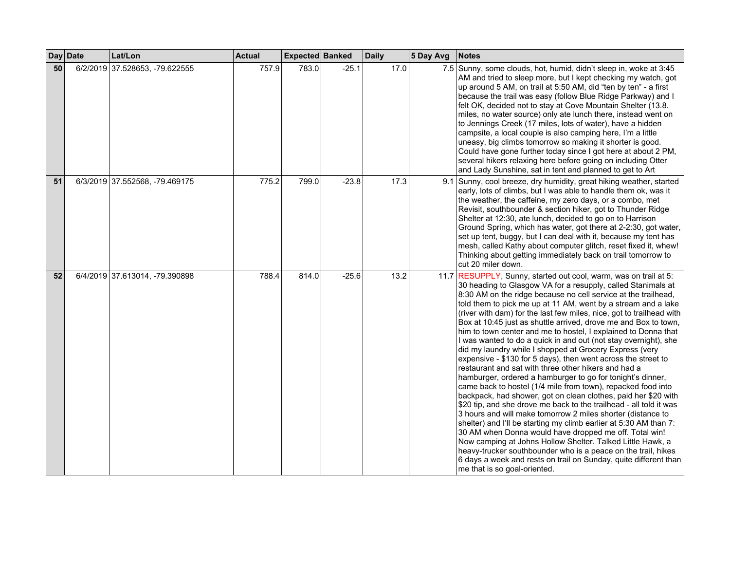| Day | Date | Lat/Lon | Actual | Expected | Banked | Daily | 5 Day Avg | Notes |
|---|---|---|---|---|---|---|---|---|
| 50 | 6/2/2019 | 37.528653, -79.622555 | 757.9 | 783.0 | -25.1 | 17.0 | 7.5 | Sunny, some clouds, hot, humid, didn't sleep in, woke at 3:45 AM and tried to sleep more, but I kept checking my watch, got up around 5 AM, on trail at 5:50 AM, did "ten by ten" - a first because the trail was easy (follow Blue Ridge Parkway) and I felt OK, decided not to stay at Cove Mountain Shelter (13.8. miles, no water source) only ate lunch there, instead went on to Jennings Creek (17 miles, lots of water), have a hidden campsite, a local couple is also camping here, I'm a little uneasy, big climbs tomorrow so making it shorter is good. Could have gone further today since I got here at about 2 PM, several hikers relaxing here before going on including Otter and Lady Sunshine, sat in tent and planned to get to Art |
| 51 | 6/3/2019 | 37.552568, -79.469175 | 775.2 | 799.0 | -23.8 | 17.3 | 9.1 | Sunny, cool breeze, dry humidity, great hiking weather, started early, lots of climbs, but I was able to handle them ok, was it the weather, the caffeine, my zero days, or a combo, met Revisit, southbounder & section hiker, got to Thunder Ridge Shelter at 12:30, ate lunch, decided to go on to Harrison Ground Spring, which has water, got there at 2-2:30, got water, set up tent, buggy, but I can deal with it, because my tent has mesh, called Kathy about computer glitch, reset fixed it, whew! Thinking about getting immediately back on trail tomorrow to cut 20 miler down. |
| 52 | 6/4/2019 | 37.613014, -79.390898 | 788.4 | 814.0 | -25.6 | 13.2 | 11.7 | RESUPPLY, Sunny, started out cool, warm, was on trail at 5: 30 heading to Glasgow VA for a resupply, called Stanimals at 8:30 AM on the ridge because no cell service at the trailhead, told them to pick me up at 11 AM, went by a stream and a lake (river with dam) for the last few miles, nice, got to trailhead with Box at 10:45 just as shuttle arrived, drove me and Box to town, him to town center and me to hostel, I explained to Donna that I was wanted to do a quick in and out (not stay overnight), she did my laundry while I shopped at Grocery Express (very expensive - $130 for 5 days), then went across the street to restaurant and sat with three other hikers and had a hamburger, ordered a hamburger to go for tonight's dinner, came back to hostel (1/4 mile from town), repacked food into backpack, had shower, got on clean clothes, paid her $20 with $20 tip, and she drove me back to the trailhead - all told it was 3 hours and will make tomorrow 2 miles shorter (distance to shelter) and I'll be starting my climb earlier at 5:30 AM than 7: 30 AM when Donna would have dropped me off. Total win! Now camping at Johns Hollow Shelter. Talked Little Hawk, a heavy-trucker southbounder who is a peace on the trail, hikes 6 days a week and rests on trail on Sunday, quite different than me that is so goal-oriented. |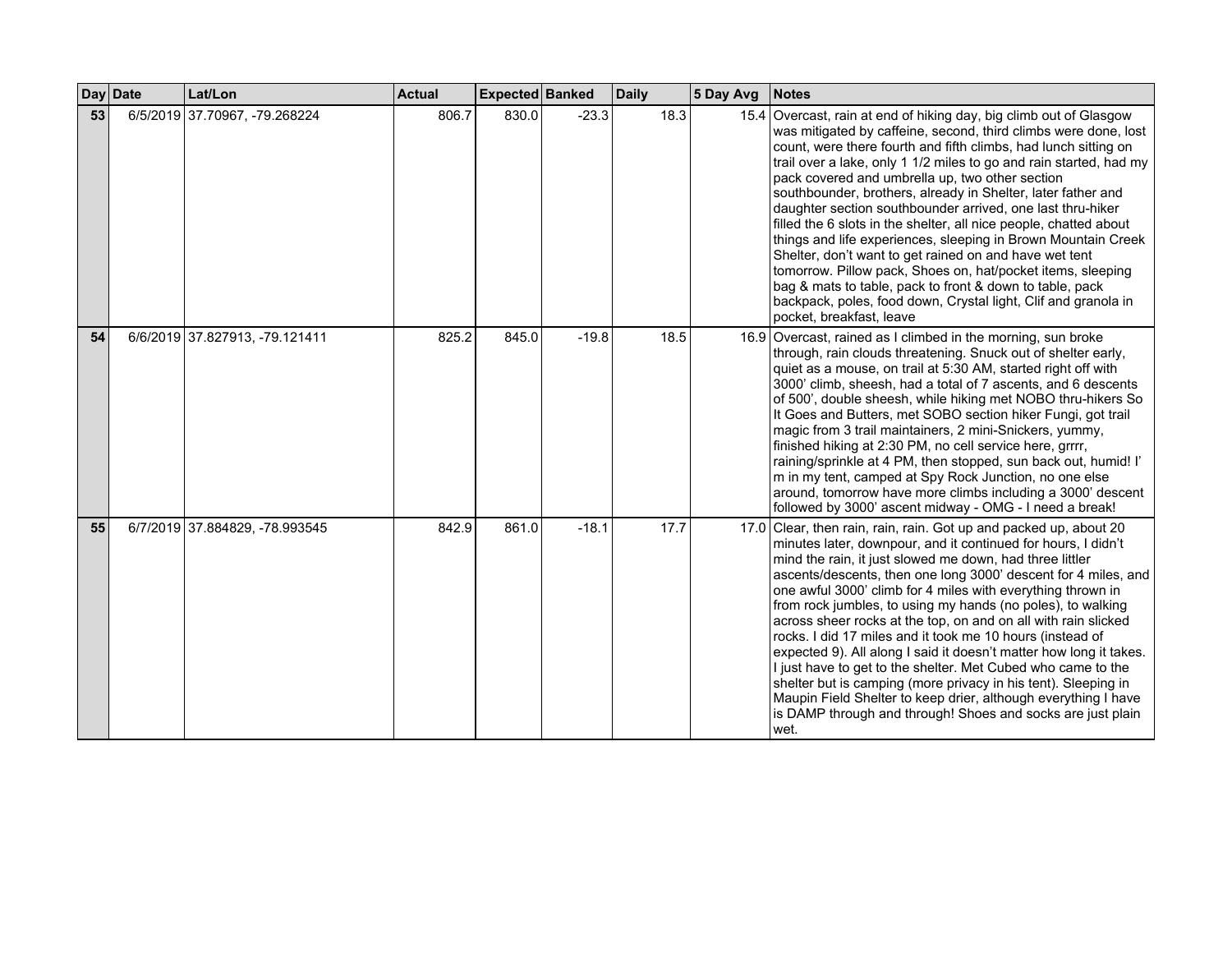| Day | Date | Lat/Lon | Actual | Expected | Banked | Daily | 5 Day Avg | Notes |
|---|---|---|---|---|---|---|---|---|
| 53 | 6/5/2019 | 37.70967, -79.268224 | 806.7 | 830.0 | -23.3 | 18.3 | 15.4 | Overcast, rain at end of hiking day, big climb out of Glasgow was mitigated by caffeine, second, third climbs were done, lost count, were there fourth and fifth climbs, had lunch sitting on trail over a lake, only 1 1/2 miles to go and rain started, had my pack covered and umbrella up, two other section southbounder, brothers, already in Shelter, later father and daughter section southbounder arrived, one last thru-hiker filled the 6 slots in the shelter, all nice people, chatted about things and life experiences, sleeping in Brown Mountain Creek Shelter, don't want to get rained on and have wet tent tomorrow. Pillow pack, Shoes on, hat/pocket items, sleeping bag & mats to table, pack to front & down to table, pack backpack, poles, food down, Crystal light, Clif and granola in pocket, breakfast, leave |
| 54 | 6/6/2019 | 37.827913, -79.121411 | 825.2 | 845.0 | -19.8 | 18.5 | 16.9 | Overcast, rained as I climbed in the morning, sun broke through, rain clouds threatening. Snuck out of shelter early, quiet as a mouse, on trail at 5:30 AM, started right off with 3000' climb, sheesh, had a total of 7 ascents, and 6 descents of 500', double sheesh, while hiking met NOBO thru-hikers So It Goes and Butters, met SOBO section hiker Fungi, got trail magic from 3 trail maintainers, 2 mini-Snickers, yummy, finished hiking at 2:30 PM, no cell service here, grrrr, raining/sprinkle at 4 PM, then stopped, sun back out, humid! I'm in my tent, camped at Spy Rock Junction, no one else around, tomorrow have more climbs including a 3000' descent followed by 3000' ascent midway - OMG - I need a break! |
| 55 | 6/7/2019 | 37.884829, -78.993545 | 842.9 | 861.0 | -18.1 | 17.7 | 17.0 | Clear, then rain, rain, rain. Got up and packed up, about 20 minutes later, downpour, and it continued for hours, I didn't mind the rain, it just slowed me down, had three littler ascents/descents, then one long 3000' descent for 4 miles, and one awful 3000' climb for 4 miles with everything thrown in from rock jumbles, to using my hands (no poles), to walking across sheer rocks at the top, on and on all with rain slicked rocks. I did 17 miles and it took me 10 hours (instead of expected 9). All along I said it doesn't matter how long it takes. I just have to get to the shelter. Met Cubed who came to the shelter but is camping (more privacy in his tent). Sleeping in Maupin Field Shelter to keep drier, although everything I have is DAMP through and through! Shoes and socks are just plain wet. |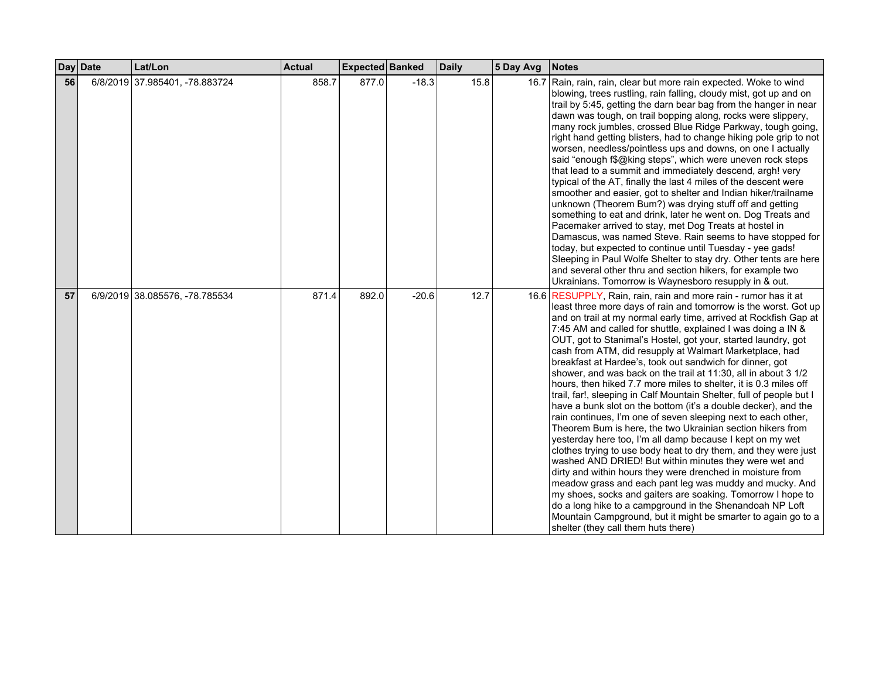| Day | Date | Lat/Lon | Actual | Expected | Banked | Daily | 5 Day Avg | Notes |
|---|---|---|---|---|---|---|---|---|
| 56 | 6/8/2019 | 37.985401, -78.883724 | 858.7 | 877.0 | -18.3 | 15.8 | 16.7 | Rain, rain, rain, clear but more rain expected. Woke to wind blowing, trees rustling, rain falling, cloudy mist, got up and on trail by 5:45, getting the darn bear bag from the hanger in near dawn was tough, on trail bopping along, rocks were slippery, many rock jumbles, crossed Blue Ridge Parkway, tough going, right hand getting blisters, had to change hiking pole grip to not worsen, needless/pointless ups and downs, on one I actually said "enough f$@king steps", which were uneven rock steps that lead to a summit and immediately descend, argh! very typical of the AT, finally the last 4 miles of the descent were smoother and easier, got to shelter and Indian hiker/trailname unknown (Theorem Bum?) was drying stuff off and getting something to eat and drink, later he went on. Dog Treats and Pacemaker arrived to stay, met Dog Treats at hostel in Damascus, was named Steve. Rain seems to have stopped for today, but expected to continue until Tuesday - yee gads! Sleeping in Paul Wolfe Shelter to stay dry. Other tents are here and several other thru and section hikers, for example two Ukrainians. Tomorrow is Waynesboro resupply in & out. |
| 57 | 6/9/2019 | 38.085576, -78.785534 | 871.4 | 892.0 | -20.6 | 12.7 | 16.6 | RESUPPLY, Rain, rain, rain and more rain - rumor has it at least three more days of rain and tomorrow is the worst. Got up and on trail at my normal early time, arrived at Rockfish Gap at 7:45 AM and called for shuttle, explained I was doing a IN & OUT, got to Stanimal's Hostel, got your, started laundry, got cash from ATM, did resupply at Walmart Marketplace, had breakfast at Hardee's, took out sandwich for dinner, got shower, and was back on the trail at 11:30, all in about 3 1/2 hours, then hiked 7.7 more miles to shelter, it is 0.3 miles off trail, far!, sleeping in Calf Mountain Shelter, full of people but I have a bunk slot on the bottom (it's a double decker), and the rain continues, I'm one of seven sleeping next to each other, Theorem Bum is here, the two Ukrainian section hikers from yesterday here too, I'm all damp because I kept on my wet clothes trying to use body heat to dry them, and they were just washed AND DRIED! But within minutes they were wet and dirty and within hours they were drenched in moisture from meadow grass and each pant leg was muddy and mucky. And my shoes, socks and gaiters are soaking. Tomorrow I hope to do a long hike to a campground in the Shenandoah NP Loft Mountain Campground, but it might be smarter to again go to a shelter (they call them huts there) |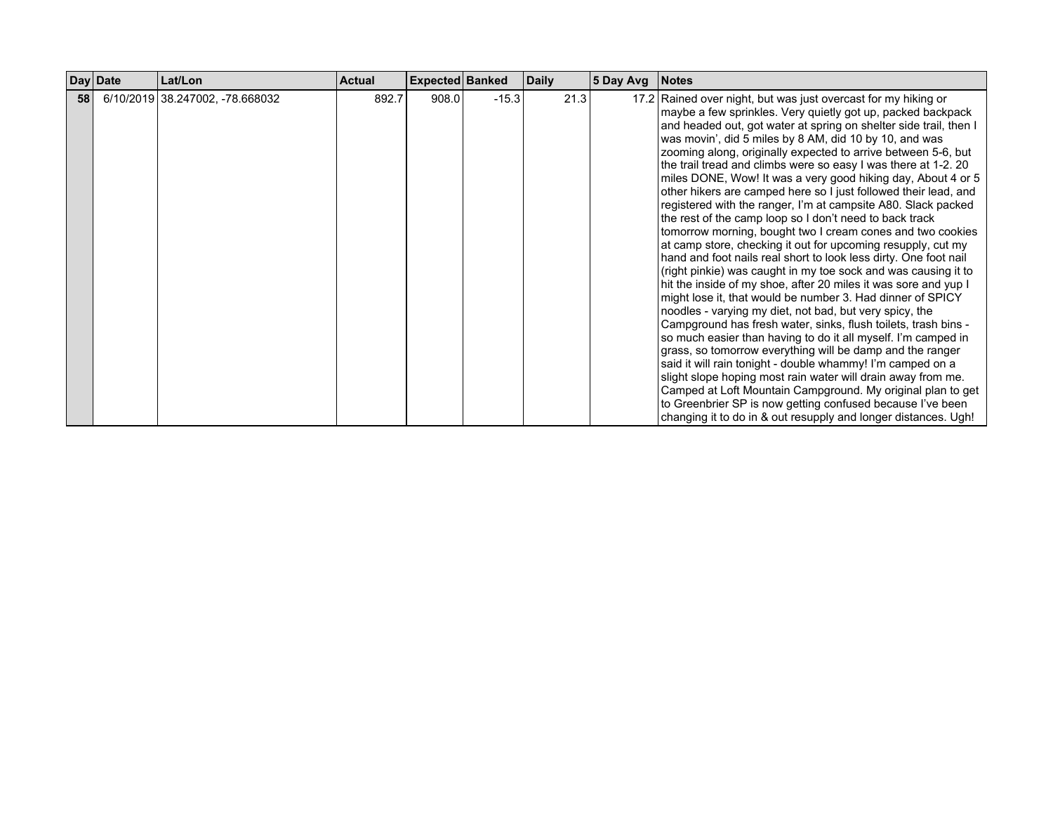| Day | Date | Lat/Lon | Actual | Expected | Banked | Daily | 5 Day Avg | Notes |
|---|---|---|---|---|---|---|---|---|
| 58 | 6/10/2019 | 38.247002, -78.668032 | 892.7 | 908.0 | -15.3 | 21.3 | 17.2 | Rained over night, but was just overcast for my hiking or maybe a few sprinkles. Very quietly got up, packed backpack and headed out, got water at spring on shelter side trail, then I was movin', did 5 miles by 8 AM, did 10 by 10, and was zooming along, originally expected to arrive between 5-6, but the trail tread and climbs were so easy I was there at 1-2. 20 miles DONE, Wow! It was a very good hiking day, About 4 or 5 other hikers are camped here so I just followed their lead, and registered with the ranger, I'm at campsite A80. Slack packed the rest of the camp loop so I don't need to back track tomorrow morning, bought two I cream cones and two cookies at camp store, checking it out for upcoming resupply, cut my hand and foot nails real short to look less dirty. One foot nail (right pinkie) was caught in my toe sock and was causing it to hit the inside of my shoe, after 20 miles it was sore and yup I might lose it, that would be number 3. Had dinner of SPICY noodles - varying my diet, not bad, but very spicy, the Campground has fresh water, sinks, flush toilets, trash bins - so much easier than having to do it all myself. I'm camped in grass, so tomorrow everything will be damp and the ranger said it will rain tonight - double whammy! I'm camped on a slight slope hoping most rain water will drain away from me. Camped at Loft Mountain Campground. My original plan to get to Greenbrier SP is now getting confused because I've been changing it to do in & out resupply and longer distances. Ugh! |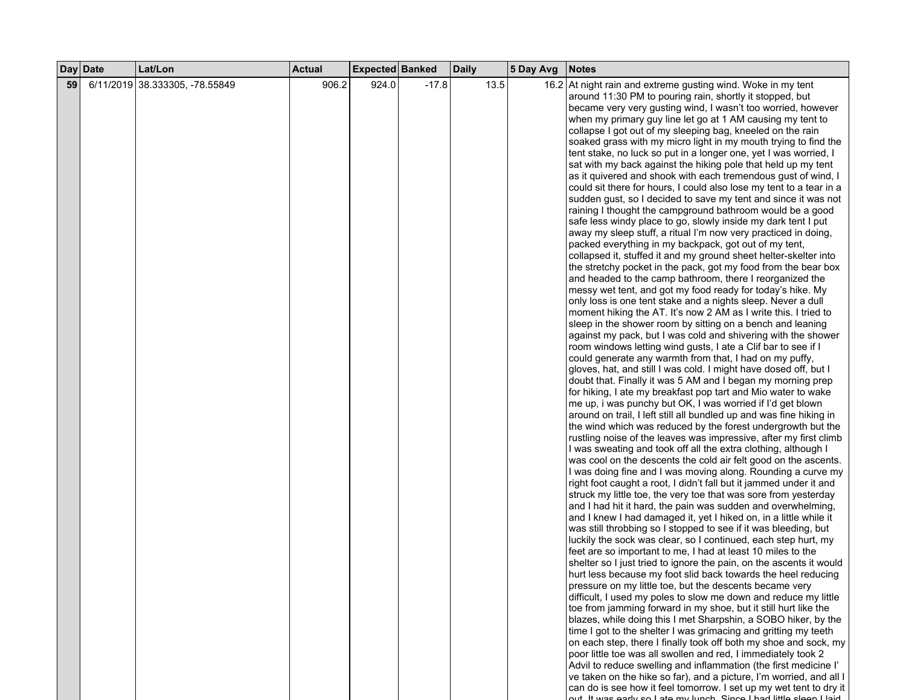| Day | Date | Lat/Lon | Actual | Expected | Banked | Daily | 5 Day Avg | Notes |
|---|---|---|---|---|---|---|---|---|
| **59** | 6/11/2019 | 38.333305, -78.55849 | 906.2 | 924.0 | -17.8 | 13.5 | 16.2 | At night rain and extreme gusting wind. Woke in my tent around 11:30 PM to pouring rain, shortly it stopped, but became very very gusting wind, I wasn't too worried, however when my primary guy line let go at 1 AM causing my tent to collapse I got out of my sleeping bag, kneeled on the rain soaked grass with my micro light in my mouth trying to find the tent stake, no luck so put in a longer one, yet I was worried, I sat with my back against the hiking pole that held up my tent as it quivered and shook with each tremendous gust of wind, I could sit there for hours, I could also lose my tent to a tear in a sudden gust, so I decided to save my tent and since it was not raining I thought the campground bathroom would be a good safe less windy place to go, slowly inside my dark tent I put away my sleep stuff, a ritual I'm now very practiced in doing, packed everything in my backpack, got out of my tent, collapsed it, stuffed it and my ground sheet helter-skelter into the stretchy pocket in the pack, got my food from the bear box and headed to the camp bathroom, there I reorganized the messy wet tent, and got my food ready for today's hike. My only loss is one tent stake and a nights sleep. Never a dull moment hiking the AT. It's now 2 AM as I write this. I tried to sleep in the shower room by sitting on a bench and leaning against my pack, but I was cold and shivering with the shower room windows letting wind gusts, I ate a Clif bar to see if I could generate any warmth from that, I had on my puffy, gloves, hat, and still I was cold. I might have dosed off, but I doubt that. Finally it was 5 AM and I began my morning prep for hiking, I ate my breakfast pop tart and Mio water to wake me up, i was punchy but OK, I was worried if I'd get blown around on trail, I left still all bundled up and was fine hiking in the wind which was reduced by the forest undergrowth but the rustling noise of the leaves was impressive, after my first climb I was sweating and took off all the extra clothing, although I was cool on the descents the cold air felt good on the ascents. I was doing fine and I was moving along. Rounding a curve my right foot caught a root, I didn't fall but it jammed under it and struck my little toe, the very toe that was sore from yesterday and I had hit it hard, the pain was sudden and overwhelming, and I knew I had damaged it, yet I hiked on, in a little while it was still throbbing so I stopped to see if it was bleeding, but luckily the sock was clear, so I continued, each step hurt, my feet are so important to me, I had at least 10 miles to the shelter so I just tried to ignore the pain, on the ascents it would hurt less because my foot slid back towards the heel reducing pressure on my little toe, but the descents became very difficult, I used my poles to slow me down and reduce my little toe from jamming forward in my shoe, but it still hurt like the blazes, while doing this I met Sharpshin, a SOBO hiker, by the time I got to the shelter I was grimacing and gritting my teeth on each step, there I finally took off both my shoe and sock, my poor little toe was all swollen and red, I immediately took 2 Advil to reduce swelling and inflammation (the first medicine I' ve taken on the hike so far), and a picture, I'm worried, and all I can do is see how it feel tomorrow. I set up my wet tent to dry it |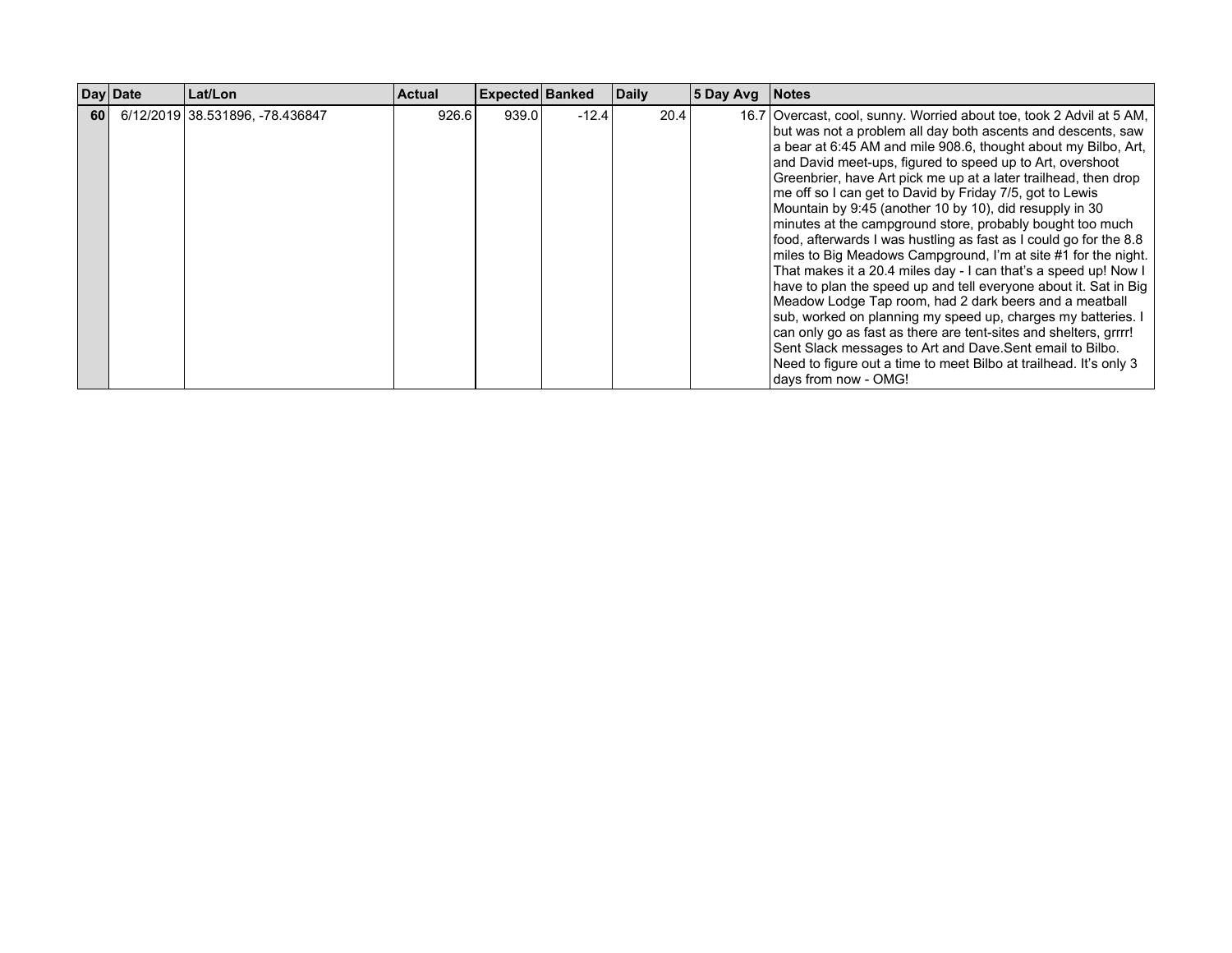| Day | Date | Lat/Lon | Actual | Expected | Banked | Daily | 5 Day Avg | Notes |
|---|---|---|---|---|---|---|---|---|
| **60** | 6/12/2019 | 38.531896, -78.436847 | 926.6 | 939.0 | -12.4 | 20.4 | 16.7 | Overcast, cool, sunny. Worried about toe, took 2 Advil at 5 AM, but was not a problem all day both ascents and descents, saw a bear at 6:45 AM and mile 908.6, thought about my Bilbo, Art, and David meet-ups, figured to speed up to Art, overshoot Greenbrier, have Art pick me up at a later trailhead, then drop me off so I can get to David by Friday 7/5, got to Lewis Mountain by 9:45 (another 10 by 10), did resupply in 30 minutes at the campground store, probably bought too much food, afterwards I was hustling as fast as I could go for the 8.8 miles to Big Meadows Campground, I'm at site #1 for the night. That makes it a 20.4 miles day - I can that's a speed up! Now I have to plan the speed up and tell everyone about it. Sat in Big Meadow Lodge Tap room, had 2 dark beers and a meatball sub, worked on planning my speed up, charges my batteries. I can only go as fast as there are tent-sites and shelters, grrrr! Sent Slack messages to Art and Dave.Sent email to Bilbo. Need to figure out a time to meet Bilbo at trailhead. It's only 3 days from now - OMG! |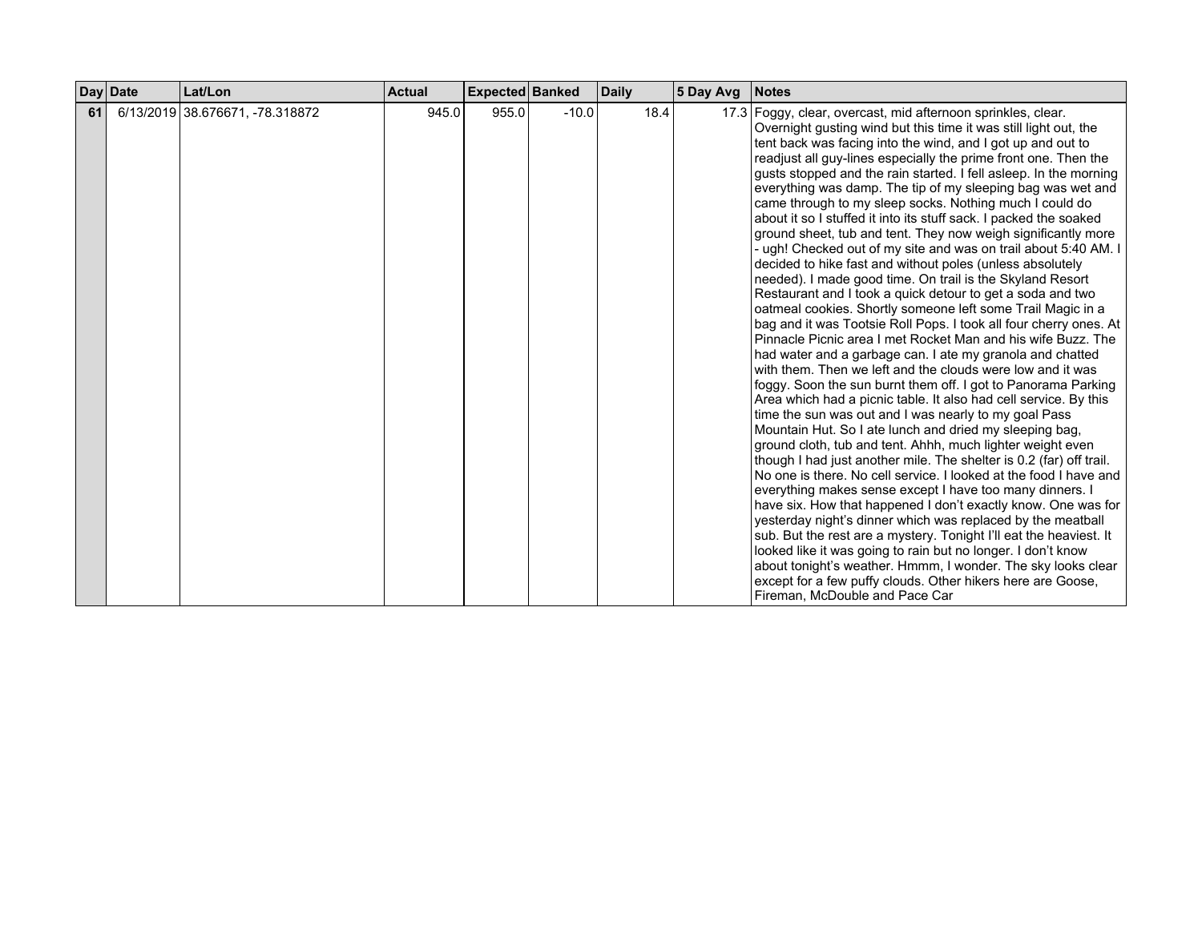| Day | Date | Lat/Lon | Actual | Expected | Banked | Daily | 5 Day Avg | Notes |
|---|---|---|---|---|---|---|---|---|
| **61** | 6/13/2019 | 38.676671, -78.318872 | 945.0 | 955.0 | -10.0 | 18.4 | 17.3 | Foggy, clear, overcast, mid afternoon sprinkles, clear. Overnight gusting wind but this time it was still light out, the tent back was facing into the wind, and I got up and out to readjust all guy-lines especially the prime front one. Then the gusts stopped and the rain started. I fell asleep. In the morning everything was damp. The tip of my sleeping bag was wet and came through to my sleep socks. Nothing much I could do about it so I stuffed it into its stuff sack. I packed the soaked ground sheet, tub and tent. They now weigh significantly more - ugh! Checked out of my site and was on trail about 5:40 AM. I decided to hike fast and without poles (unless absolutely needed). I made good time. On trail is the Skyland Resort Restaurant and I took a quick detour to get a soda and two oatmeal cookies. Shortly someone left some Trail Magic in a bag and it was Tootsie Roll Pops. I took all four cherry ones. At Pinnacle Picnic area I met Rocket Man and his wife Buzz. The had water and a garbage can. I ate my granola and chatted with them. Then we left and the clouds were low and it was foggy. Soon the sun burnt them off. I got to Panorama Parking Area which had a picnic table. It also had cell service. By this time the sun was out and I was nearly to my goal Pass Mountain Hut. So I ate lunch and dried my sleeping bag, ground cloth, tub and tent. Ahhh, much lighter weight even though I had just another mile. The shelter is 0.2 (far) off trail. No one is there. No cell service. I looked at the food I have and everything makes sense except I have too many dinners. I have six. How that happened I don't exactly know. One was for yesterday night's dinner which was replaced by the meatball sub. But the rest are a mystery. Tonight I'll eat the heaviest. It looked like it was going to rain but no longer. I don't know about tonight's weather. Hmmm, I wonder. The sky looks clear except for a few puffy clouds. Other hikers here are Goose, Fireman, McDouble and Pace Car |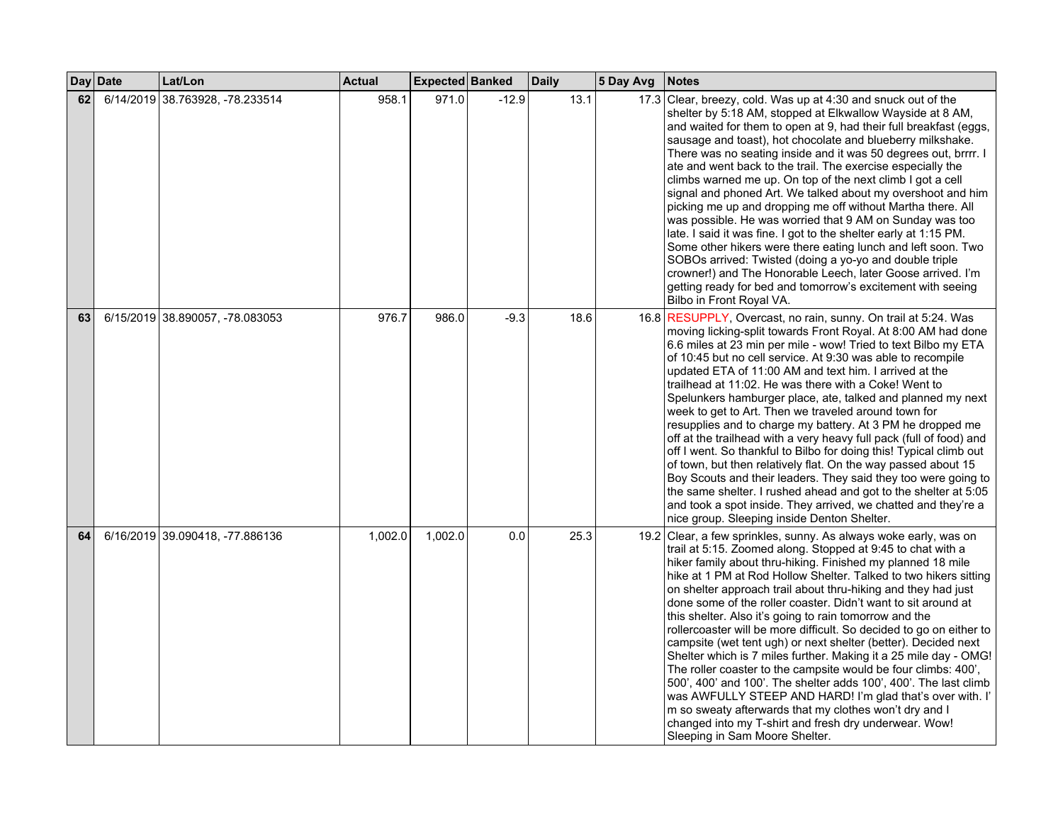| Day | Date | Lat/Lon | Actual | Expected | Banked | Daily | 5 Day Avg | Notes |
|---|---|---|---|---|---|---|---|---|
| 62 | 6/14/2019 | 38.763928, -78.233514 | 958.1 | 971.0 | -12.9 | 13.1 | 17.3 | Clear, breezy, cold. Was up at 4:30 and snuck out of the shelter by 5:18 AM, stopped at Elkwallow Wayside at 8 AM, and waited for them to open at 9, had their full breakfast (eggs, sausage and toast), hot chocolate and blueberry milkshake. There was no seating inside and it was 50 degrees out, brrrr. I ate and went back to the trail. The exercise especially the climbs warned me up. On top of the next climb I got a cell signal and phoned Art. We talked about my overshoot and him picking me up and dropping me off without Martha there. All was possible. He was worried that 9 AM on Sunday was too late. I said it was fine. I got to the shelter early at 1:15 PM. Some other hikers were there eating lunch and left soon. Two SOBOs arrived: Twisted (doing a yo-yo and double triple crowner!) and The Honorable Leech, later Goose arrived. I'm getting ready for bed and tomorrow's excitement with seeing Bilbo in Front Royal VA. |
| 63 | 6/15/2019 | 38.890057, -78.083053 | 976.7 | 986.0 | -9.3 | 18.6 | 16.8 | RESUPPLY, Overcast, no rain, sunny. On trail at 5:24. Was moving licking-split towards Front Royal. At 8:00 AM had done 6.6 miles at 23 min per mile - wow! Tried to text Bilbo my ETA of 10:45 but no cell service. At 9:30 was able to recompile updated ETA of 11:00 AM and text him. I arrived at the trailhead at 11:02. He was there with a Coke! Went to Spelunkers hamburger place, ate, talked and planned my next week to get to Art. Then we traveled around town for resupplies and to charge my battery. At 3 PM he dropped me off at the trailhead with a very heavy full pack (full of food) and off I went. So thankful to Bilbo for doing this! Typical climb out of town, but then relatively flat. On the way passed about 15 Boy Scouts and their leaders. They said they too were going to the same shelter. I rushed ahead and got to the shelter at 5:05 and took a spot inside. They arrived, we chatted and they're a nice group. Sleeping inside Denton Shelter. |
| 64 | 6/16/2019 | 39.090418, -77.886136 | 1,002.0 | 1,002.0 | 0.0 | 25.3 | 19.2 | Clear, a few sprinkles, sunny. As always woke early, was on trail at 5:15. Zoomed along. Stopped at 9:45 to chat with a hiker family about thru-hiking. Finished my planned 18 mile hike at 1 PM at Rod Hollow Shelter. Talked to two hikers sitting on shelter approach trail about thru-hiking and they had just done some of the roller coaster. Didn't want to sit around at this shelter. Also it's going to rain tomorrow and the rollercoaster will be more difficult. So decided to go on either to campsite (wet tent ugh) or next shelter (better). Decided next Shelter which is 7 miles further. Making it a 25 mile day - OMG! The roller coaster to the campsite would be four climbs: 400', 500', 400' and 100'. The shelter adds 100', 400'. The last climb was AWFULLY STEEP AND HARD! I'm glad that's over with. I' m so sweaty afterwards that my clothes won't dry and I changed into my T-shirt and fresh dry underwear. Wow! Sleeping in Sam Moore Shelter. |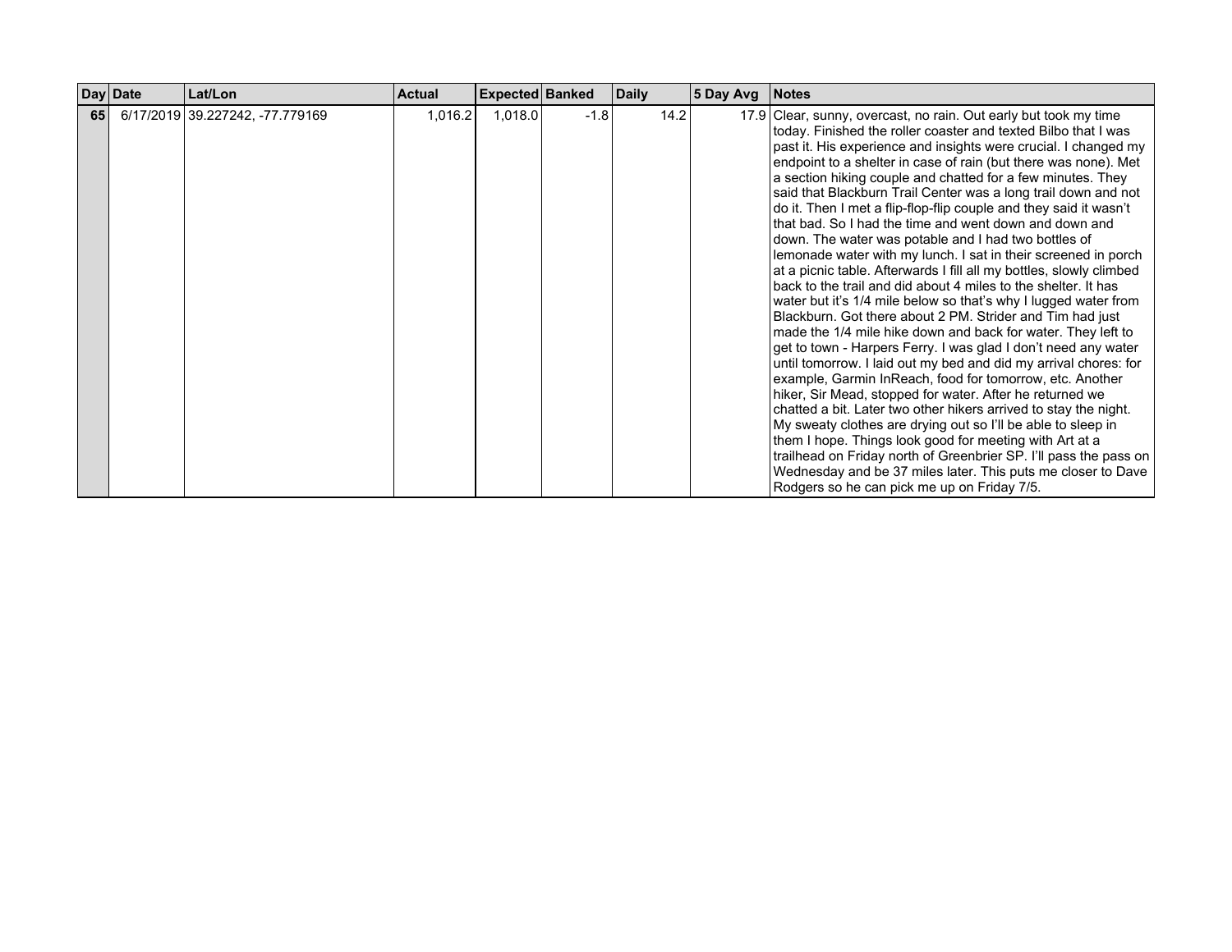| Day | Date | Lat/Lon | Actual | Expected | Banked | Daily | 5 Day Avg | Notes |
|---|---|---|---|---|---|---|---|---|
| **65** | 6/17/2019 | 39.227242, -77.779169 | 1,016.2 | 1,018.0 | -1.8 | 14.2 | 17.9 | Clear, sunny, overcast, no rain. Out early but took my time today. Finished the roller coaster and texted Bilbo that I was past it. His experience and insights were crucial. I changed my endpoint to a shelter in case of rain (but there was none). Met a section hiking couple and chatted for a few minutes. They said that Blackburn Trail Center was a long trail down and not do it. Then I met a flip-flop-flip couple and they said it wasn't that bad. So I had the time and went down and down and down. The water was potable and I had two bottles of lemonade water with my lunch. I sat in their screened in porch at a picnic table. Afterwards I fill all my bottles, slowly climbed back to the trail and did about 4 miles to the shelter. It has water but it's 1/4 mile below so that's why I lugged water from Blackburn. Got there about 2 PM. Strider and Tim had just made the 1/4 mile hike down and back for water. They left to get to town - Harpers Ferry. I was glad I don't need any water until tomorrow. I laid out my bed and did my arrival chores: for example, Garmin InReach, food for tomorrow, etc. Another hiker, Sir Mead, stopped for water. After he returned we chatted a bit. Later two other hikers arrived to stay the night. My sweaty clothes are drying out so I'll be able to sleep in them I hope. Things look good for meeting with Art at a trailhead on Friday north of Greenbrier SP. I'll pass the pass on Wednesday and be 37 miles later. This puts me closer to Dave Rodgers so he can pick me up on Friday 7/5. |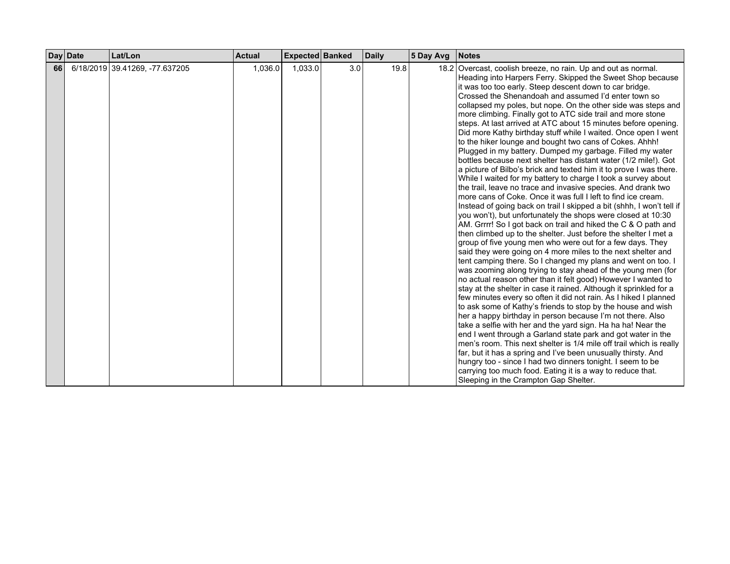| Day | Date | Lat/Lon | Actual | Expected | Banked | Daily | 5 Day Avg | Notes |
|---|---|---|---|---|---|---|---|---|
| **66** | 6/18/2019 | 39.41269, -77.637205 | 1,036.0 | 1,033.0 | 3.0 | 19.8 | 18.2 | Overcast, coolish breeze, no rain. Up and out as normal. Heading into Harpers Ferry. Skipped the Sweet Shop because it was too too early. Steep descent down to car bridge. Crossed the Shenandoah and assumed I'd enter town so collapsed my poles, but nope. On the other side was steps and more climbing. Finally got to ATC side trail and more stone steps. At last arrived at ATC about 15 minutes before opening. Did more Kathy birthday stuff while I waited. Once open I went to the hiker lounge and bought two cans of Cokes. Ahhh! Plugged in my battery. Dumped my garbage. Filled my water bottles because next shelter has distant water (1/2 mile!). Got a picture of Bilbo's brick and texted him it to prove I was there. While I waited for my battery to charge I took a survey about the trail, leave no trace and invasive species. And drank two more cans of Coke. Once it was full I left to find ice cream. Instead of going back on trail I skipped a bit (shhh, I won't tell if you won't), but unfortunately the shops were closed at 10:30 AM. Grrrr! So I got back on trail and hiked the C & O path and then climbed up to the shelter. Just before the shelter I met a group of five young men who were out for a few days. They said they were going on 4 more miles to the next shelter and tent camping there. So I changed my plans and went on too. I was zooming along trying to stay ahead of the young men (for no actual reason other than it felt good) However I wanted to stay at the shelter in case it rained. Although it sprinkled for a few minutes every so often it did not rain. As I hiked I planned to ask some of Kathy's friends to stop by the house and wish her a happy birthday in person because I'm not there. Also take a selfie with her and the yard sign. Ha ha ha! Near the end I went through a Garland state park and got water in the men's room. This next shelter is 1/4 mile off trail which is really far, but it has a spring and I've been unusually thirsty. And hungry too - since I had two dinners tonight. I seem to be carrying too much food. Eating it is a way to reduce that. Sleeping in the Crampton Gap Shelter. |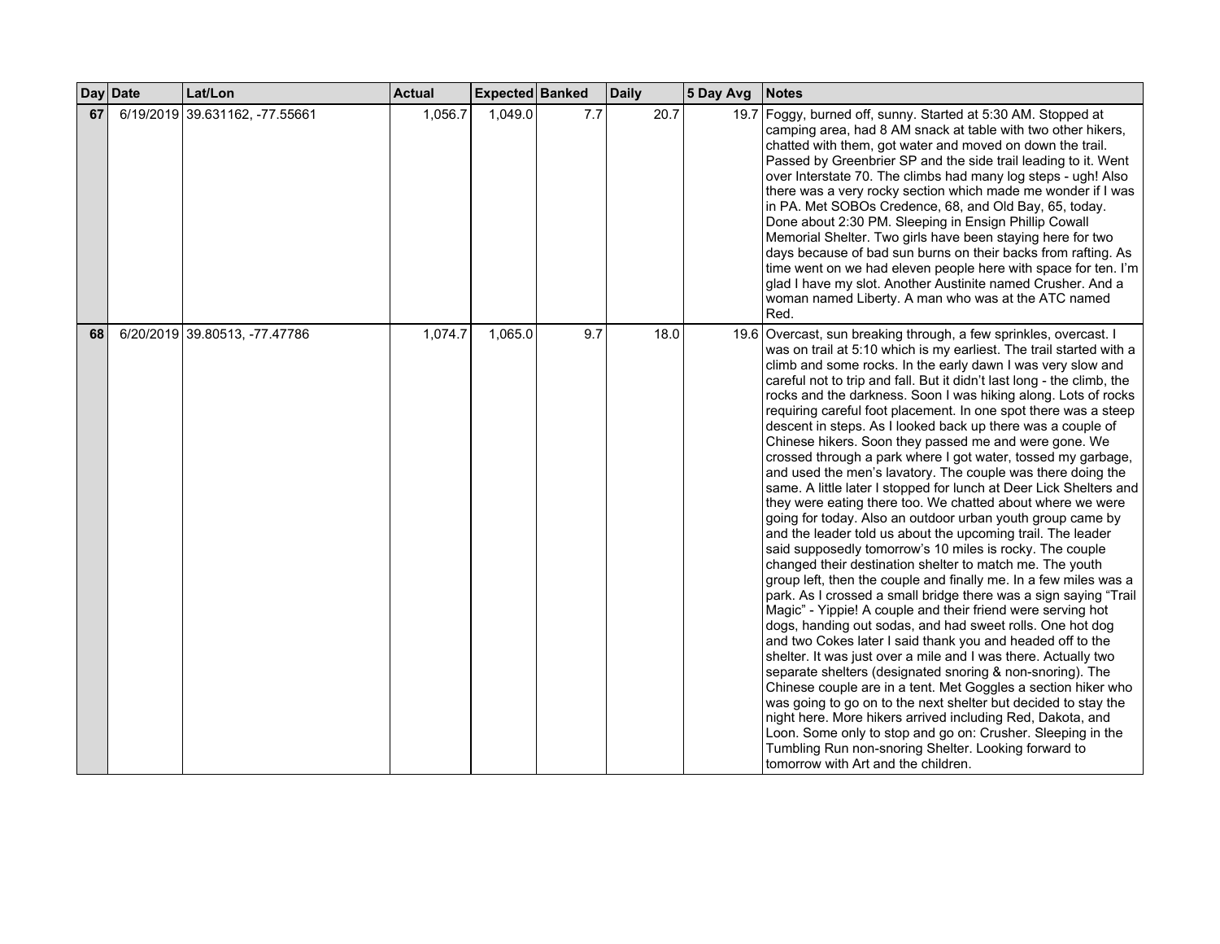| Day | Date | Lat/Lon | Actual | Expected | Banked | Daily | 5 Day Avg | Notes |
|---|---|---|---|---|---|---|---|---|
| 67 | 6/19/2019 | 39.631162, -77.55661 | 1,056.7 | 1,049.0 | 7.7 | 20.7 | 19.7 | Foggy, burned off, sunny. Started at 5:30 AM. Stopped at camping area, had 8 AM snack at table with two other hikers, chatted with them, got water and moved on down the trail. Passed by Greenbrier SP and the side trail leading to it. Went over Interstate 70. The climbs had many log steps - ugh! Also there was a very rocky section which made me wonder if I was in PA. Met SOBOs Credence, 68, and Old Bay, 65, today. Done about 2:30 PM. Sleeping in Ensign Phillip Cowall Memorial Shelter. Two girls have been staying here for two days because of bad sun burns on their backs from rafting. As time went on we had eleven people here with space for ten. I'm glad I have my slot. Another Austinite named Crusher. And a woman named Liberty. A man who was at the ATC named Red. |
| 68 | 6/20/2019 | 39.80513, -77.47786 | 1,074.7 | 1,065.0 | 9.7 | 18.0 | 19.6 | Overcast, sun breaking through, a few sprinkles, overcast. I was on trail at 5:10 which is my earliest. The trail started with a climb and some rocks. In the early dawn I was very slow and careful not to trip and fall. But it didn't last long - the climb, the rocks and the darkness. Soon I was hiking along. Lots of rocks requiring careful foot placement. In one spot there was a steep descent in steps. As I looked back up there was a couple of Chinese hikers. Soon they passed me and were gone. We crossed through a park where I got water, tossed my garbage, and used the men's lavatory. The couple was there doing the same. A little later I stopped for lunch at Deer Lick Shelters and they were eating there too. We chatted about where we were going for today. Also an outdoor urban youth group came by and the leader told us about the upcoming trail. The leader said supposedly tomorrow's 10 miles is rocky. The couple changed their destination shelter to match me. The youth group left, then the couple and finally me. In a few miles was a park. As I crossed a small bridge there was a sign saying "Trail Magic" - Yippie! A couple and their friend were serving hot dogs, handing out sodas, and had sweet rolls. One hot dog and two Cokes later I said thank you and headed off to the shelter. It was just over a mile and I was there. Actually two separate shelters (designated snoring & non-snoring). The Chinese couple are in a tent. Met Goggles a section hiker who was going to go on to the next shelter but decided to stay the night here. More hikers arrived including Red, Dakota, and Loon. Some only to stop and go on: Crusher. Sleeping in the Tumbling Run non-snoring Shelter. Looking forward to tomorrow with Art and the children. |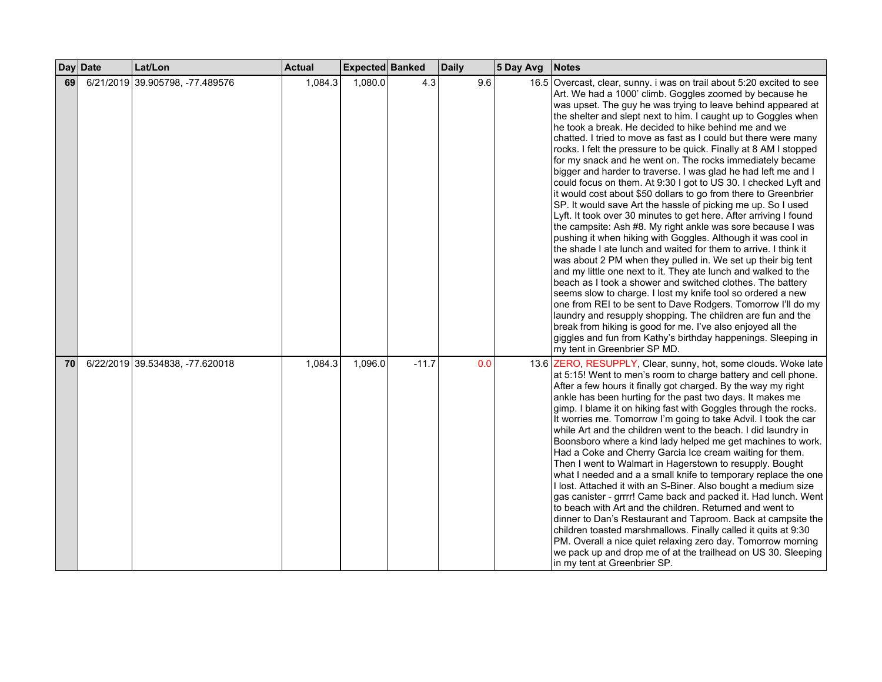| Day | Date | Lat/Lon | Actual | Expected | Banked | Daily | 5 Day Avg | Notes |
|---|---|---|---|---|---|---|---|---|
| **69** | 6/21/2019 | 39.905798, -77.489576 | 1,084.3 | 1,080.0 | 4.3 | 9.6 | 16.5 | Overcast, clear, sunny. i was on trail about 5:20 excited to see Art. We had a 1000' climb. Goggles zoomed by because he was upset. The guy he was trying to leave behind appeared at the shelter and slept next to him. I caught up to Goggles when he took a break. He decided to hike behind me and we chatted. I tried to move as fast as I could but there were many rocks. I felt the pressure to be quick. Finally at 8 AM I stopped for my snack and he went on. The rocks immediately became bigger and harder to traverse. I was glad he had left me and I could focus on them. At 9:30 I got to US 30. I checked Lyft and it would cost about $50 dollars to go from there to Greenbrier SP. It would save Art the hassle of picking me up. So I used Lyft. It took over 30 minutes to get here. After arriving I found the campsite: Ash #8. My right ankle was sore because I was pushing it when hiking with Goggles. Although it was cool in the shade I ate lunch and waited for them to arrive. I think it was about 2 PM when they pulled in. We set up their big tent and my little one next to it. They ate lunch and walked to the beach as I took a shower and switched clothes. The battery seems slow to charge. I lost my knife tool so ordered a new one from REI to be sent to Dave Rodgers. Tomorrow I'll do my laundry and resupply shopping. The children are fun and the break from hiking is good for me. I've also enjoyed all the giggles and fun from Kathy's birthday happenings. Sleeping in my tent in Greenbrier SP MD. |
| **70** | 6/22/2019 | 39.534838, -77.620018 | 1,084.3 | 1,096.0 | -11.7 | 0.0 | 13.6 | ZERO, RESUPPLY, Clear, sunny, hot, some clouds. Woke late at 5:15! Went to men's room to charge battery and cell phone. After a few hours it finally got charged. By the way my right ankle has been hurting for the past two days. It makes me gimp. I blame it on hiking fast with Goggles through the rocks. It worries me. Tomorrow I'm going to take Advil. I took the car while Art and the children went to the beach. I did laundry in Boonsboro where a kind lady helped me get machines to work. Had a Coke and Cherry Garcia Ice cream waiting for them. Then I went to Walmart in Hagerstown to resupply. Bought what I needed and a a small knife to temporary replace the one I lost. Attached it with an S-Biner. Also bought a medium size gas canister - grrrr! Came back and packed it. Had lunch. Went to beach with Art and the children. Returned and went to dinner to Dan's Restaurant and Taproom. Back at campsite the children toasted marshmallows. Finally called it quits at 9:30 PM. Overall a nice quiet relaxing zero day. Tomorrow morning we pack up and drop me of at the trailhead on US 30. Sleeping in my tent at Greenbrier SP. |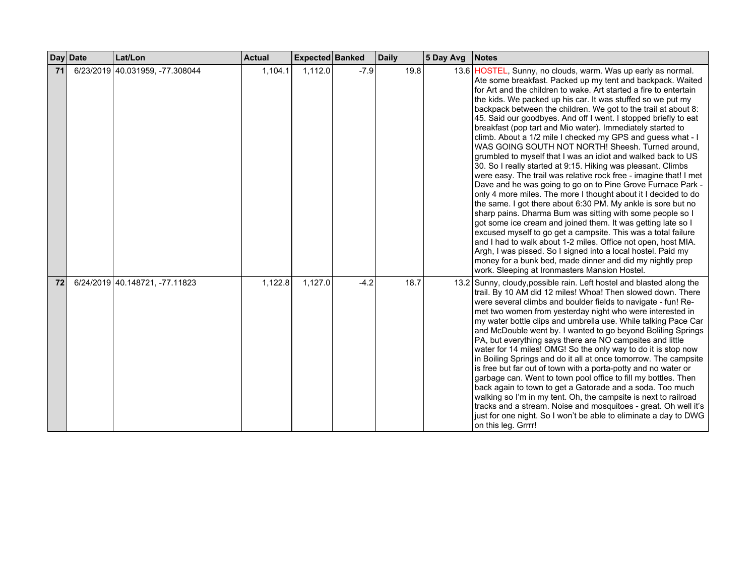| Day | Date | Lat/Lon | Actual | Expected | Banked | Daily | 5 Day Avg | Notes |
|---|---|---|---|---|---|---|---|---|
| 71 | 6/23/2019 | 40.031959, -77.308044 | 1,104.1 | 1,112.0 | -7.9 | 19.8 | 13.6 | HOSTEL, Sunny, no clouds, warm. Was up early as normal. Ate some breakfast. Packed up my tent and backpack. Waited for Art and the children to wake. Art started a fire to entertain the kids. We packed up his car. It was stuffed so we put my backpack between the children. We got to the trail at about 8:45. Said our goodbyes. And off I went. I stopped briefly to eat breakfast (pop tart and Mio water). Immediately started to climb. About a 1/2 mile I checked my GPS and guess what - I WAS GOING SOUTH NOT NORTH! Sheesh. Turned around, grumbled to myself that I was an idiot and walked back to US 30. So I really started at 9:15. Hiking was pleasant. Climbs were easy. The trail was relative rock free - imagine that! I met Dave and he was going to go on to Pine Grove Furnace Park - only 4 more miles. The more I thought about it I decided to do the same. I got there about 6:30 PM. My ankle is sore but no sharp pains. Dharma Bum was sitting with some people so I got some ice cream and joined them. It was getting late so I excused myself to go get a campsite. This was a total failure and I had to walk about 1-2 miles. Office not open, host MIA. Argh, I was pissed. So I signed into a local hostel. Paid my money for a bunk bed, made dinner and did my nightly prep work. Sleeping at Ironmasters Mansion Hostel. |
| 72 | 6/24/2019 | 40.148721, -77.11823 | 1,122.8 | 1,127.0 | -4.2 | 18.7 | 13.2 | Sunny, cloudy,possible rain. Left hostel and blasted along the trail. By 10 AM did 12 miles! Whoa! Then slowed down. There were several climbs and boulder fields to navigate - fun! Re-met two women from yesterday night who were interested in my water bottle clips and umbrella use. While talking Pace Car and McDouble went by. I wanted to go beyond Boliling Springs PA, but everything says there are NO campsites and little water for 14 miles! OMG! So the only way to do it is stop now in Boiling Springs and do it all at once tomorrow. The campsite is free but far out of town with a porta-potty and no water or garbage can. Went to town pool office to fill my bottles. Then back again to town to get a Gatorade and a soda. Too much walking so I'm in my tent. Oh, the campsite is next to railroad tracks and a stream. Noise and mosquitoes - great. Oh well it's just for one night. So I won't be able to eliminate a day to DWG on this leg. Grrrr! |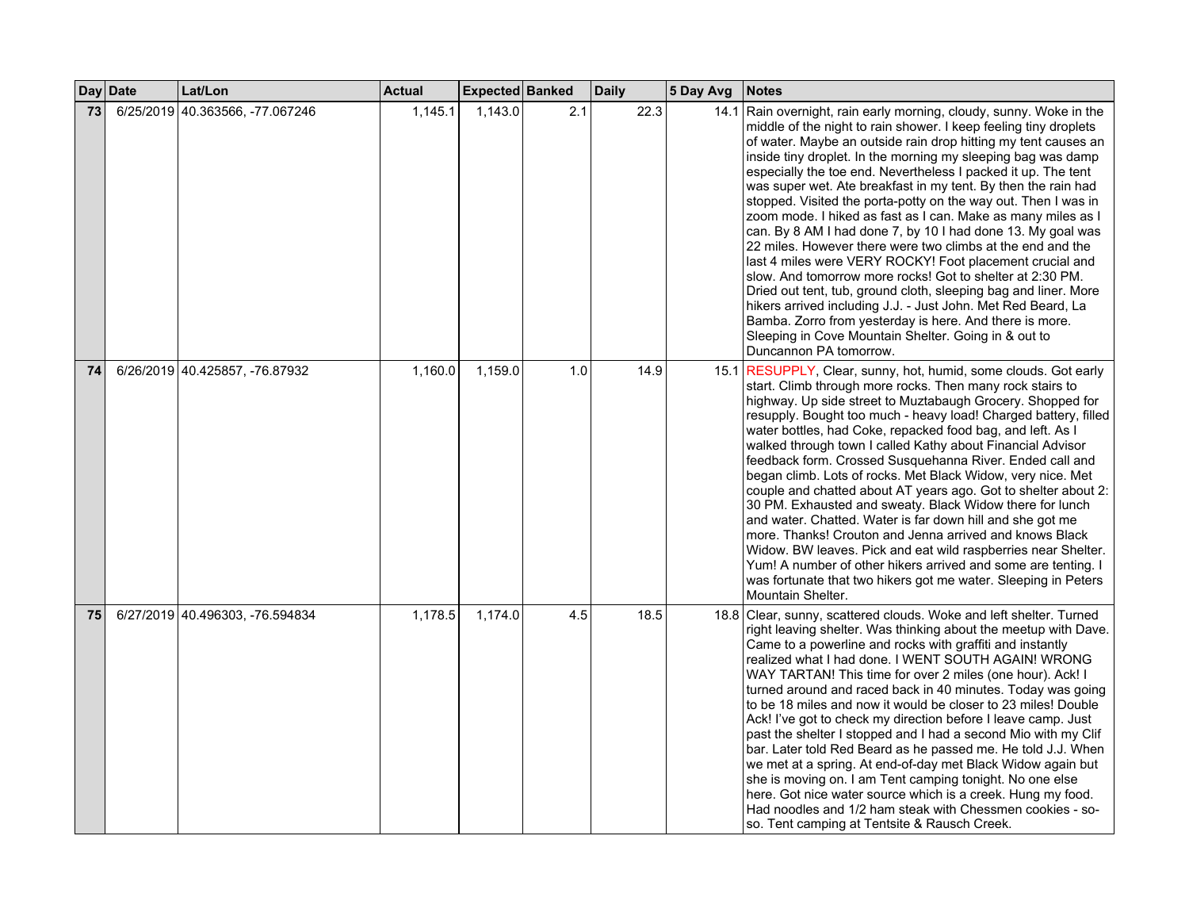| Day | Date | Lat/Lon | Actual | Expected | Banked | Daily | 5 Day Avg | Notes |
|---|---|---|---|---|---|---|---|---|
| 73 | 6/25/2019 | 40.363566, -77.067246 | 1,145.1 | 1,143.0 | 2.1 | 22.3 | 14.1 | Rain overnight, rain early morning, cloudy, sunny. Woke in the middle of the night to rain shower. I keep feeling tiny droplets of water. Maybe an outside rain drop hitting my tent causes an inside tiny droplet. In the morning my sleeping bag was damp especially the toe end. Nevertheless I packed it up. The tent was super wet. Ate breakfast in my tent. By then the rain had stopped. Visited the porta-potty on the way out. Then I was in zoom mode. I hiked as fast as I can. Make as many miles as I can. By 8 AM I had done 7, by 10 I had done 13. My goal was 22 miles. However there were two climbs at the end and the last 4 miles were VERY ROCKY! Foot placement crucial and slow. And tomorrow more rocks! Got to shelter at 2:30 PM. Dried out tent, tub, ground cloth, sleeping bag and liner. More hikers arrived including J.J. - Just John. Met Red Beard, La Bamba. Zorro from yesterday is here. And there is more. Sleeping in Cove Mountain Shelter. Going in & out to Duncannon PA tomorrow. |
| 74 | 6/26/2019 | 40.425857, -76.87932 | 1,160.0 | 1,159.0 | 1.0 | 14.9 | 15.1 | RESUPPLY, Clear, sunny, hot, humid, some clouds. Got early start. Climb through more rocks. Then many rock stairs to highway. Up side street to Muztabaugh Grocery. Shopped for resupply. Bought too much - heavy load! Charged battery, filled water bottles, had Coke, repacked food bag, and left. As I walked through town I called Kathy about Financial Advisor feedback form. Crossed Susquehanna River. Ended call and began climb. Lots of rocks. Met Black Widow, very nice. Met couple and chatted about AT years ago. Got to shelter about 2: 30 PM. Exhausted and sweaty. Black Widow there for lunch and water. Chatted. Water is far down hill and she got me more. Thanks! Crouton and Jenna arrived and knows Black Widow. BW leaves. Pick and eat wild raspberries near Shelter. Yum! A number of other hikers arrived and some are tenting. I was fortunate that two hikers got me water. Sleeping in Peters Mountain Shelter. |
| 75 | 6/27/2019 | 40.496303, -76.594834 | 1,178.5 | 1,174.0 | 4.5 | 18.5 | 18.8 | Clear, sunny, scattered clouds. Woke and left shelter. Turned right leaving shelter. Was thinking about the meetup with Dave. Came to a powerline and rocks with graffiti and instantly realized what I had done. I WENT SOUTH AGAIN! WRONG WAY TARTAN! This time for over 2 miles (one hour). Ack! I turned around and raced back in 40 minutes. Today was going to be 18 miles and now it would be closer to 23 miles! Double Ack! I've got to check my direction before I leave camp. Just past the shelter I stopped and I had a second Mio with my Clif bar. Later told Red Beard as he passed me. He told J.J. When we met at a spring. At end-of-day met Black Widow again but she is moving on. I am Tent camping tonight. No one else here. Got nice water source which is a creek. Hung my food. Had noodles and 1/2 ham steak with Chessmen cookies - so-so. Tent camping at Tentsite & Rausch Creek. |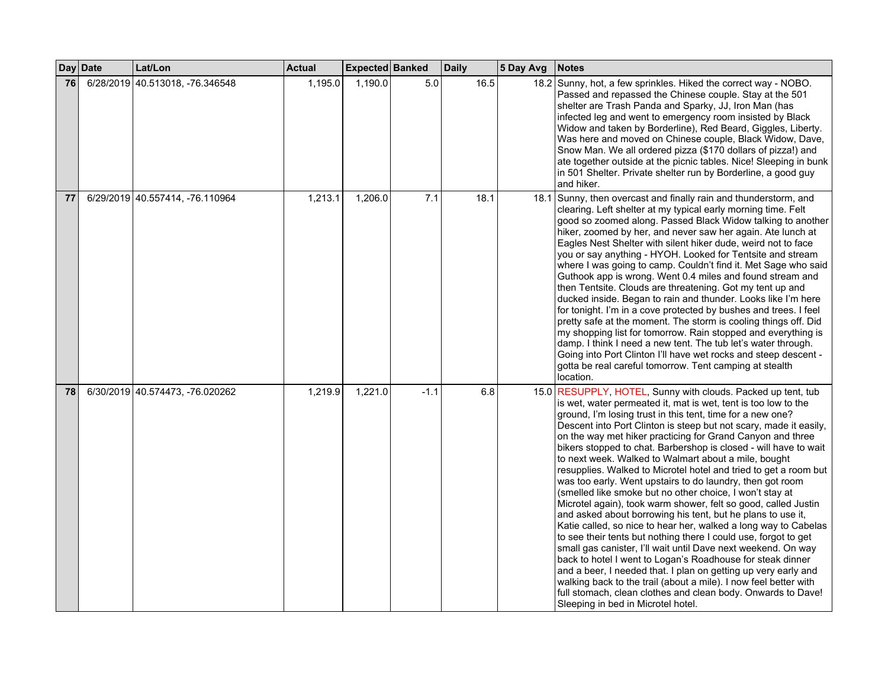| Day | Date | Lat/Lon | Actual | Expected | Banked | Daily | 5 Day Avg | Notes |
|---|---|---|---|---|---|---|---|---|
| 76 | 6/28/2019 | 40.513018, -76.346548 | 1,195.0 | 1,190.0 | 5.0 | 16.5 | 18.2 | Sunny, hot, a few sprinkles. Hiked the correct way - NOBO. Passed and repassed the Chinese couple. Stay at the 501 shelter are Trash Panda and Sparky, JJ, Iron Man (has infected leg and went to emergency room insisted by Black Widow and taken by Borderline), Red Beard, Giggles, Liberty. Was here and moved on Chinese couple, Black Widow, Dave, Snow Man. We all ordered pizza ($170 dollars of pizza!) and ate together outside at the picnic tables. Nice! Sleeping in bunk in 501 Shelter. Private shelter run by Borderline, a good guy and hiker. |
| 77 | 6/29/2019 | 40.557414, -76.110964 | 1,213.1 | 1,206.0 | 7.1 | 18.1 | 18.1 | Sunny, then overcast and finally rain and thunderstorm, and clearing. Left shelter at my typical early morning time. Felt good so zoomed along. Passed Black Widow talking to another hiker, zoomed by her, and never saw her again. Ate lunch at Eagles Nest Shelter with silent hiker dude, weird not to face you or say anything - HYOH. Looked for Tentsite and stream where I was going to camp. Couldn't find it. Met Sage who said Guthook app is wrong. Went 0.4 miles and found stream and then Tentsite. Clouds are threatening. Got my tent up and ducked inside. Began to rain and thunder. Looks like I'm here for tonight. I'm in a cove protected by bushes and trees. I feel pretty safe at the moment. The storm is cooling things off. Did my shopping list for tomorrow. Rain stopped and everything is damp. I think I need a new tent. The tub let's water through. Going into Port Clinton I'll have wet rocks and steep descent - gotta be real careful tomorrow. Tent camping at stealth location. |
| 78 | 6/30/2019 | 40.574473, -76.020262 | 1,219.9 | 1,221.0 | -1.1 | 6.8 | 15.0 | RESUPPLY, HOTEL, Sunny with clouds. Packed up tent, tub is wet, water permeated it, mat is wet, tent is too low to the ground, I'm losing trust in this tent, time for a new one? Descent into Port Clinton is steep but not scary, made it easily, on the way met hiker practicing for Grand Canyon and three bikers stopped to chat. Barbershop is closed - will have to wait to next week. Walked to Walmart about a mile, bought resupplies. Walked to Microtel hotel and tried to get a room but was too early. Went upstairs to do laundry, then got room (smelled like smoke but no other choice, I won't stay at Microtel again), took warm shower, felt so good, called Justin and asked about borrowing his tent, but he plans to use it, Katie called, so nice to hear her, walked a long way to Cabelas to see their tents but nothing there I could use, forgot to get small gas canister, I'll wait until Dave next weekend. On way back to hotel I went to Logan's Roadhouse for steak dinner and a beer, I needed that. I plan on getting up very early and walking back to the trail (about a mile). I now feel better with full stomach, clean clothes and clean body. Onwards to Dave! Sleeping in bed in Microtel hotel. |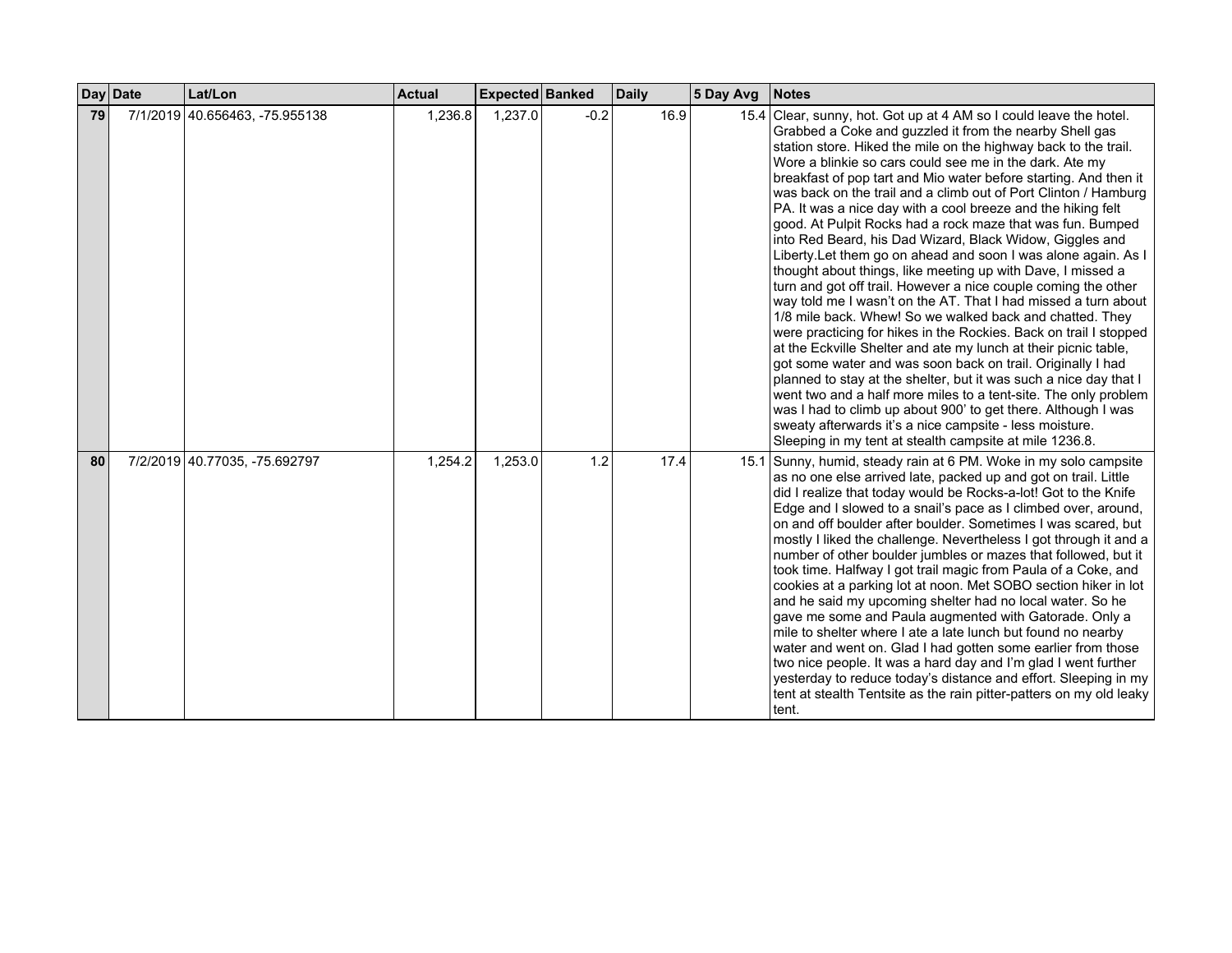| Day | Date | Lat/Lon | Actual | Expected | Banked | Daily | 5 Day Avg | Notes |
|---|---|---|---|---|---|---|---|---|
| 79 | 7/1/2019 | 40.656463, -75.955138 | 1,236.8 | 1,237.0 | -0.2 | 16.9 | 15.4 | Clear, sunny, hot. Got up at 4 AM so I could leave the hotel. Grabbed a Coke and guzzled it from the nearby Shell gas station store. Hiked the mile on the highway back to the trail. Wore a blinkie so cars could see me in the dark. Ate my breakfast of pop tart and Mio water before starting. And then it was back on the trail and a climb out of Port Clinton / Hamburg PA. It was a nice day with a cool breeze and the hiking felt good. At Pulpit Rocks had a rock maze that was fun. Bumped into Red Beard, his Dad Wizard, Black Widow, Giggles and Liberty.Let them go on ahead and soon I was alone again. As I thought about things, like meeting up with Dave, I missed a turn and got off trail. However a nice couple coming the other way told me I wasn't on the AT. That I had missed a turn about 1/8 mile back. Whew! So we walked back and chatted. They were practicing for hikes in the Rockies. Back on trail I stopped at the Eckville Shelter and ate my lunch at their picnic table, got some water and was soon back on trail. Originally I had planned to stay at the shelter, but it was such a nice day that I went two and a half more miles to a tent-site. The only problem was I had to climb up about 900' to get there. Although I was sweaty afterwards it's a nice campsite - less moisture. Sleeping in my tent at stealth campsite at mile 1236.8. |
| 80 | 7/2/2019 | 40.77035, -75.692797 | 1,254.2 | 1,253.0 | 1.2 | 17.4 | 15.1 | Sunny, humid, steady rain at 6 PM. Woke in my solo campsite as no one else arrived late, packed up and got on trail. Little did I realize that today would be Rocks-a-lot! Got to the Knife Edge and I slowed to a snail's pace as I climbed over, around, on and off boulder after boulder. Sometimes I was scared, but mostly I liked the challenge. Nevertheless I got through it and a number of other boulder jumbles or mazes that followed, but it took time. Halfway I got trail magic from Paula of a Coke, and cookies at a parking lot at noon. Met SOBO section hiker in lot and he said my upcoming shelter had no local water. So he gave me some and Paula augmented with Gatorade. Only a mile to shelter where I ate a late lunch but found no nearby water and went on. Glad I had gotten some earlier from those two nice people. It was a hard day and I'm glad I went further yesterday to reduce today's distance and effort. Sleeping in my tent at stealth Tentsite as the rain pitter-patters on my old leaky tent. |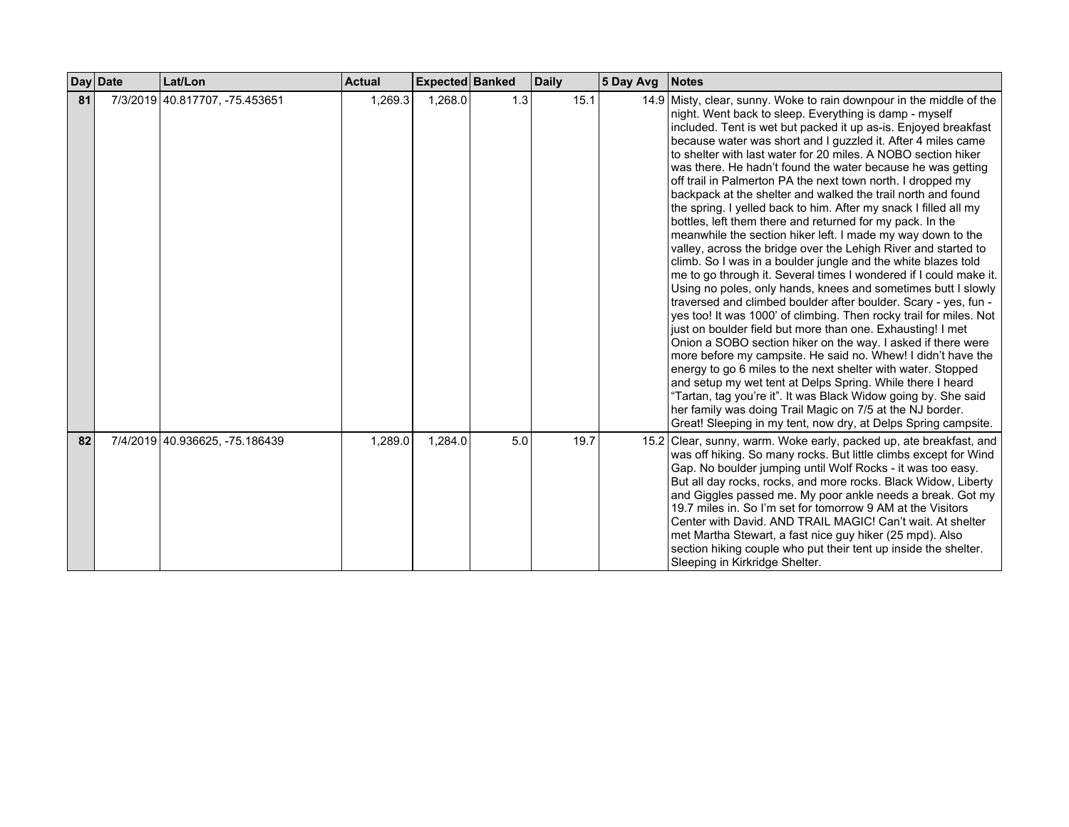| Day | Date | Lat/Lon | Actual | Expected | Banked | Daily | 5 Day Avg | Notes |
| --- | --- | --- | --- | --- | --- | --- | --- | --- |
| 81 | 7/3/2019 | 40.817707, -75.453651 | 1,269.3 | 1,268.0 | 1.3 | 15.1 | 14.9 | Misty, clear, sunny. Woke to rain downpour in the middle of the night. Went back to sleep. Everything is damp - myself included. Tent is wet but packed it up as-is. Enjoyed breakfast because water was short and I guzzled it. After 4 miles came to shelter with last water for 20 miles. A NOBO section hiker was there. He hadn't found the water because he was getting off trail in Palmerton PA the next town north. I dropped my backpack at the shelter and walked the trail north and found the spring. I yelled back to him. After my snack I filled all my bottles, left them there and returned for my pack. In the meanwhile the section hiker left. I made my way down to the valley, across the bridge over the Lehigh River and started to climb. So I was in a boulder jungle and the white blazes told me to go through it. Several times I wondered if I could make it. Using no poles, only hands, knees and sometimes butt I slowly traversed and climbed boulder after boulder. Scary - yes, fun - yes too! It was 1000' of climbing. Then rocky trail for miles. Not just on boulder field but more than one. Exhausting! I met Onion a SOBO section hiker on the way. I asked if there were more before my campsite. He said no. Whew! I didn't have the energy to go 6 miles to the next shelter with water. Stopped and setup my wet tent at Delps Spring. While there I heard "Tartan, tag you're it". It was Black Widow going by. She said her family was doing Trail Magic on 7/5 at the NJ border. Great! Sleeping in my tent, now dry, at Delps Spring campsite. |
| 82 | 7/4/2019 | 40.936625, -75.186439 | 1,289.0 | 1,284.0 | 5.0 | 19.7 | 15.2 | Clear, sunny, warm. Woke early, packed up, ate breakfast, and was off hiking. So many rocks. But little climbs except for Wind Gap. No boulder jumping until Wolf Rocks - it was too easy. But all day rocks, rocks, and more rocks. Black Widow, Liberty and Giggles passed me. My poor ankle needs a break. Got my 19.7 miles in. So I'm set for tomorrow 9 AM at the Visitors Center with David. AND TRAIL MAGIC! Can't wait. At shelter met Martha Stewart, a fast nice guy hiker (25 mpd). Also section hiking couple who put their tent up inside the shelter. Sleeping in Kirkridge Shelter. |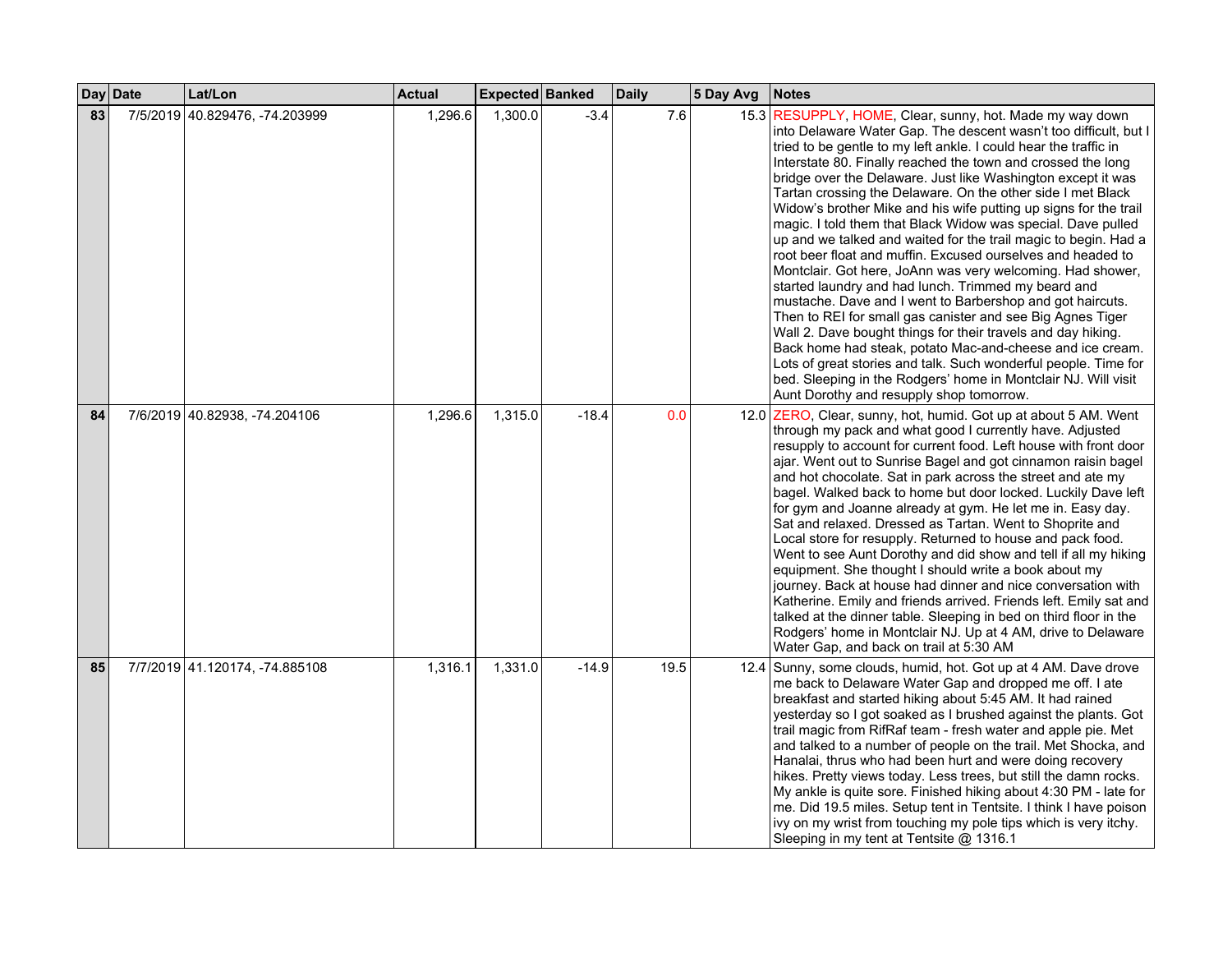| Day | Date | Lat/Lon | Actual | Expected | Banked | Daily | 5 Day Avg | Notes |
|---|---|---|---|---|---|---|---|---|
| 83 | 7/5/2019 | 40.829476, -74.203999 | 1,296.6 | 1,300.0 | -3.4 | 7.6 | 15.3 | RESUPPLY, HOME, Clear, sunny, hot. Made my way down into Delaware Water Gap. The descent wasn't too difficult, but I tried to be gentle to my left ankle. I could hear the traffic in Interstate 80. Finally reached the town and crossed the long bridge over the Delaware. Just like Washington except it was Tartan crossing the Delaware. On the other side I met Black Widow's brother Mike and his wife putting up signs for the trail magic. I told them that Black Widow was special. Dave pulled up and we talked and waited for the trail magic to begin. Had a root beer float and muffin. Excused ourselves and headed to Montclair. Got here, JoAnn was very welcoming. Had shower, started laundry and had lunch. Trimmed my beard and mustache. Dave and I went to Barbershop and got haircuts. Then to REI for small gas canister and see Big Agnes Tiger Wall 2. Dave bought things for their travels and day hiking. Back home had steak, potato Mac-and-cheese and ice cream. Lots of great stories and talk. Such wonderful people. Time for bed. Sleeping in the Rodgers' home in Montclair NJ. Will visit Aunt Dorothy and resupply shop tomorrow. |
| 84 | 7/6/2019 | 40.82938, -74.204106 | 1,296.6 | 1,315.0 | -18.4 | 0.0 | 12.0 | ZERO, Clear, sunny, hot, humid. Got up at about 5 AM. Went through my pack and what good I currently have. Adjusted resupply to account for current food. Left house with front door ajar. Went out to Sunrise Bagel and got cinnamon raisin bagel and hot chocolate. Sat in park across the street and ate my bagel. Walked back to home but door locked. Luckily Dave left for gym and Joanne already at gym. He let me in. Easy day. Sat and relaxed. Dressed as Tartan. Went to Shoprite and Local store for resupply. Returned to house and pack food. Went to see Aunt Dorothy and did show and tell if all my hiking equipment. She thought I should write a book about my journey. Back at house had dinner and nice conversation with Katherine. Emily and friends arrived. Friends left. Emily sat and talked at the dinner table. Sleeping in bed on third floor in the Rodgers' home in Montclair NJ. Up at 4 AM, drive to Delaware Water Gap, and back on trail at 5:30 AM |
| 85 | 7/7/2019 | 41.120174, -74.885108 | 1,316.1 | 1,331.0 | -14.9 | 19.5 | 12.4 | Sunny, some clouds, humid, hot. Got up at 4 AM. Dave drove me back to Delaware Water Gap and dropped me off. I ate breakfast and started hiking about 5:45 AM. It had rained yesterday so I got soaked as I brushed against the plants. Got trail magic from RifRaf team - fresh water and apple pie. Met and talked to a number of people on the trail. Met Shocka, and Hanalai, thrus who had been hurt and were doing recovery hikes. Pretty views today. Less trees, but still the damn rocks. My ankle is quite sore. Finished hiking about 4:30 PM - late for me. Did 19.5 miles. Setup tent in Tentsite. I think I have poison ivy on my wrist from touching my pole tips which is very itchy. Sleeping in my tent at Tentsite @ 1316.1 |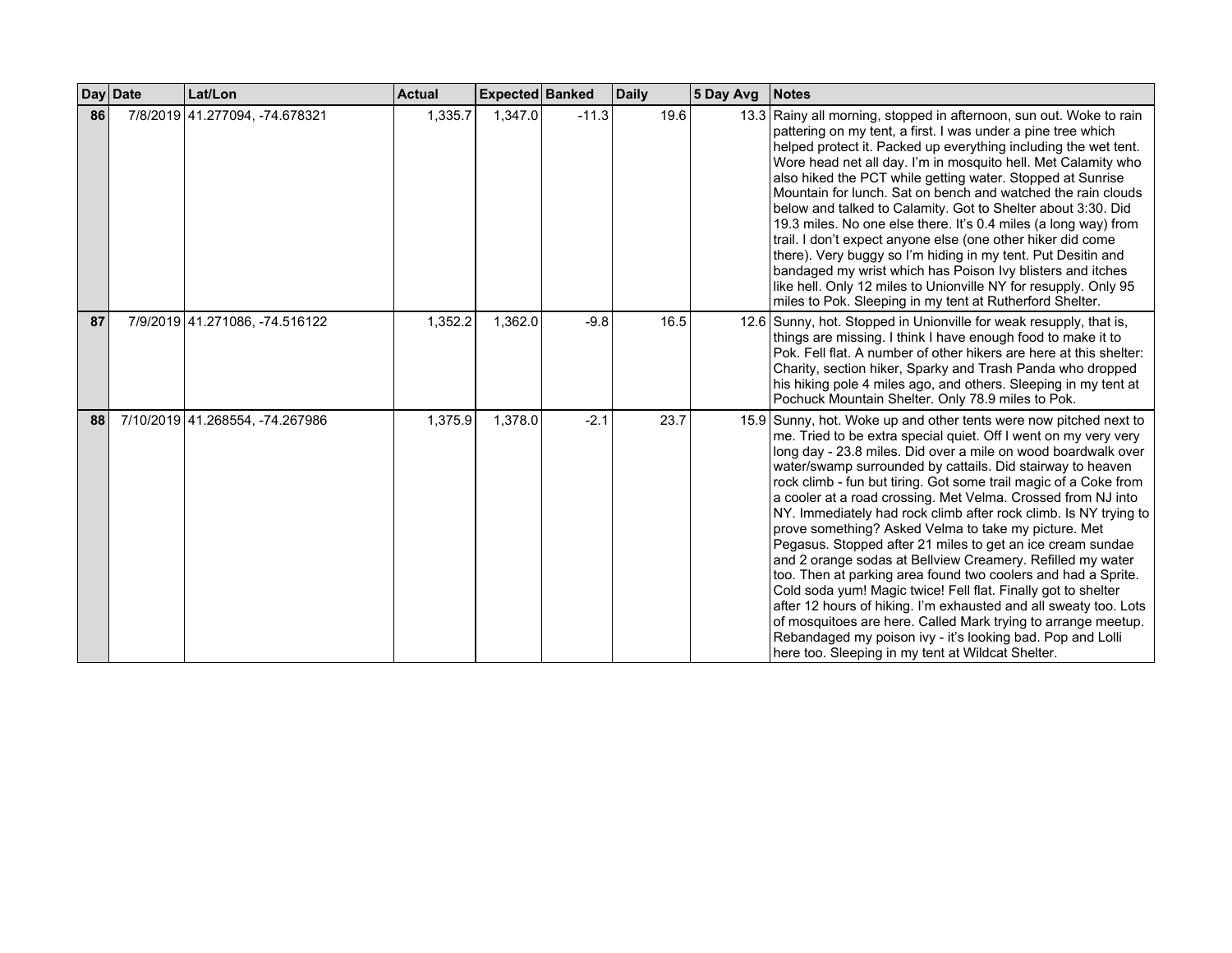| Day | Date | Lat/Lon | Actual | Expected | Banked | Daily | 5 Day Avg | Notes |
|---|---|---|---|---|---|---|---|---|
| **86** | 7/8/2019 | 41.277094, -74.678321 | 1,335.7 | 1,347.0 | -11.3 | 19.6 | 13.3 | Rainy all morning, stopped in afternoon, sun out. Woke to rain pattering on my tent, a first. I was under a pine tree which helped protect it. Packed up everything including the wet tent. Wore head net all day. I'm in mosquito hell. Met Calamity who also hiked the PCT while getting water. Stopped at Sunrise Mountain for lunch. Sat on bench and watched the rain clouds below and talked to Calamity. Got to Shelter about 3:30. Did 19.3 miles. No one else there. It's 0.4 miles (a long way) from trail. I don't expect anyone else (one other hiker did come there). Very buggy so I'm hiding in my tent. Put Desitin and bandaged my wrist which has Poison Ivy blisters and itches like hell. Only 12 miles to Unionville NY for resupply. Only 95 miles to Pok. Sleeping in my tent at Rutherford Shelter. |
| **87** | 7/9/2019 | 41.271086, -74.516122 | 1,352.2 | 1,362.0 | -9.8 | 16.5 | 12.6 | Sunny, hot. Stopped in Unionville for weak resupply, that is, things are missing. I think I have enough food to make it to Pok. Fell flat. A number of other hikers are here at this shelter: Charity, section hiker, Sparky and Trash Panda who dropped his hiking pole 4 miles ago, and others. Sleeping in my tent at Pochuck Mountain Shelter. Only 78.9 miles to Pok. |
| **88** | 7/10/2019 | 41.268554, -74.267986 | 1,375.9 | 1,378.0 | -2.1 | 23.7 | 15.9 | Sunny, hot. Woke up and other tents were now pitched next to me. Tried to be extra special quiet. Off I went on my very very long day - 23.8 miles. Did over a mile on wood boardwalk over water/swamp surrounded by cattails. Did stairway to heaven rock climb - fun but tiring. Got some trail magic of a Coke from a cooler at a road crossing. Met Velma. Crossed from NJ into NY. Immediately had rock climb after rock climb. Is NY trying to prove something? Asked Velma to take my picture. Met Pegasus. Stopped after 21 miles to get an ice cream sundae and 2 orange sodas at Bellview Creamery. Refilled my water too. Then at parking area found two coolers and had a Sprite. Cold soda yum! Magic twice! Fell flat. Finally got to shelter after 12 hours of hiking. I'm exhausted and all sweaty too. Lots of mosquitoes are here. Called Mark trying to arrange meetup. Rebandaged my poison ivy - it's looking bad. Pop and Lolli here too. Sleeping in my tent at Wildcat Shelter. |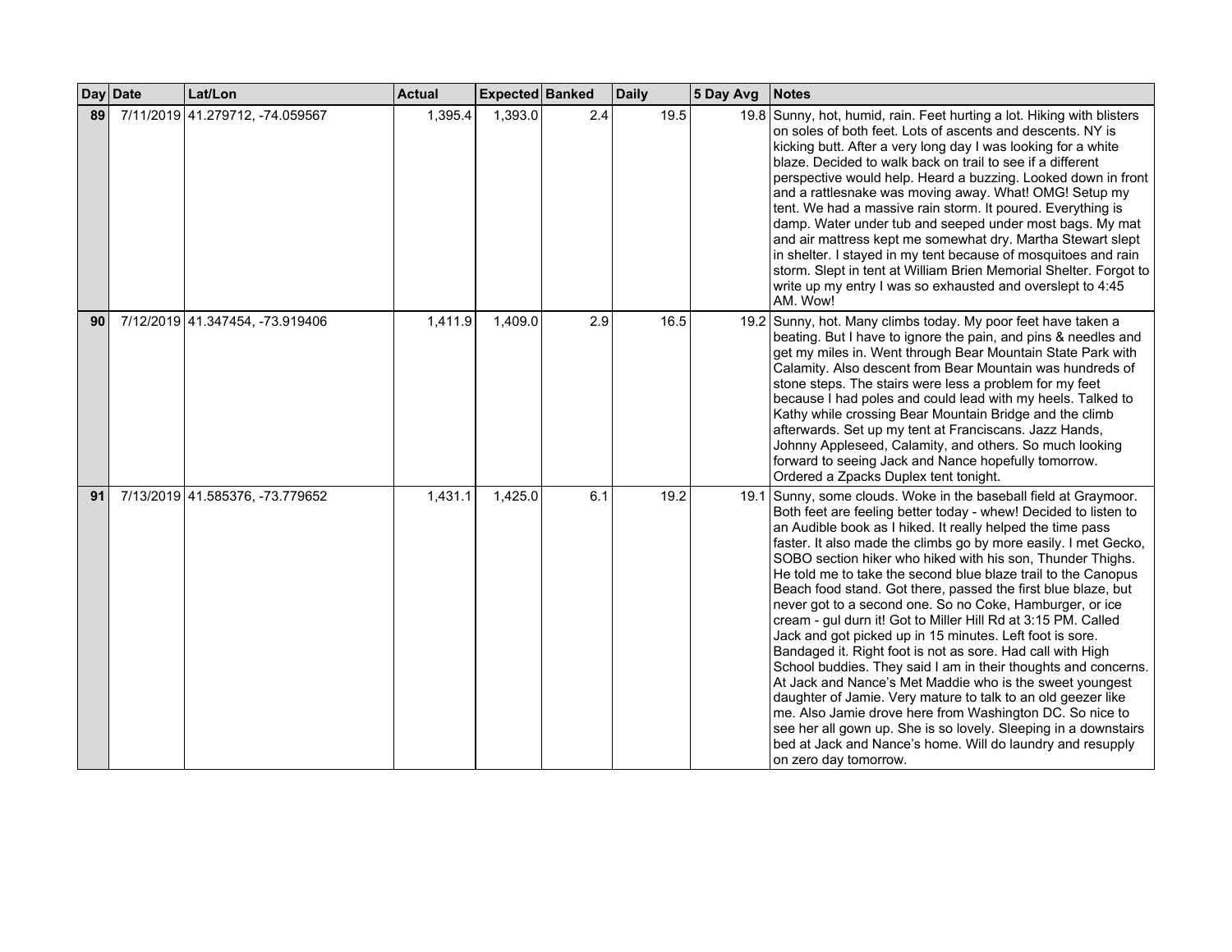| Day | Date | Lat/Lon | Actual | Expected | Banked | Daily | 5 Day Avg | Notes |
|---|---|---|---|---|---|---|---|---|
| 89 | 7/11/2019 | 41.279712, -74.059567 | 1,395.4 | 1,393.0 | 2.4 | 19.5 | 19.8 | Sunny, hot, humid, rain. Feet hurting a lot. Hiking with blisters on soles of both feet. Lots of ascents and descents. NY is kicking butt. After a very long day I was looking for a white blaze. Decided to walk back on trail to see if a different perspective would help. Heard a buzzing. Looked down in front and a rattlesnake was moving away. What! OMG! Setup my tent. We had a massive rain storm. It poured. Everything is damp. Water under tub and seeped under most bags. My mat and air mattress kept me somewhat dry. Martha Stewart slept in shelter. I stayed in my tent because of mosquitoes and rain storm. Slept in tent at William Brien Memorial Shelter. Forgot to write up my entry I was so exhausted and overslept to 4:45 AM. Wow! |
| 90 | 7/12/2019 | 41.347454, -73.919406 | 1,411.9 | 1,409.0 | 2.9 | 16.5 | 19.2 | Sunny, hot. Many climbs today. My poor feet have taken a beating. But I have to ignore the pain, and pins & needles and get my miles in. Went through Bear Mountain State Park with Calamity. Also descent from Bear Mountain was hundreds of stone steps. The stairs were less a problem for my feet because I had poles and could lead with my heels. Talked to Kathy while crossing Bear Mountain Bridge and the climb afterwards. Set up my tent at Franciscans. Jazz Hands, Johnny Appleseed, Calamity, and others. So much looking forward to seeing Jack and Nance hopefully tomorrow. Ordered a Zpacks Duplex tent tonight. |
| 91 | 7/13/2019 | 41.585376, -73.779652 | 1,431.1 | 1,425.0 | 6.1 | 19.2 | 19.1 | Sunny, some clouds. Woke in the baseball field at Graymoor. Both feet are feeling better today - whew! Decided to listen to an Audible book as I hiked. It really helped the time pass faster. It also made the climbs go by more easily. I met Gecko, SOBO section hiker who hiked with his son, Thunder Thighs. He told me to take the second blue blaze trail to the Canopus Beach food stand. Got there, passed the first blue blaze, but never got to a second one. So no Coke, Hamburger, or ice cream - gul durn it! Got to Miller Hill Rd at 3:15 PM. Called Jack and got picked up in 15 minutes. Left foot is sore. Bandaged it. Right foot is not as sore. Had call with High School buddies. They said I am in their thoughts and concerns. At Jack and Nance's Met Maddie who is the sweet youngest daughter of Jamie. Very mature to talk to an old geezer like me. Also Jamie drove here from Washington DC. So nice to see her all gown up. She is so lovely. Sleeping in a downstairs bed at Jack and Nance's home. Will do laundry and resupply on zero day tomorrow. |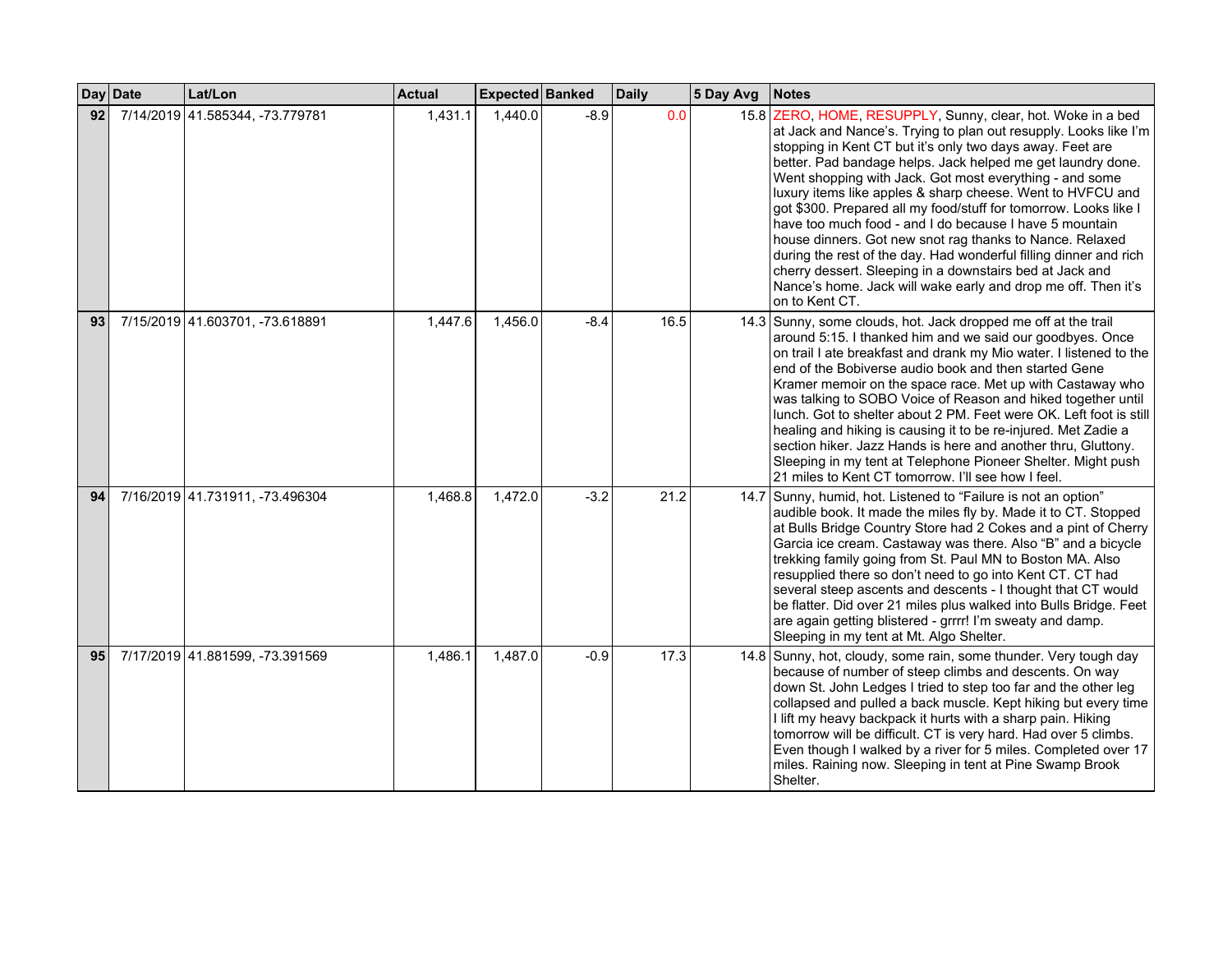| Day | Date | Lat/Lon | Actual | Expected | Banked | Daily | 5 Day Avg | Notes |
|---|---|---|---|---|---|---|---|---|
| 92 | 7/14/2019 | 41.585344, -73.779781 | 1,431.1 | 1,440.0 | -8.9 | 0.0 | 15.8 | ZERO, HOME, RESUPPLY, Sunny, clear, hot. Woke in a bed at Jack and Nance's. Trying to plan out resupply. Looks like I'm stopping in Kent CT but it's only two days away. Feet are better. Pad bandage helps. Jack helped me get laundry done. Went shopping with Jack. Got most everything - and some luxury items like apples & sharp cheese. Went to HVFCU and got $300. Prepared all my food/stuff for tomorrow. Looks like I have too much food - and I do because I have 5 mountain house dinners. Got new snot rag thanks to Nance. Relaxed during the rest of the day. Had wonderful filling dinner and rich cherry dessert. Sleeping in a downstairs bed at Jack and Nance's home. Jack will wake early and drop me off. Then it's on to Kent CT. |
| 93 | 7/15/2019 | 41.603701, -73.618891 | 1,447.6 | 1,456.0 | -8.4 | 16.5 | 14.3 | Sunny, some clouds, hot. Jack dropped me off at the trail around 5:15. I thanked him and we said our goodbyes. Once on trail I ate breakfast and drank my Mio water. I listened to the end of the Bobiverse audio book and then started Gene Kramer memoir on the space race. Met up with Castaway who was talking to SOBO Voice of Reason and hiked together until lunch. Got to shelter about 2 PM. Feet were OK. Left foot is still healing and hiking is causing it to be re-injured. Met Zadie a section hiker. Jazz Hands is here and another thru, Gluttony. Sleeping in my tent at Telephone Pioneer Shelter. Might push 21 miles to Kent CT tomorrow. I'll see how I feel. |
| 94 | 7/16/2019 | 41.731911, -73.496304 | 1,468.8 | 1,472.0 | -3.2 | 21.2 | 14.7 | Sunny, humid, hot. Listened to "Failure is not an option" audible book. It made the miles fly by. Made it to CT. Stopped at Bulls Bridge Country Store had 2 Cokes and a pint of Cherry Garcia ice cream. Castaway was there. Also "B" and a bicycle trekking family going from St. Paul MN to Boston MA. Also resupplied there so don't need to go into Kent CT. CT had several steep ascents and descents - I thought that CT would be flatter. Did over 21 miles plus walked into Bulls Bridge. Feet are again getting blistered - grrrr! I'm sweaty and damp. Sleeping in my tent at Mt. Algo Shelter. |
| 95 | 7/17/2019 | 41.881599, -73.391569 | 1,486.1 | 1,487.0 | -0.9 | 17.3 | 14.8 | Sunny, hot, cloudy, some rain, some thunder. Very tough day because of number of steep climbs and descents. On way down St. John Ledges I tried to step too far and the other leg collapsed and pulled a back muscle. Kept hiking but every time I lift my heavy backpack it hurts with a sharp pain. Hiking tomorrow will be difficult. CT is very hard. Had over 5 climbs. Even though I walked by a river for 5 miles. Completed over 17 miles. Raining now. Sleeping in tent at Pine Swamp Brook Shelter. |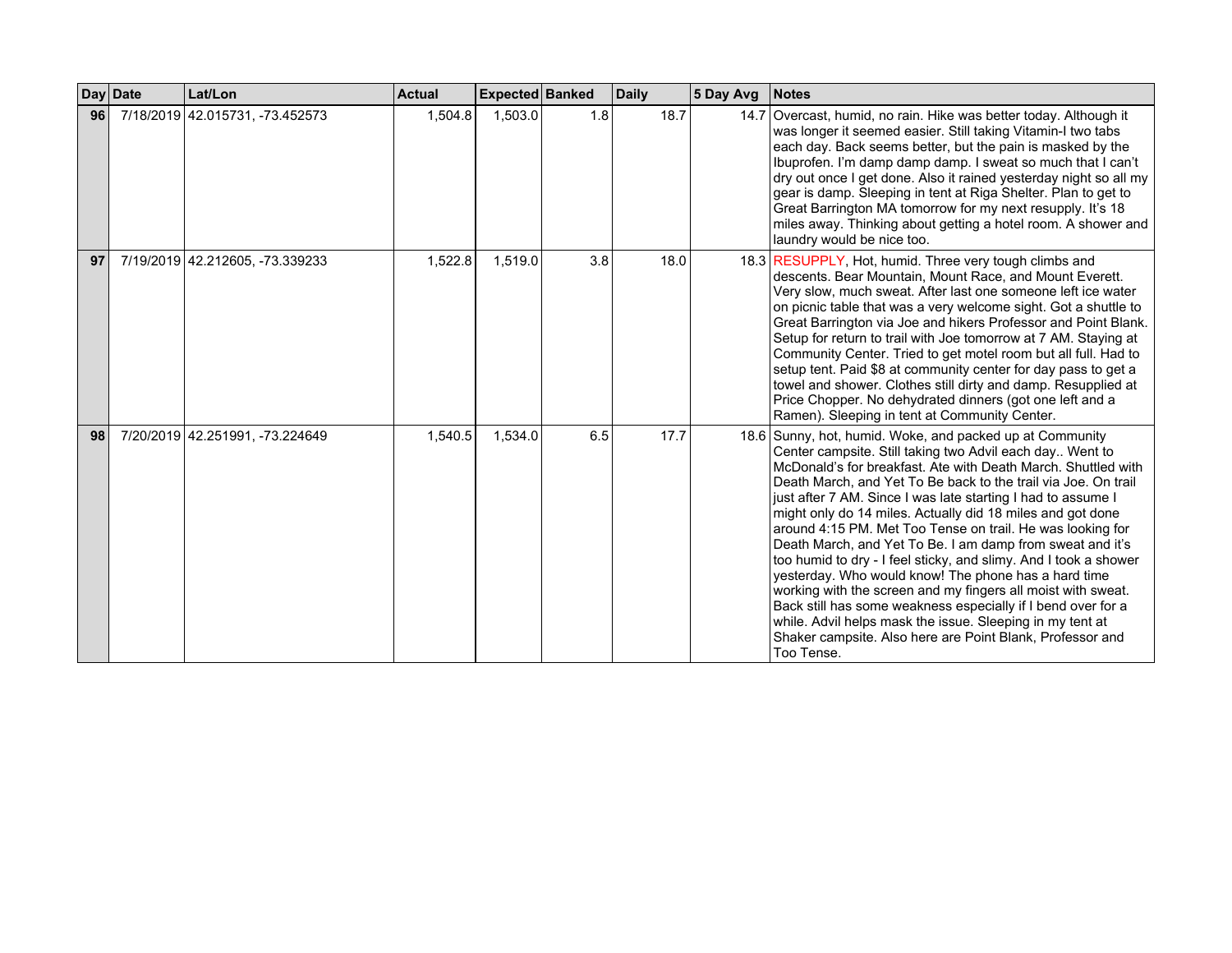| Day | Date | Lat/Lon | Actual | Expected | Banked | Daily | 5 Day Avg | Notes |
| --- | --- | --- | --- | --- | --- | --- | --- | --- |
| 96 | 7/18/2019 | 42.015731, -73.452573 | 1,504.8 | 1,503.0 | 1.8 | 18.7 | 14.7 | Overcast, humid, no rain. Hike was better today. Although it was longer it seemed easier. Still taking Vitamin-I two tabs each day. Back seems better, but the pain is masked by the Ibuprofen. I'm damp damp damp. I sweat so much that I can't dry out once I get done. Also it rained yesterday night so all my gear is damp. Sleeping in tent at Riga Shelter. Plan to get to Great Barrington MA tomorrow for my next resupply. It's 18 miles away. Thinking about getting a hotel room. A shower and laundry would be nice too. |
| 97 | 7/19/2019 | 42.212605, -73.339233 | 1,522.8 | 1,519.0 | 3.8 | 18.0 | 18.3 | RESUPPLY, Hot, humid. Three very tough climbs and descents. Bear Mountain, Mount Race, and Mount Everett. Very slow, much sweat. After last one someone left ice water on picnic table that was a very welcome sight. Got a shuttle to Great Barrington via Joe and hikers Professor and Point Blank. Setup for return to trail with Joe tomorrow at 7 AM. Staying at Community Center. Tried to get motel room but all full. Had to setup tent. Paid $8 at community center for day pass to get a towel and shower. Clothes still dirty and damp. Resupplied at Price Chopper. No dehydrated dinners (got one left and a Ramen). Sleeping in tent at Community Center. |
| 98 | 7/20/2019 | 42.251991, -73.224649 | 1,540.5 | 1,534.0 | 6.5 | 17.7 | 18.6 | Sunny, hot, humid. Woke, and packed up at Community Center campsite. Still taking two Advil each day.. Went to McDonald's for breakfast. Ate with Death March. Shuttled with Death March, and Yet To Be back to the trail via Joe. On trail just after 7 AM. Since I was late starting I had to assume I might only do 14 miles. Actually did 18 miles and got done around 4:15 PM. Met Too Tense on trail. He was looking for Death March, and Yet To Be. I am damp from sweat and it's too humid to dry - I feel sticky, and slimy. And I took a shower yesterday. Who would know! The phone has a hard time working with the screen and my fingers all moist with sweat. Back still has some weakness especially if I bend over for a while. Advil helps mask the issue. Sleeping in my tent at Shaker campsite. Also here are Point Blank, Professor and Too Tense. |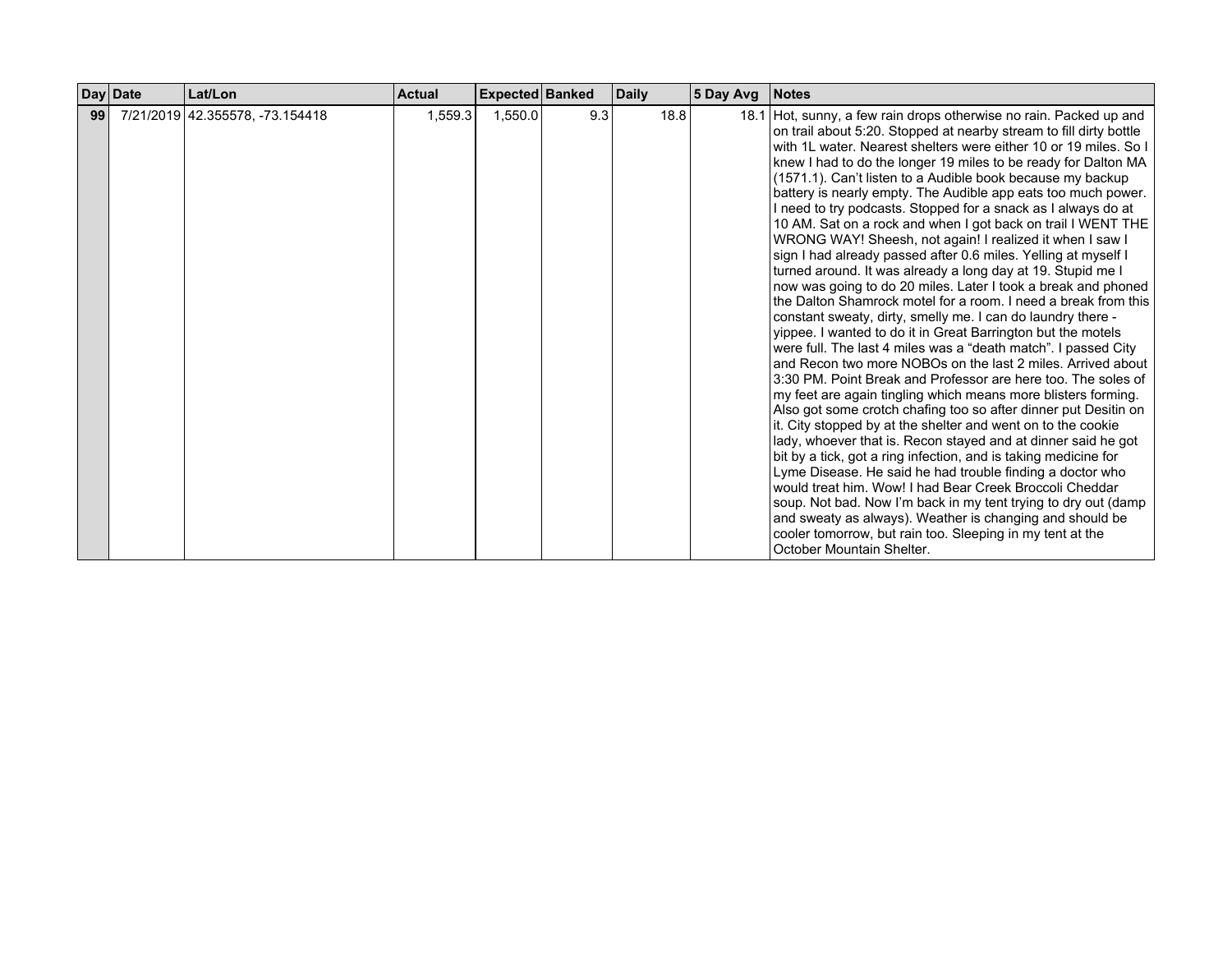| Day | Date | Lat/Lon | Actual | Expected | Banked | Daily | 5 Day Avg | Notes |
|---|---|---|---|---|---|---|---|---|
| **99** | 7/21/2019 | 42.355578, -73.154418 | 1,559.3 | 1,550.0 | 9.3 | 18.8 | 18.1 | Hot, sunny, a few rain drops otherwise no rain. Packed up and on trail about 5:20. Stopped at nearby stream to fill dirty bottle with 1L water. Nearest shelters were either 10 or 19 miles. So I knew I had to do the longer 19 miles to be ready for Dalton MA (1571.1). Can't listen to a Audible book because my backup battery is nearly empty. The Audible app eats too much power. I need to try podcasts. Stopped for a snack as I always do at 10 AM. Sat on a rock and when I got back on trail I WENT THE WRONG WAY! Sheesh, not again! I realized it when I saw I sign I had already passed after 0.6 miles. Yelling at myself I turned around. It was already a long day at 19. Stupid me I now was going to do 20 miles. Later I took a break and phoned the Dalton Shamrock motel for a room. I need a break from this constant sweaty, dirty, smelly me. I can do laundry there - yippee. I wanted to do it in Great Barrington but the motels were full. The last 4 miles was a "death match". I passed City and Recon two more NOBOs on the last 2 miles. Arrived about 3:30 PM. Point Break and Professor are here too. The soles of my feet are again tingling which means more blisters forming. Also got some crotch chafing too so after dinner put Desitin on it. City stopped by at the shelter and went on to the cookie lady, whoever that is. Recon stayed and at dinner said he got bit by a tick, got a ring infection, and is taking medicine for Lyme Disease. He said he had trouble finding a doctor who would treat him. Wow! I had Bear Creek Broccoli Cheddar soup. Not bad. Now I'm back in my tent trying to dry out (damp and sweaty as always). Weather is changing and should be cooler tomorrow, but rain too. Sleeping in my tent at the October Mountain Shelter. |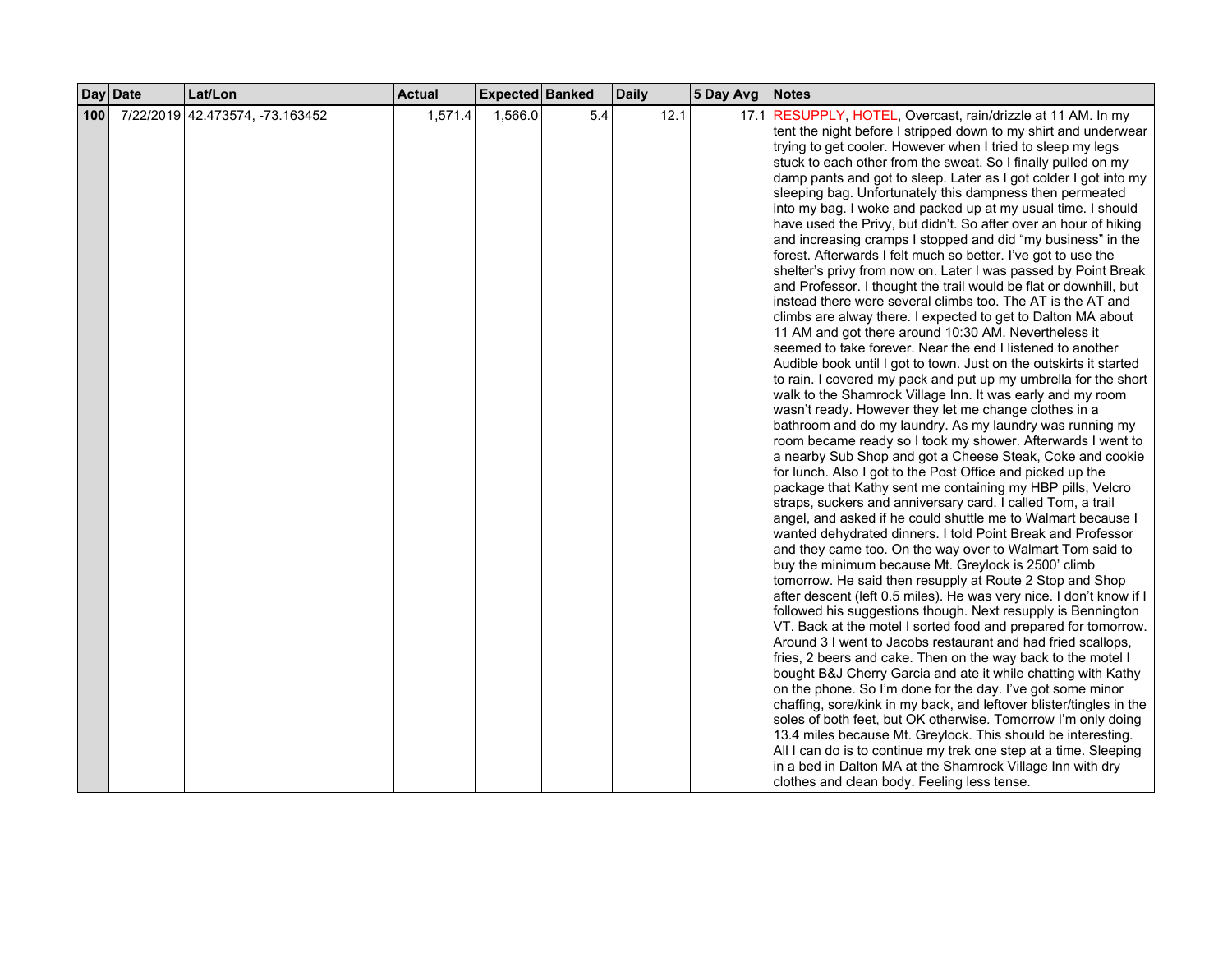| Day | Date | Lat/Lon | Actual | Expected | Banked | Daily | 5 Day Avg | Notes |
|---|---|---|---|---|---|---|---|---|
| **100** | 7/22/2019 | 42.473574, -73.163452 | 1,571.4 | 1,566.0 | 5.4 | 12.1 | 17.1 | RESUPPLY, HOTEL, Overcast, rain/drizzle at 11 AM. In my tent the night before I stripped down to my shirt and underwear trying to get cooler. However when I tried to sleep my legs stuck to each other from the sweat. So I finally pulled on my damp pants and got to sleep. Later as I got colder I got into my sleeping bag. Unfortunately this dampness then permeated into my bag. I woke and packed up at my usual time. I should have used the Privy, but didn't. So after over an hour of hiking and increasing cramps I stopped and did "my business" in the forest. Afterwards I felt much so better. I've got to use the shelter's privy from now on. Later I was passed by Point Break and Professor. I thought the trail would be flat or downhill, but instead there were several climbs too. The AT is the AT and climbs are alway there. I expected to get to Dalton MA about 11 AM and got there around 10:30 AM. Nevertheless it seemed to take forever. Near the end I listened to another Audible book until I got to town. Just on the outskirts it started to rain. I covered my pack and put up my umbrella for the short walk to the Shamrock Village Inn. It was early and my room wasn't ready. However they let me change clothes in a bathroom and do my laundry. As my laundry was running my room became ready so I took my shower. Afterwards I went to a nearby Sub Shop and got a Cheese Steak, Coke and cookie for lunch. Also I got to the Post Office and picked up the package that Kathy sent me containing my HBP pills, Velcro straps, suckers and anniversary card. I called Tom, a trail angel, and asked if he could shuttle me to Walmart because I wanted dehydrated dinners. I told Point Break and Professor and they came too. On the way over to Walmart Tom said to buy the minimum because Mt. Greylock is 2500' climb tomorrow. He said then resupply at Route 2 Stop and Shop after descent (left 0.5 miles). He was very nice. I don't know if I followed his suggestions though. Next resupply is Bennington VT. Back at the motel I sorted food and prepared for tomorrow. Around 3 I went to Jacobs restaurant and had fried scallops, fries, 2 beers and cake. Then on the way back to the motel I bought B&J Cherry Garcia and ate it while chatting with Kathy on the phone. So I'm done for the day. I've got some minor chaffing, sore/kink in my back, and leftover blister/tingles in the soles of both feet, but OK otherwise. Tomorrow I'm only doing 13.4 miles because Mt. Greylock. This should be interesting. All I can do is to continue my trek one step at a time. Sleeping in a bed in Dalton MA at the Shamrock Village Inn with dry clothes and clean body. Feeling less tense. |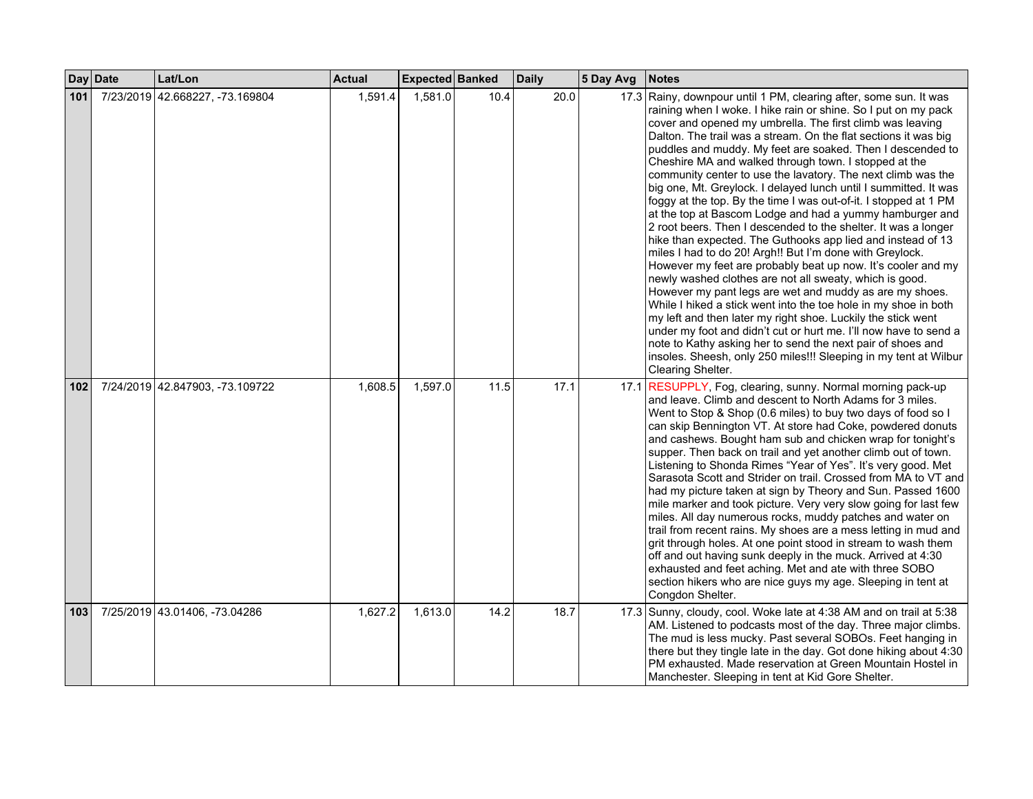| Day | Date | Lat/Lon | Actual | Expected | Banked | Daily | 5 Day Avg | Notes |
|---|---|---|---|---|---|---|---|---|
| **101** | 7/23/2019 | 42.668227, -73.169804 | 1,591.4 | 1,581.0 | 10.4 | 20.0 | 17.3 | Rainy, downpour until 1 PM, clearing after, some sun. It was raining when I woke. I hike rain or shine. So I put on my pack cover and opened my umbrella. The first climb was leaving Dalton. The trail was a stream. On the flat sections it was big puddles and muddy. My feet are soaked. Then I descended to Cheshire MA and walked through town. I stopped at the community center to use the lavatory. The next climb was the big one, Mt. Greylock. I delayed lunch until I summitted. It was foggy at the top. By the time I was out-of-it. I stopped at 1 PM at the top at Bascom Lodge and had a yummy hamburger and 2 root beers. Then I descended to the shelter. It was a longer hike than expected. The Guthooks app lied and instead of 13 miles I had to do 20! Argh!! But I'm done with Greylock. However my feet are probably beat up now. It's cooler and my newly washed clothes are not all sweaty, which is good. However my pant legs are wet and muddy as are my shoes. While I hiked a stick went into the toe hole in my shoe in both my left and then later my right shoe. Luckily the stick went under my foot and didn't cut or hurt me. I'll now have to send a note to Kathy asking her to send the next pair of shoes and insoles. Sheesh, only 250 miles!!! Sleeping in my tent at Wilbur Clearing Shelter. |
| **102** | 7/24/2019 | 42.847903, -73.109722 | 1,608.5 | 1,597.0 | 11.5 | 17.1 | 17.1 | RESUPPLY, Fog, clearing, sunny. Normal morning pack-up and leave. Climb and descent to North Adams for 3 miles. Went to Stop & Shop (0.6 miles) to buy two days of food so I can skip Bennington VT. At store had Coke, powdered donuts and cashews. Bought ham sub and chicken wrap for tonight's supper. Then back on trail and yet another climb out of town. Listening to Shonda Rimes "Year of Yes". It's very good. Met Sarasota Scott and Strider on trail. Crossed from MA to VT and had my picture taken at sign by Theory and Sun. Passed 1600 mile marker and took picture. Very very slow going for last few miles. All day numerous rocks, muddy patches and water on trail from recent rains. My shoes are a mess letting in mud and grit through holes. At one point stood in stream to wash them off and out having sunk deeply in the muck. Arrived at 4:30 exhausted and feet aching. Met and ate with three SOBO section hikers who are nice guys my age. Sleeping in tent at Congdon Shelter. |
| **103** | 7/25/2019 | 43.01406, -73.04286 | 1,627.2 | 1,613.0 | 14.2 | 18.7 | 17.3 | Sunny, cloudy, cool. Woke late at 4:38 AM and on trail at 5:38 AM. Listened to podcasts most of the day. Three major climbs. The mud is less mucky. Past several SOBOs. Feet hanging in there but they tingle late in the day. Got done hiking about 4:30 PM exhausted. Made reservation at Green Mountain Hostel in Manchester. Sleeping in tent at Kid Gore Shelter. |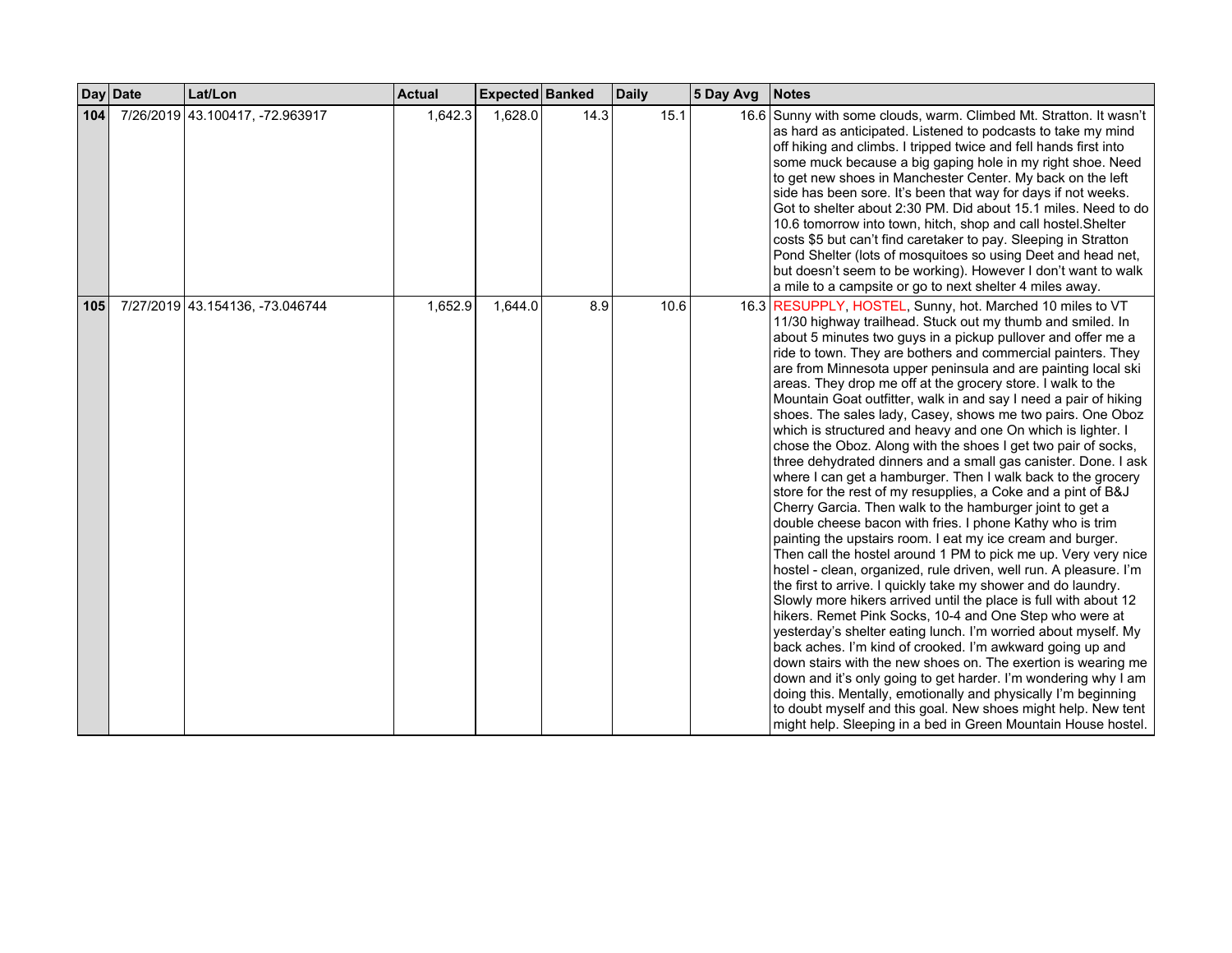| Day | Date | Lat/Lon | Actual | Expected | Banked | Daily | 5 Day Avg | Notes |
|---|---|---|---|---|---|---|---|---|
| **104** | 7/26/2019 | 43.100417, -72.963917 | 1,642.3 | 1,628.0 | 14.3 | 15.1 | 16.6 | Sunny with some clouds, warm. Climbed Mt. Stratton. It wasn't as hard as anticipated. Listened to podcasts to take my mind off hiking and climbs. I tripped twice and fell hands first into some muck because a big gaping hole in my right shoe. Need to get new shoes in Manchester Center. My back on the left side has been sore. It's been that way for days if not weeks. Got to shelter about 2:30 PM. Did about 15.1 miles. Need to do 10.6 tomorrow into town, hitch, shop and call hostel.Shelter costs $5 but can't find caretaker to pay. Sleeping in Stratton Pond Shelter (lots of mosquitoes so using Deet and head net, but doesn't seem to be working). However I don't want to walk a mile to a campsite or go to next shelter 4 miles away. |
| **105** | 7/27/2019 | 43.154136, -73.046744 | 1,652.9 | 1,644.0 | 8.9 | 10.6 | 16.3 | RESUPPLY, HOSTEL, Sunny, hot. Marched 10 miles to VT 11/30 highway trailhead. Stuck out my thumb and smiled. In about 5 minutes two guys in a pickup pullover and offer me a ride to town. They are bothers and commercial painters. They are from Minnesota upper peninsula and are painting local ski areas. They drop me off at the grocery store. I walk to the Mountain Goat outfitter, walk in and say I need a pair of hiking shoes. The sales lady, Casey, shows me two pairs. One Oboz which is structured and heavy and one On which is lighter. I chose the Oboz. Along with the shoes I get two pair of socks, three dehydrated dinners and a small gas canister. Done. I ask where I can get a hamburger. Then I walk back to the grocery store for the rest of my resupplies, a Coke and a pint of B&J Cherry Garcia. Then walk to the hamburger joint to get a double cheese bacon with fries. I phone Kathy who is trim painting the upstairs room. I eat my ice cream and burger. Then call the hostel around 1 PM to pick me up. Very very nice hostel - clean, organized, rule driven, well run. A pleasure. I'm the first to arrive. I quickly take my shower and do laundry. Slowly more hikers arrived until the place is full with about 12 hikers. Remet Pink Socks, 10-4 and One Step who were at yesterday's shelter eating lunch. I'm worried about myself. My back aches. I'm kind of crooked. I'm awkward going up and down stairs with the new shoes on. The exertion is wearing me down and it's only going to get harder. I'm wondering why I am doing this. Mentally, emotionally and physically I'm beginning to doubt myself and this goal. New shoes might help. New tent might help. Sleeping in a bed in Green Mountain House hostel. |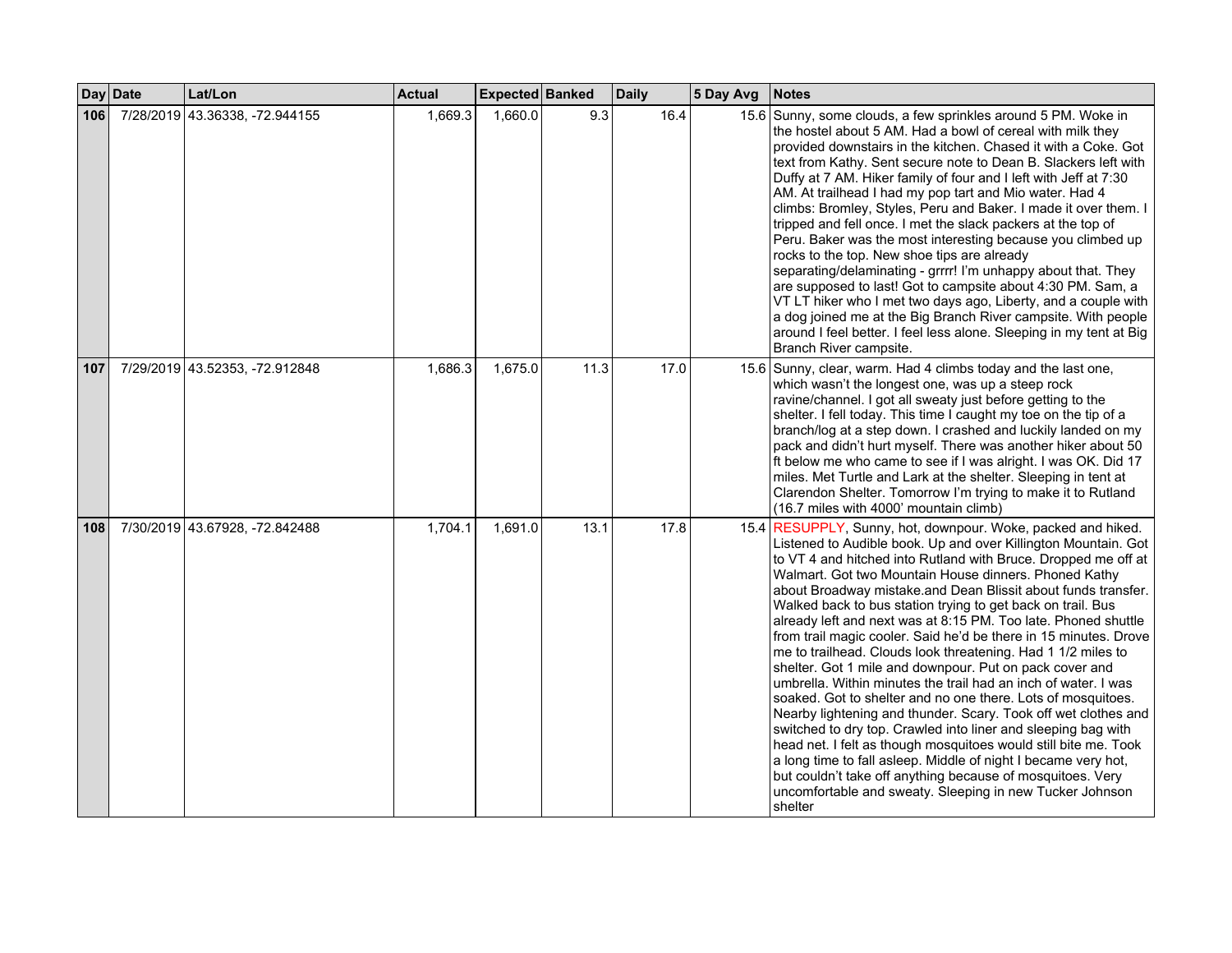| Day | Date | Lat/Lon | Actual | Expected | Banked | Daily | 5 Day Avg | Notes |
|---|---|---|---|---|---|---|---|---|
| **106** | 7/28/2019 | 43.36338, -72.944155 | 1,669.3 | 1,660.0 | 9.3 | 16.4 | 15.6 | Sunny, some clouds, a few sprinkles around 5 PM. Woke in the hostel about 5 AM. Had a bowl of cereal with milk they provided downstairs in the kitchen. Chased it with a Coke. Got text from Kathy. Sent secure note to Dean B. Slackers left with Duffy at 7 AM. Hiker family of four and I left with Jeff at 7:30 AM. At trailhead I had my pop tart and Mio water. Had 4 climbs: Bromley, Styles, Peru and Baker. I made it over them. I tripped and fell once. I met the slack packers at the top of Peru. Baker was the most interesting because you climbed up rocks to the top. New shoe tips are already separating/delaminating - grrrr! I'm unhappy about that. They are supposed to last! Got to campsite about 4:30 PM. Sam, a VT LT hiker who I met two days ago, Liberty, and a couple with a dog joined me at the Big Branch River campsite. With people around I feel better. I feel less alone. Sleeping in my tent at Big Branch River campsite. |
| **107** | 7/29/2019 | 43.52353, -72.912848 | 1,686.3 | 1,675.0 | 11.3 | 17.0 | 15.6 | Sunny, clear, warm. Had 4 climbs today and the last one, which wasn't the longest one, was up a steep rock ravine/channel. I got all sweaty just before getting to the shelter. I fell today. This time I caught my toe on the tip of a branch/log at a step down. I crashed and luckily landed on my pack and didn't hurt myself. There was another hiker about 50 ft below me who came to see if I was alright. I was OK. Did 17 miles. Met Turtle and Lark at the shelter. Sleeping in tent at Clarendon Shelter. Tomorrow I'm trying to make it to Rutland (16.7 miles with 4000' mountain climb) |
| **108** | 7/30/2019 | 43.67928, -72.842488 | 1,704.1 | 1,691.0 | 13.1 | 17.8 | 15.4 | RESUPPLY, Sunny, hot, downpour. Woke, packed and hiked. Listened to Audible book. Up and over Killington Mountain. Got to VT 4 and hitched into Rutland with Bruce. Dropped me off at Walmart. Got two Mountain House dinners. Phoned Kathy about Broadway mistake.and Dean Blissit about funds transfer. Walked back to bus station trying to get back on trail. Bus already left and next was at 8:15 PM. Too late. Phoned shuttle from trail magic cooler. Said he'd be there in 15 minutes. Drove me to trailhead. Clouds look threatening. Had 1 1/2 miles to shelter. Got 1 mile and downpour. Put on pack cover and umbrella. Within minutes the trail had an inch of water. I was soaked. Got to shelter and no one there. Lots of mosquitoes. Nearby lightening and thunder. Scary. Took off wet clothes and switched to dry top. Crawled into liner and sleeping bag with head net. I felt as though mosquitoes would still bite me. Took a long time to fall asleep. Middle of night I became very hot, but couldn't take off anything because of mosquitoes. Very uncomfortable and sweaty. Sleeping in new Tucker Johnson shelter |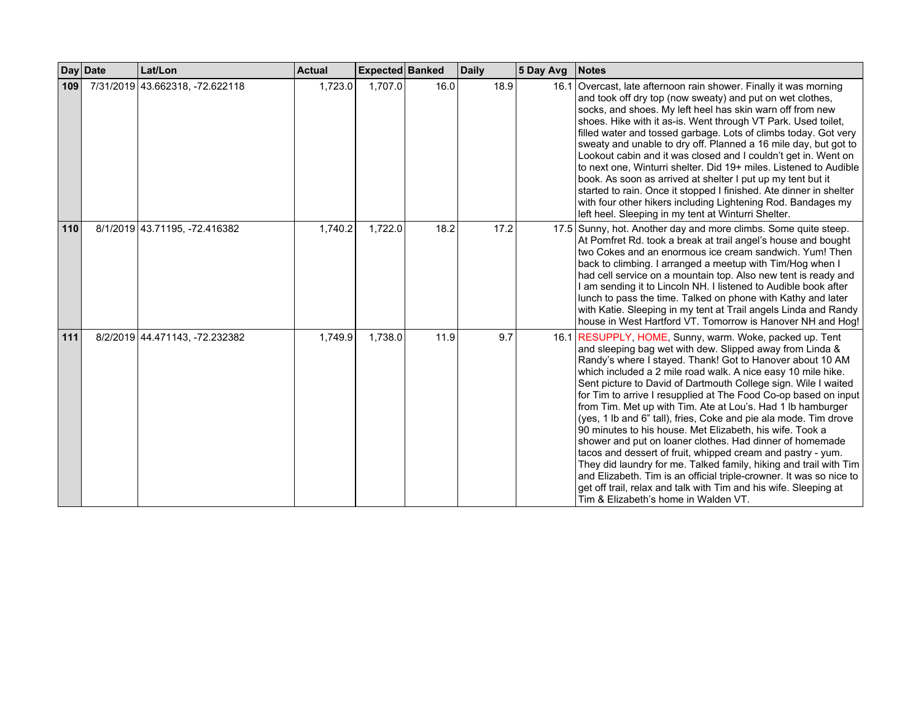| Day | Date | Lat/Lon | Actual | Expected | Banked | Daily | 5 Day Avg | Notes |
|---|---|---|---|---|---|---|---|---|
| **109** | 7/31/2019 | 43.662318, -72.622118 | 1,723.0 | 1,707.0 | 16.0 | 18.9 | 16.1 | Overcast, late afternoon rain shower. Finally it was morning and took off dry top (now sweaty) and put on wet clothes, socks, and shoes. My left heel has skin warn off from new shoes. Hike with it as-is. Went through VT Park. Used toilet, filled water and tossed garbage. Lots of climbs today. Got very sweaty and unable to dry off. Planned a 16 mile day, but got to Lookout cabin and it was closed and I couldn't get in. Went on to next one, Winturri shelter. Did 19+ miles. Listened to Audible book. As soon as arrived at shelter I put up my tent but it started to rain. Once it stopped I finished. Ate dinner in shelter with four other hikers including Lightening Rod. Bandages my left heel. Sleeping in my tent at Winturri Shelter. |
| **110** | 8/1/2019 | 43.71195, -72.416382 | 1,740.2 | 1,722.0 | 18.2 | 17.2 | 17.5 | Sunny, hot. Another day and more climbs. Some quite steep. At Pomfret Rd. took a break at trail angel's house and bought two Cokes and an enormous ice cream sandwich. Yum! Then back to climbing. I arranged a meetup with Tim/Hog when I had cell service on a mountain top. Also new tent is ready and I am sending it to Lincoln NH. I listened to Audible book after lunch to pass the time. Talked on phone with Kathy and later with Katie. Sleeping in my tent at Trail angels Linda and Randy house in West Hartford VT. Tomorrow is Hanover NH and Hog! |
| **111** | 8/2/2019 | 44.471143, -72.232382 | 1,749.9 | 1,738.0 | 11.9 | 9.7 | 16.1 | RESUPPLY, HOME, Sunny, warm. Woke, packed up. Tent and sleeping bag wet with dew. Slipped away from Linda & Randy's where I stayed. Thank! Got to Hanover about 10 AM which included a 2 mile road walk. A nice easy 10 mile hike. Sent picture to David of Dartmouth College sign. Wile I waited for Tim to arrive I resupplied at The Food Co-op based on input from Tim. Met up with Tim. Ate at Lou's. Had 1 lb hamburger (yes, 1 lb and 6" tall), fries, Coke and pie ala mode. Tim drove 90 minutes to his house. Met Elizabeth, his wife. Took a shower and put on loaner clothes. Had dinner of homemade tacos and dessert of fruit, whipped cream and pastry - yum. They did laundry for me. Talked family, hiking and trail with Tim and Elizabeth. Tim is an official triple-crowner. It was so nice to get off trail, relax and talk with Tim and his wife. Sleeping at Tim & Elizabeth's home in Walden VT. |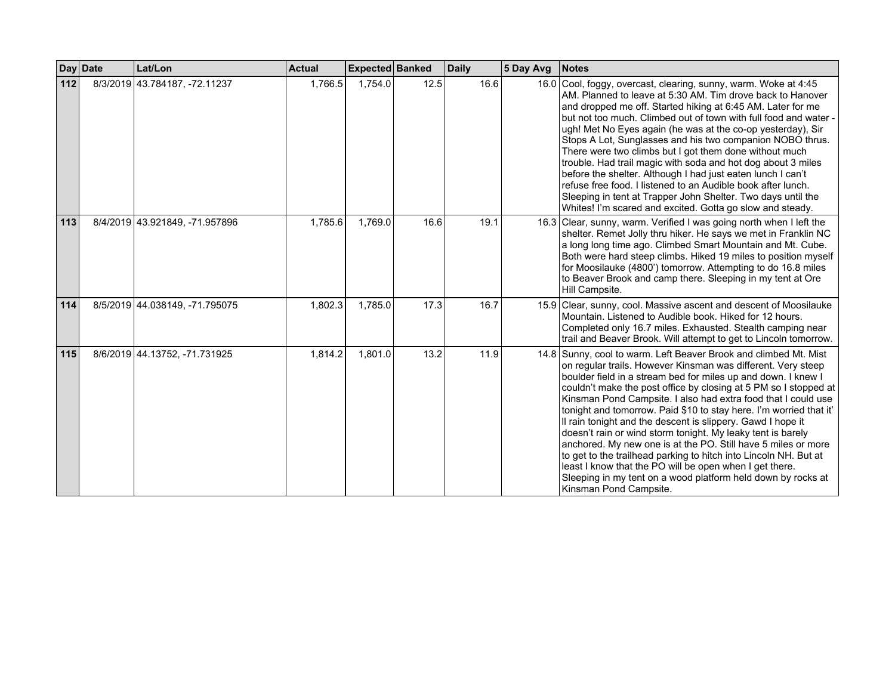| Day | Date | Lat/Lon | Actual | Expected | Banked | Daily | 5 Day Avg | Notes |
|---|---|---|---|---|---|---|---|---|
| **112** | 8/3/2019 | 43.784187, -72.11237 | 1,766.5 | 1,754.0 | 12.5 | 16.6 | 16.0 | Cool, foggy, overcast, clearing, sunny, warm. Woke at 4:45 AM. Planned to leave at 5:30 AM. Tim drove back to Hanover and dropped me off. Started hiking at 6:45 AM. Later for me but not too much. Climbed out of town with full food and water - ugh! Met No Eyes again (he was at the co-op yesterday), Sir Stops A Lot, Sunglasses and his two companion NOBO thrus. There were two climbs but I got them done without much trouble. Had trail magic with soda and hot dog about 3 miles before the shelter. Although I had just eaten lunch I can't refuse free food. I listened to an Audible book after lunch. Sleeping in tent at Trapper John Shelter. Two days until the Whites! I'm scared and excited. Gotta go slow and steady. |
| **113** | 8/4/2019 | 43.921849, -71.957896 | 1,785.6 | 1,769.0 | 16.6 | 19.1 | 16.3 | Clear, sunny, warm. Verified I was going north when I left the shelter. Remet Jolly thru hiker. He says we met in Franklin NC a long long time ago. Climbed Smart Mountain and Mt. Cube. Both were hard steep climbs. Hiked 19 miles to position myself for Moosilauke (4800') tomorrow. Attempting to do 16.8 miles to Beaver Brook and camp there. Sleeping in my tent at Ore Hill Campsite. |
| **114** | 8/5/2019 | 44.038149, -71.795075 | 1,802.3 | 1,785.0 | 17.3 | 16.7 | 15.9 | Clear, sunny, cool. Massive ascent and descent of Moosilauke Mountain. Listened to Audible book. Hiked for 12 hours. Completed only 16.7 miles. Exhausted. Stealth camping near trail and Beaver Brook. Will attempt to get to Lincoln tomorrow. |
| **115** | 8/6/2019 | 44.13752, -71.731925 | 1,814.2 | 1,801.0 | 13.2 | 11.9 | 14.8 | Sunny, cool to warm. Left Beaver Brook and climbed Mt. Mist on regular trails. However Kinsman was different. Very steep boulder field in a stream bed for miles up and down. I knew I couldn't make the post office by closing at 5 PM so I stopped at Kinsman Pond Campsite. I also had extra food that I could use tonight and tomorrow. Paid $10 to stay here. I'm worried that it'll rain tonight and the descent is slippery. Gawd I hope it doesn't rain or wind storm tonight. My leaky tent is barely anchored. My new one is at the PO. Still have 5 miles or more to get to the trailhead parking to hitch into Lincoln NH. But at least I know that the PO will be open when I get there. Sleeping in my tent on a wood platform held down by rocks at Kinsman Pond Campsite. |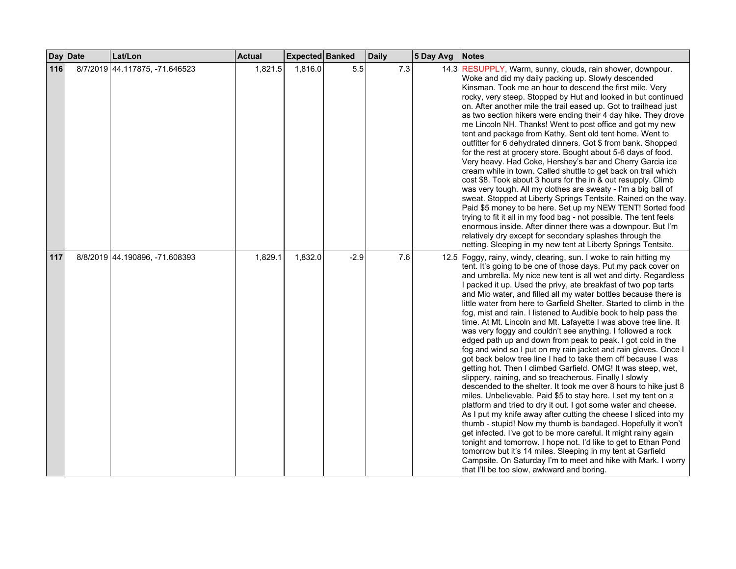| Day | Date | Lat/Lon | Actual | Expected | Banked | Daily | 5 Day Avg | Notes |
|---|---|---|---|---|---|---|---|---|
| **116** | 8/7/2019 | 44.117875, -71.646523 | 1,821.5 | 1,816.0 | 5.5 | 7.3 | 14.3 | RESUPPLY, Warm, sunny, clouds, rain shower, downpour. Woke and did my daily packing up. Slowly descended Kinsman. Took me an hour to descend the first mile. Very rocky, very steep. Stopped by Hut and looked in but continued on. After another mile the trail eased up. Got to trailhead just as two section hikers were ending their 4 day hike. They drove me Lincoln NH. Thanks! Went to post office and got my new tent and package from Kathy. Sent old tent home. Went to outfitter for 6 dehydrated dinners. Got $ from bank. Shopped for the rest at grocery store. Bought about 5-6 days of food. Very heavy. Had Coke, Hershey's bar and Cherry Garcia ice cream while in town. Called shuttle to get back on trail which cost $8. Took about 3 hours for the in & out resupply. Climb was very tough. All my clothes are sweaty - I'm a big ball of sweat. Stopped at Liberty Springs Tentsite. Rained on the way. Paid $5 money to be here. Set up my NEW TENT! Sorted food trying to fit it all in my food bag - not possible. The tent feels enormous inside. After dinner there was a downpour. But I'm relatively dry except for secondary splashes through the netting. Sleeping in my new tent at Liberty Springs Tentsite. |
| **117** | 8/8/2019 | 44.190896, -71.608393 | 1,829.1 | 1,832.0 | -2.9 | 7.6 | 12.5 | Foggy, rainy, windy, clearing, sun. I woke to rain hitting my tent. It's going to be one of those days. Put my pack cover on and umbrella. My nice new tent is all wet and dirty. Regardless I packed it up. Used the privy, ate breakfast of two pop tarts and Mio water, and filled all my water bottles because there is little water from here to Garfield Shelter. Started to climb in the fog, mist and rain. I listened to Audible book to help pass the time. At Mt. Lincoln and Mt. Lafayette I was above tree line. It was very foggy and couldn't see anything. I followed a rock edged path up and down from peak to peak. I got cold in the fog and wind so I put on my rain jacket and rain gloves. Once I got back below tree line I had to take them off because I was getting hot. Then I climbed Garfield. OMG! It was steep, wet, slippery, raining, and so treacherous. Finally I slowly descended to the shelter. It took me over 8 hours to hike just 8 miles. Unbelievable. Paid $5 to stay here. I set my tent on a platform and tried to dry it out. I got some water and cheese. As I put my knife away after cutting the cheese I sliced into my thumb - stupid! Now my thumb is bandaged. Hopefully it won't get infected. I've got to be more careful. It might rainy again tonight and tomorrow. I hope not. I'd like to get to Ethan Pond tomorrow but it's 14 miles. Sleeping in my tent at Garfield Campsite. On Saturday I'm to meet and hike with Mark. I worry that I'll be too slow, awkward and boring. |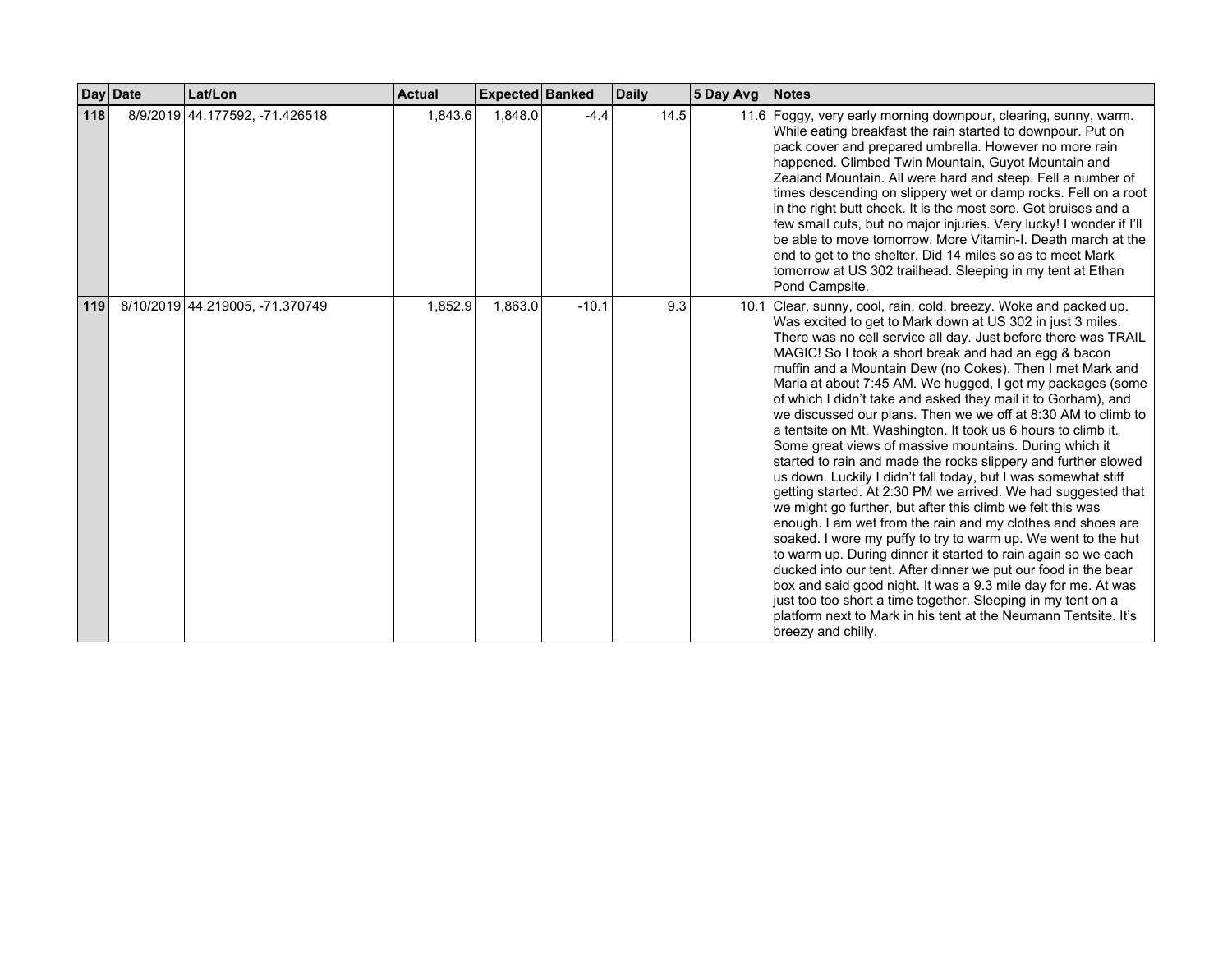| Day | Date | Lat/Lon | Actual | Expected | Banked | Daily | 5 Day Avg | Notes |
|---|---|---|---|---|---|---|---|---|
| 118 | 8/9/2019 | 44.177592, -71.426518 | 1,843.6 | 1,848.0 | -4.4 | 14.5 | 11.6 | Foggy, very early morning downpour, clearing, sunny, warm. While eating breakfast the rain started to downpour. Put on pack cover and prepared umbrella. However no more rain happened. Climbed Twin Mountain, Guyot Mountain and Zealand Mountain. All were hard and steep. Fell a number of times descending on slippery wet or damp rocks. Fell on a root in the right butt cheek. It is the most sore. Got bruises and a few small cuts, but no major injuries. Very lucky! I wonder if I'll be able to move tomorrow. More Vitamin-I. Death march at the end to get to the shelter. Did 14 miles so as to meet Mark tomorrow at US 302 trailhead. Sleeping in my tent at Ethan Pond Campsite. |
| 119 | 8/10/2019 | 44.219005, -71.370749 | 1,852.9 | 1,863.0 | -10.1 | 9.3 | 10.1 | Clear, sunny, cool, rain, cold, breezy. Woke and packed up. Was excited to get to Mark down at US 302 in just 3 miles. There was no cell service all day. Just before there was TRAIL MAGIC! So I took a short break and had an egg & bacon muffin and a Mountain Dew (no Cokes). Then I met Mark and Maria at about 7:45 AM. We hugged, I got my packages (some of which I didn't take and asked they mail it to Gorham), and we discussed our plans. Then we we off at 8:30 AM to climb to a tentsite on Mt. Washington. It took us 6 hours to climb it. Some great views of massive mountains. During which it started to rain and made the rocks slippery and further slowed us down. Luckily I didn't fall today, but I was somewhat stiff getting started. At 2:30 PM we arrived. We had suggested that we might go further, but after this climb we felt this was enough. I am wet from the rain and my clothes and shoes are soaked. I wore my puffy to try to warm up. We went to the hut to warm up. During dinner it started to rain again so we each ducked into our tent. After dinner we put our food in the bear box and said good night. It was a 9.3 mile day for me. At was just too too short a time together. Sleeping in my tent on a platform next to Mark in his tent at the Neumann Tentsite. It's breezy and chilly. |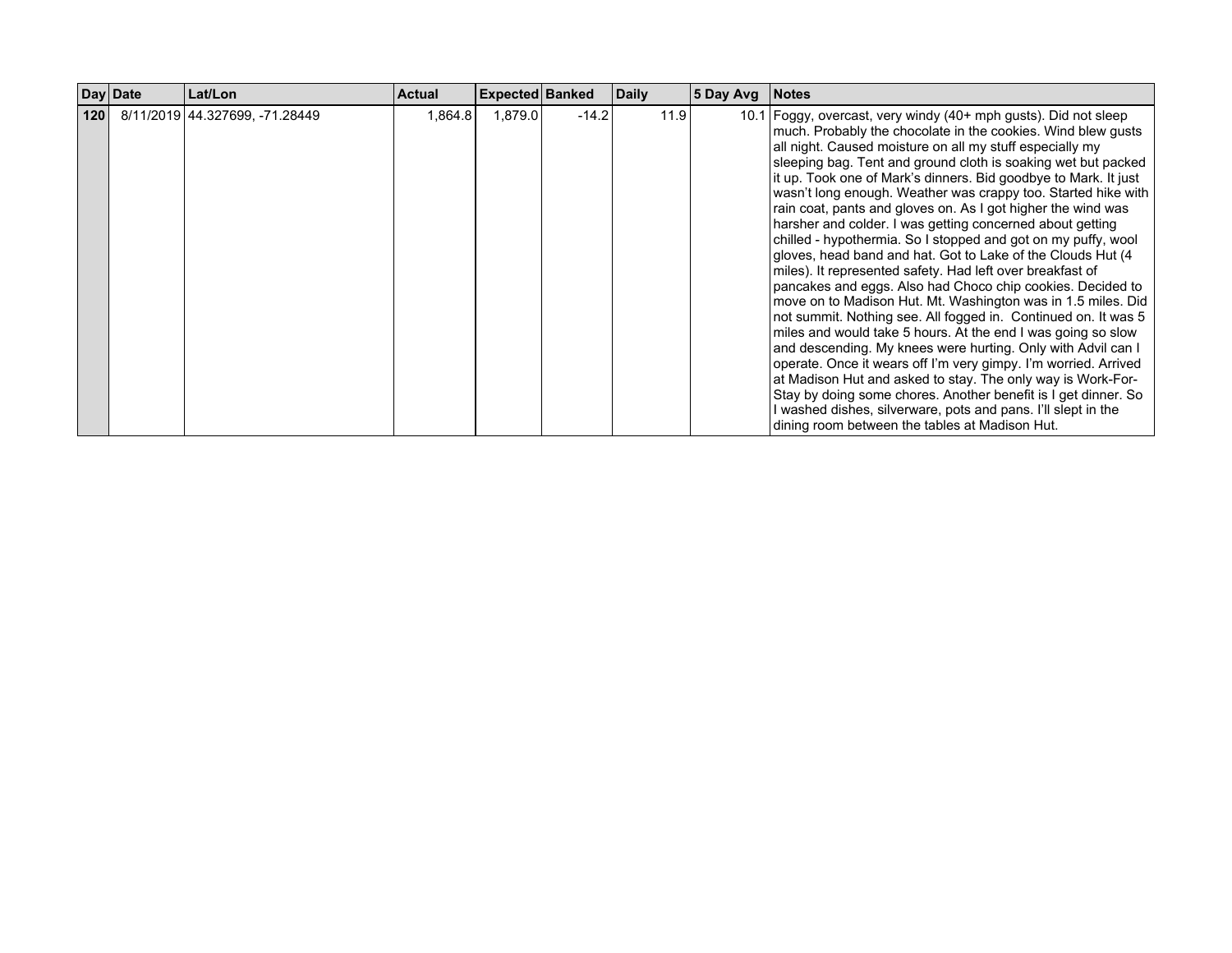| Day | Date | Lat/Lon | Actual | Expected | Banked | Daily | 5 Day Avg | Notes |
|---|---|---|---|---|---|---|---|---|
| 120 | 8/11/2019 | 44.327699, -71.28449 | 1,864.8 | 1,879.0 | -14.2 | 11.9 | 10.1 | Foggy, overcast, very windy (40+ mph gusts). Did not sleep much. Probably the chocolate in the cookies. Wind blew gusts all night. Caused moisture on all my stuff especially my sleeping bag. Tent and ground cloth is soaking wet but packed it up. Took one of Mark's dinners. Bid goodbye to Mark. It just wasn't long enough. Weather was crappy too. Started hike with rain coat, pants and gloves on. As I got higher the wind was harsher and colder. I was getting concerned about getting chilled - hypothermia. So I stopped and got on my puffy, wool gloves, head band and hat. Got to Lake of the Clouds Hut (4 miles). It represented safety. Had left over breakfast of pancakes and eggs. Also had Choco chip cookies. Decided to move on to Madison Hut. Mt. Washington was in 1.5 miles. Did not summit. Nothing see. All fogged in. Continued on. It was 5 miles and would take 5 hours. At the end I was going so slow and descending. My knees were hurting. Only with Advil can I operate. Once it wears off I'm very gimpy. I'm worried. Arrived at Madison Hut and asked to stay. The only way is Work-For-Stay by doing some chores. Another benefit is I get dinner. So I washed dishes, silverware, pots and pans. I'll slept in the dining room between the tables at Madison Hut. |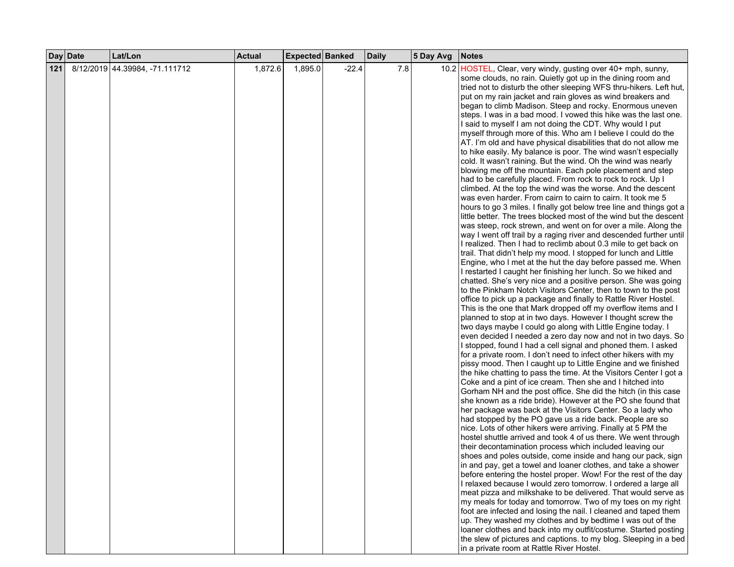| Day | Date | Lat/Lon | Actual | Expected | Banked | Daily | 5 Day Avg | Notes |
|---|---|---|---|---|---|---|---|---|
| **121** | 8/12/2019 | 44.39984, -71.111712 | 1,872.6 | 1,895.0 | -22.4 | 7.8 | 10.2 | HOSTEL, Clear, very windy, gusting over 40+ mph, sunny, some clouds, no rain. Quietly got up in the dining room and tried not to disturb the other sleeping WFS thru-hikers. Left hut, put on my rain jacket and rain gloves as wind breakers and began to climb Madison. Steep and rocky. Enormous uneven steps. I was in a bad mood. I vowed this hike was the last one. I said to myself I am not doing the CDT. Why would I put myself through more of this. Who am I believe I could do the AT. I'm old and have physical disabilities that do not allow me to hike easily. My balance is poor. The wind wasn't especially cold. It wasn't raining. But the wind. Oh the wind was nearly blowing me off the mountain. Each pole placement and step had to be carefully placed. From rock to rock to rock. Up I climbed. At the top the wind was the worse. And the descent was even harder. From cairn to cairn to cairn. It took me 5 hours to go 3 miles. I finally got below tree line and things got a little better. The trees blocked most of the wind but the descent was steep, rock strewn, and went on for over a mile. Along the way I went off trail by a raging river and descended further until I realized. Then I had to reclimb about 0.3 mile to get back on trail. That didn't help my mood. I stopped for lunch and Little Engine, who I met at the hut the day before passed me. When I restarted I caught her finishing her lunch. So we hiked and chatted. She's very nice and a positive person. She was going to the Pinkham Notch Visitors Center, then to town to the post office to pick up a package and finally to Rattle River Hostel. This is the one that Mark dropped off my overflow items and I planned to stop at in two days. However I thought screw the two days maybe I could go along with Little Engine today. I even decided I needed a zero day now and not in two days. So I stopped, found I had a cell signal and phoned them. I asked for a private room. I don't need to infect other hikers with my pissy mood. Then I caught up to Little Engine and we finished the hike chatting to pass the time. At the Visitors Center I got a Coke and a pint of ice cream. Then she and I hitched into Gorham NH and the post office. She did the hitch (in this case she known as a ride bride). However at the PO she found that her package was back at the Visitors Center. So a lady who had stopped by the PO gave us a ride back. People are so nice. Lots of other hikers were arriving. Finally at 5 PM the hostel shuttle arrived and took 4 of us there. We went through their decontamination process which included leaving our shoes and poles outside, come inside and hang our pack, sign in and pay, get a towel and loaner clothes, and take a shower before entering the hostel proper. Wow! For the rest of the day I relaxed because I would zero tomorrow. I ordered a large all meat pizza and milkshake to be delivered. That would serve as my meals for today and tomorrow. Two of my toes on my right foot are infected and losing the nail. I cleaned and taped them up. They washed my clothes and by bedtime I was out of the loaner clothes and back into my outfit/costume. Started posting the slew of pictures and captions. to my blog. Sleeping in a bed in a private room at Rattle River Hostel. |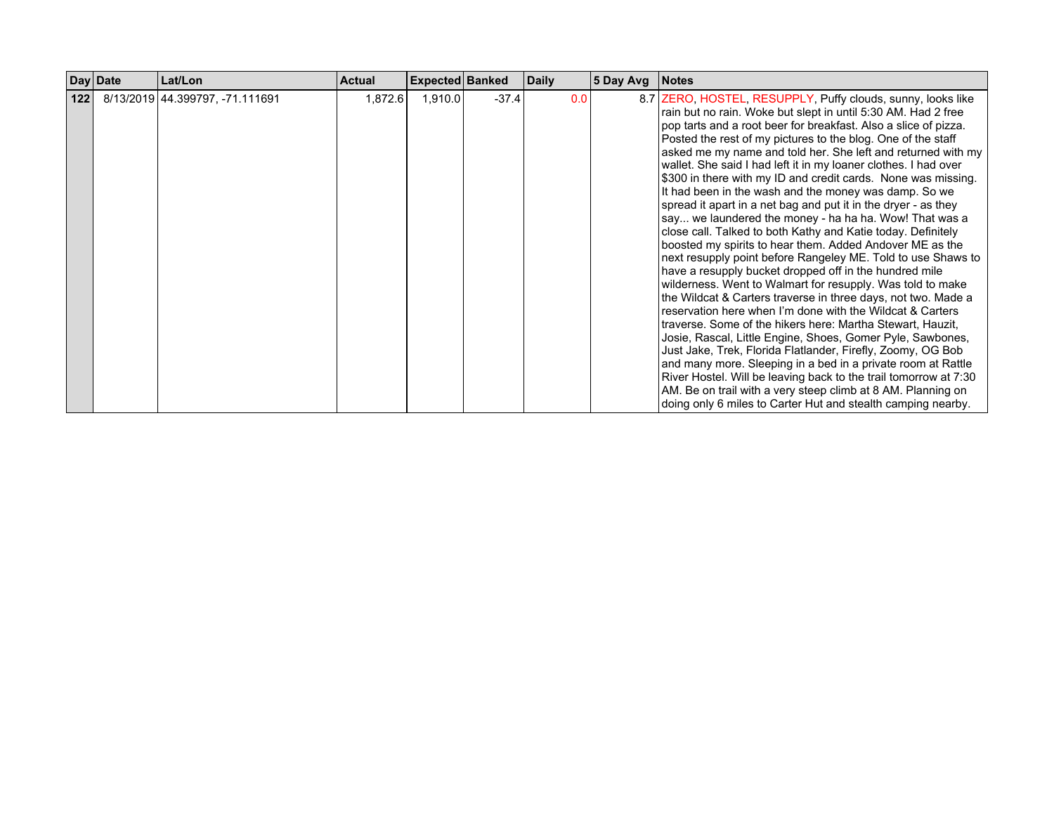| Day | Date | Lat/Lon | Actual | Expected | Banked | Daily | 5 Day Avg | Notes |
|---|---|---|---|---|---|---|---|---|
| **122** | 8/13/2019 | 44.399797, -71.111691 | 1,872.6 | 1,910.0 | -37.4 | 0.0 | 8.7 | ZERO, HOSTEL, RESUPPLY, Puffy clouds, sunny, looks like rain but no rain. Woke but slept in until 5:30 AM. Had 2 free pop tarts and a root beer for breakfast. Also a slice of pizza. Posted the rest of my pictures to the blog. One of the staff asked me my name and told her. She left and returned with my wallet. She said I had left it in my loaner clothes. I had over $300 in there with my ID and credit cards. None was missing. It had been in the wash and the money was damp. So we spread it apart in a net bag and put it in the dryer - as they say... we laundered the money - ha ha ha. Wow! That was a close call. Talked to both Kathy and Katie today. Definitely boosted my spirits to hear them. Added Andover ME as the next resupply point before Rangeley ME. Told to use Shaws to have a resupply bucket dropped off in the hundred mile wilderness. Went to Walmart for resupply. Was told to make the Wildcat & Carters traverse in three days, not two. Made a reservation here when I'm done with the Wildcat & Carters traverse. Some of the hikers here: Martha Stewart, Hauzit, Josie, Rascal, Little Engine, Shoes, Gomer Pyle, Sawbones, Just Jake, Trek, Florida Flatlander, Firefly, Zoomy, OG Bob and many more. Sleeping in a bed in a private room at Rattle River Hostel. Will be leaving back to the trail tomorrow at 7:30 AM. Be on trail with a very steep climb at 8 AM. Planning on doing only 6 miles to Carter Hut and stealth camping nearby. |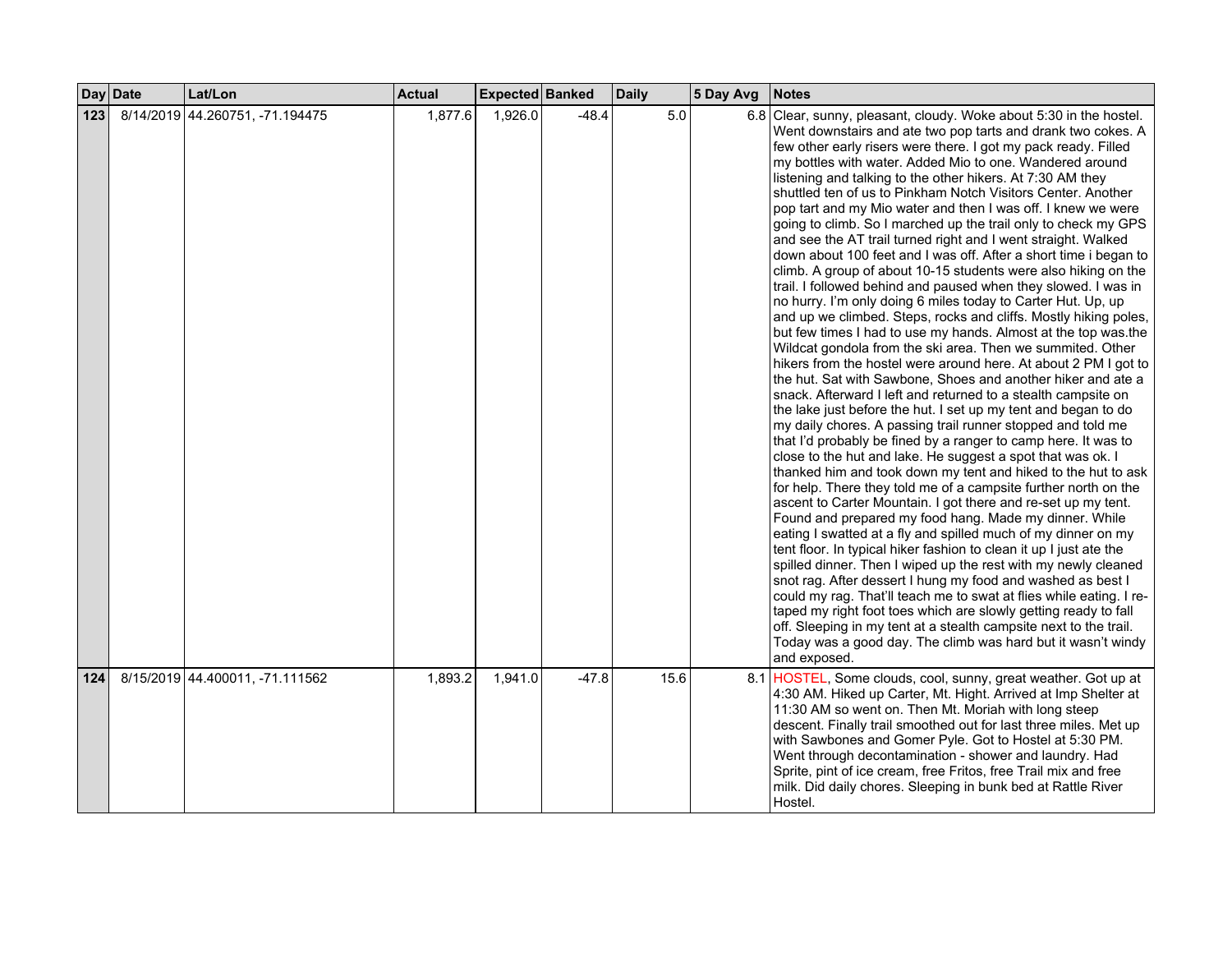| Day | Date | Lat/Lon | Actual | Expected | Banked | Daily | 5 Day Avg | Notes |
|---|---|---|---|---|---|---|---|---|
| **123** | 8/14/2019 | 44.260751, -71.194475 | 1,877.6 | 1,926.0 | -48.4 | 5.0 | 6.8 | Clear, sunny, pleasant, cloudy. Woke about 5:30 in the hostel. Went downstairs and ate two pop tarts and drank two cokes. A few other early risers were there. I got my pack ready. Filled my bottles with water. Added Mio to one. Wandered around listening and talking to the other hikers. At 7:30 AM they shuttled ten of us to Pinkham Notch Visitors Center. Another pop tart and my Mio water and then I was off. I knew we were going to climb. So I marched up the trail only to check my GPS and see the AT trail turned right and I went straight. Walked down about 100 feet and I was off. After a short time i began to climb. A group of about 10-15 students were also hiking on the trail. I followed behind and paused when they slowed. I was in no hurry. I'm only doing 6 miles today to Carter Hut. Up, up and up we climbed. Steps, rocks and cliffs. Mostly hiking poles, but few times I had to use my hands. Almost at the top was.the Wildcat gondola from the ski area. Then we summited. Other hikers from the hostel were around here. At about 2 PM I got to the hut. Sat with Sawbone, Shoes and another hiker and ate a snack. Afterward I left and returned to a stealth campsite on the lake just before the hut. I set up my tent and began to do my daily chores. A passing trail runner stopped and told me that I'd probably be fined by a ranger to camp here. It was to close to the hut and lake. He suggest a spot that was ok. I thanked him and took down my tent and hiked to the hut to ask for help. There they told me of a campsite further north on the ascent to Carter Mountain. I got there and re-set up my tent. Found and prepared my food hang. Made my dinner. While eating I swatted at a fly and spilled much of my dinner on my tent floor. In typical hiker fashion to clean it up I just ate the spilled dinner. Then I wiped up the rest with my newly cleaned snot rag. After dessert I hung my food and washed as best I could my rag. That'll teach me to swat at flies while eating. I re-taped my right foot toes which are slowly getting ready to fall off. Sleeping in my tent at a stealth campsite next to the trail. Today was a good day. The climb was hard but it wasn't windy and exposed. |
| **124** | 8/15/2019 | 44.400011, -71.111562 | 1,893.2 | 1,941.0 | -47.8 | 15.6 | 8.1 | HOSTEL, Some clouds, cool, sunny, great weather. Got up at 4:30 AM. Hiked up Carter, Mt. Hight. Arrived at Imp Shelter at 11:30 AM so went on. Then Mt. Moriah with long steep descent. Finally trail smoothed out for last three miles. Met up with Sawbones and Gomer Pyle. Got to Hostel at 5:30 PM. Went through decontamination - shower and laundry. Had Sprite, pint of ice cream, free Fritos, free Trail mix and free milk. Did daily chores. Sleeping in bunk bed at Rattle River Hostel. |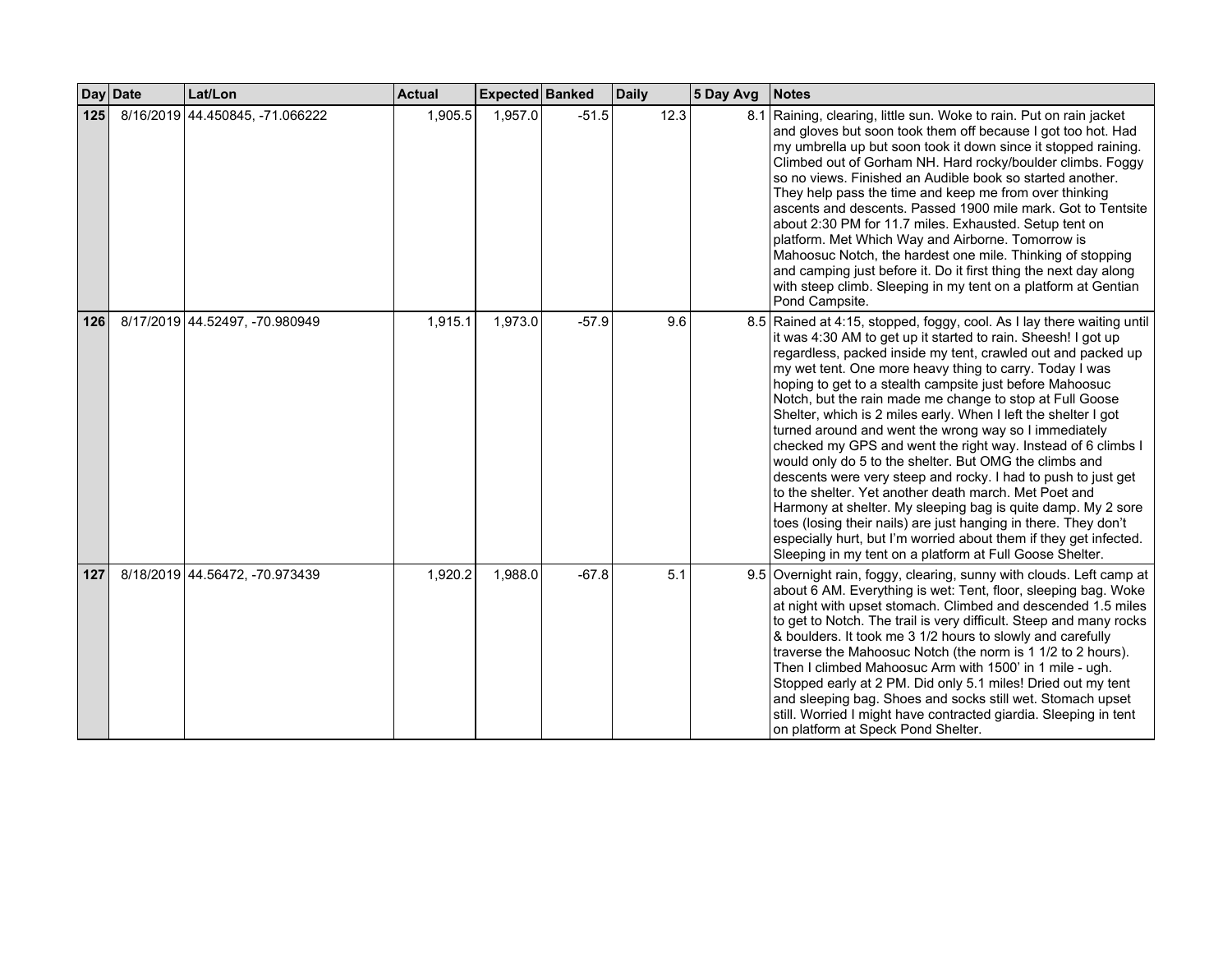| Day | Date | Lat/Lon | Actual | Expected | Banked | Daily | 5 Day Avg | Notes |
|---|---|---|---|---|---|---|---|---|
| **125** | 8/16/2019 | 44.450845, -71.066222 | 1,905.5 | 1,957.0 | -51.5 | 12.3 | 8.1 | Raining, clearing, little sun. Woke to rain. Put on rain jacket and gloves but soon took them off because I got too hot. Had my umbrella up but soon took it down since it stopped raining. Climbed out of Gorham NH. Hard rocky/boulder climbs. Foggy so no views. Finished an Audible book so started another. They help pass the time and keep me from over thinking ascents and descents. Passed 1900 mile mark. Got to Tentsite about 2:30 PM for 11.7 miles. Exhausted. Setup tent on platform. Met Which Way and Airborne. Tomorrow is Mahoosuc Notch, the hardest one mile. Thinking of stopping and camping just before it. Do it first thing the next day along with steep climb. Sleeping in my tent on a platform at Gentian Pond Campsite. |
| **126** | 8/17/2019 | 44.52497, -70.980949 | 1,915.1 | 1,973.0 | -57.9 | 9.6 | 8.5 | Rained at 4:15, stopped, foggy, cool. As I lay there waiting until it was 4:30 AM to get up it started to rain. Sheesh! I got up regardless, packed inside my tent, crawled out and packed up my wet tent. One more heavy thing to carry. Today I was hoping to get to a stealth campsite just before Mahoosuc Notch, but the rain made me change to stop at Full Goose Shelter, which is 2 miles early. When I left the shelter I got turned around and went the wrong way so I immediately checked my GPS and went the right way. Instead of 6 climbs I would only do 5 to the shelter. But OMG the climbs and descents were very steep and rocky. I had to push to just get to the shelter. Yet another death march. Met Poet and Harmony at shelter. My sleeping bag is quite damp. My 2 sore toes (losing their nails) are just hanging in there. They don't especially hurt, but I'm worried about them if they get infected. Sleeping in my tent on a platform at Full Goose Shelter. |
| **127** | 8/18/2019 | 44.56472, -70.973439 | 1,920.2 | 1,988.0 | -67.8 | 5.1 | 9.5 | Overnight rain, foggy, clearing, sunny with clouds. Left camp at about 6 AM. Everything is wet: Tent, floor, sleeping bag. Woke at night with upset stomach. Climbed and descended 1.5 miles to get to Notch. The trail is very difficult. Steep and many rocks & boulders. It took me 3 1/2 hours to slowly and carefully traverse the Mahoosuc Notch (the norm is 1 1/2 to 2 hours). Then I climbed Mahoosuc Arm with 1500' in 1 mile - ugh. Stopped early at 2 PM. Did only 5.1 miles! Dried out my tent and sleeping bag. Shoes and socks still wet. Stomach upset still. Worried I might have contracted giardia. Sleeping in tent on platform at Speck Pond Shelter. |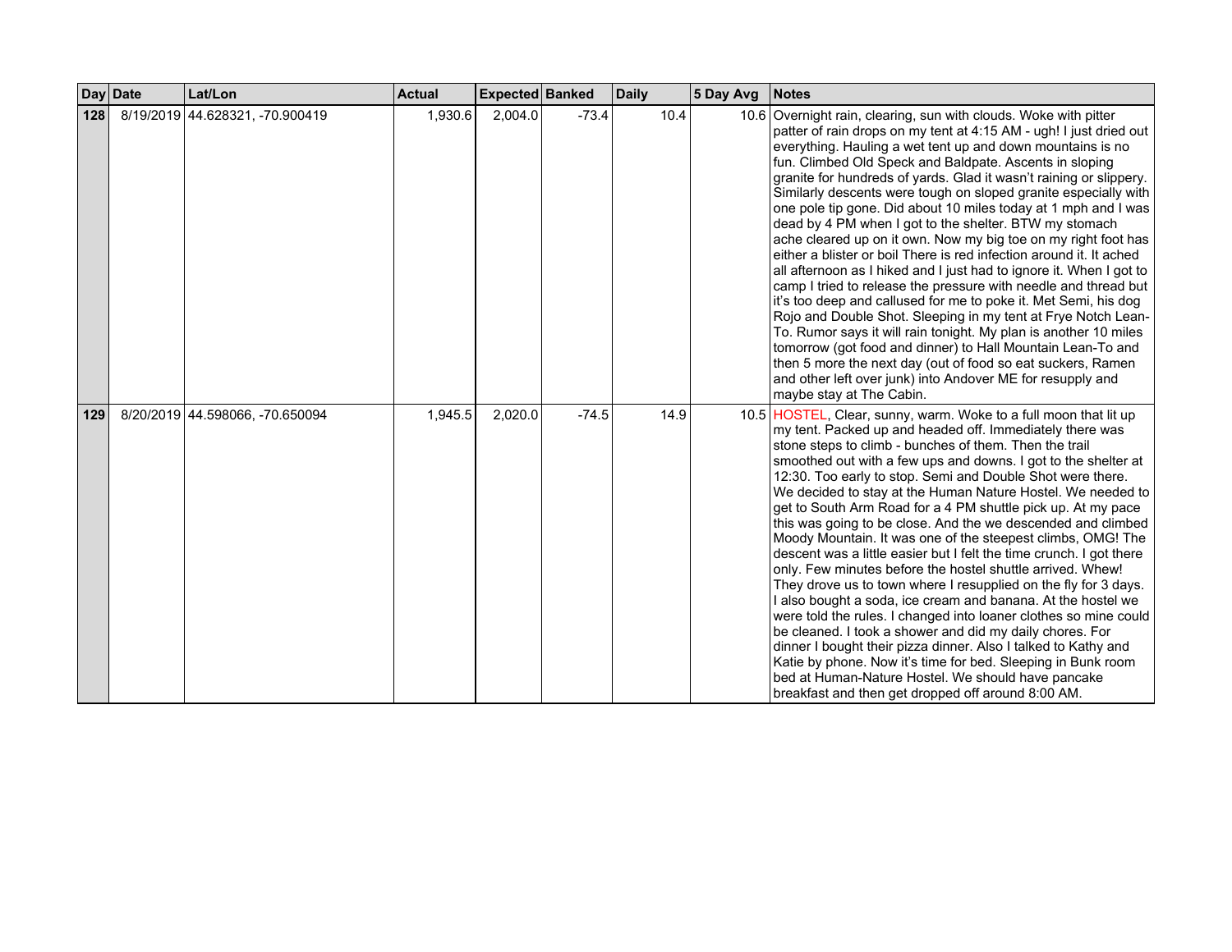| Day | Date | Lat/Lon | Actual | Expected | Banked | Daily | 5 Day Avg | Notes |
|---|---|---|---|---|---|---|---|---|
| **128** | 8/19/2019 | 44.628321, -70.900419 | 1,930.6 | 2,004.0 | -73.4 | 10.4 | 10.6 | Overnight rain, clearing, sun with clouds. Woke with pitter patter of rain drops on my tent at 4:15 AM - ugh! I just dried out everything. Hauling a wet tent up and down mountains is no fun. Climbed Old Speck and Baldpate. Ascents in sloping granite for hundreds of yards. Glad it wasn't raining or slippery. Similarly descents were tough on sloped granite especially with one pole tip gone. Did about 10 miles today at 1 mph and I was dead by 4 PM when I got to the shelter. BTW my stomach ache cleared up on it own. Now my big toe on my right foot has either a blister or boil There is red infection around it. It ached all afternoon as I hiked and I just had to ignore it. When I got to camp I tried to release the pressure with needle and thread but it's too deep and callused for me to poke it. Met Semi, his dog Rojo and Double Shot. Sleeping in my tent at Frye Notch Lean-To. Rumor says it will rain tonight. My plan is another 10 miles tomorrow (got food and dinner) to Hall Mountain Lean-To and then 5 more the next day (out of food so eat suckers, Ramen and other left over junk) into Andover ME for resupply and maybe stay at The Cabin. |
| **129** | 8/20/2019 | 44.598066, -70.650094 | 1,945.5 | 2,020.0 | -74.5 | 14.9 | 10.5 | HOSTEL, Clear, sunny, warm. Woke to a full moon that lit up my tent. Packed up and headed off. Immediately there was stone steps to climb - bunches of them. Then the trail smoothed out with a few ups and downs. I got to the shelter at 12:30. Too early to stop. Semi and Double Shot were there. We decided to stay at the Human Nature Hostel. We needed to get to South Arm Road for a 4 PM shuttle pick up. At my pace this was going to be close. And the we descended and climbed Moody Mountain. It was one of the steepest climbs, OMG! The descent was a little easier but I felt the time crunch. I got there only. Few minutes before the hostel shuttle arrived. Whew! They drove us to town where I resupplied on the fly for 3 days. I also bought a soda, ice cream and banana. At the hostel we were told the rules. I changed into loaner clothes so mine could be cleaned. I took a shower and did my daily chores. For dinner I bought their pizza dinner. Also I talked to Kathy and Katie by phone. Now it's time for bed. Sleeping in Bunk room bed at Human-Nature Hostel. We should have pancake breakfast and then get dropped off around 8:00 AM. |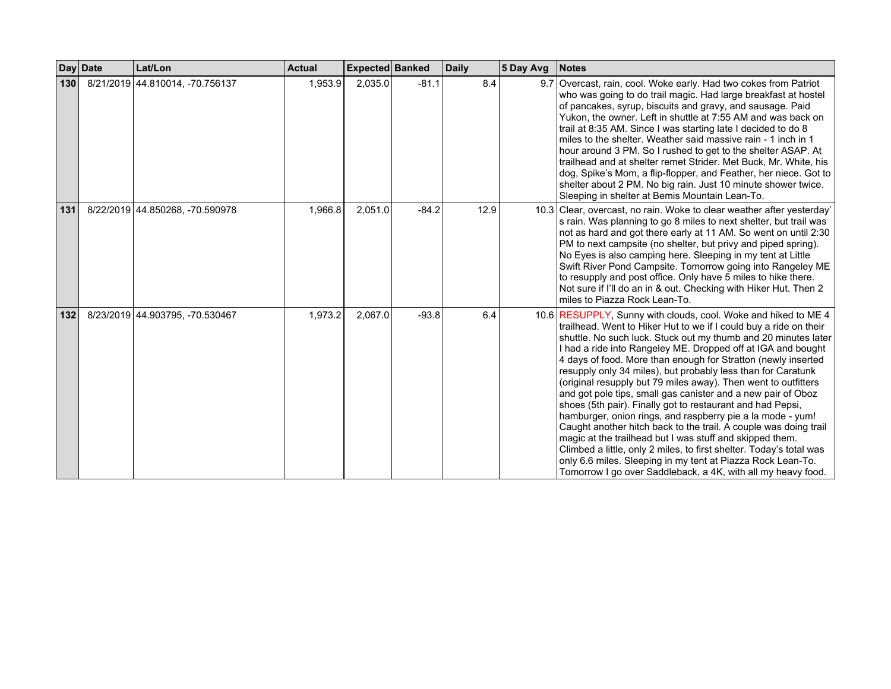| Day | Date | Lat/Lon | Actual | Expected | Banked | Daily | 5 Day Avg | Notes |
|---|---|---|---|---|---|---|---|---|
| 130 | 8/21/2019 | 44.810014, -70.756137 | 1,953.9 | 2,035.0 | -81.1 | 8.4 | 9.7 | Overcast, rain, cool. Woke early. Had two cokes from Patriot who was going to do trail magic. Had large breakfast at hostel of pancakes, syrup, biscuits and gravy, and sausage. Paid Yukon, the owner. Left in shuttle at 7:55 AM and was back on trail at 8:35 AM. Since I was starting late I decided to do 8 miles to the shelter. Weather said massive rain - 1 inch in 1 hour around 3 PM. So I rushed to get to the shelter ASAP. At trailhead and at shelter remet Strider. Met Buck, Mr. White, his dog, Spike's Mom, a flip-flopper, and Feather, her niece. Got to shelter about 2 PM. No big rain. Just 10 minute shower twice. Sleeping in shelter at Bemis Mountain Lean-To. |
| 131 | 8/22/2019 | 44.850268, -70.590978 | 1,966.8 | 2,051.0 | -84.2 | 12.9 | 10.3 | Clear, overcast, no rain. Woke to clear weather after yesterday's rain. Was planning to go 8 miles to next shelter, but trail was not as hard and got there early at 11 AM. So went on until 2:30 PM to next campsite (no shelter, but privy and piped spring). No Eyes is also camping here. Sleeping in my tent at Little Swift River Pond Campsite. Tomorrow going into Rangeley ME to resupply and post office. Only have 5 miles to hike there. Not sure if I'll do an in & out. Checking with Hiker Hut. Then 2 miles to Piazza Rock Lean-To. |
| 132 | 8/23/2019 | 44.903795, -70.530467 | 1,973.2 | 2,067.0 | -93.8 | 6.4 | 10.6 | RESUPPLY, Sunny with clouds, cool. Woke and hiked to ME 4 trailhead. Went to Hiker Hut to we if I could buy a ride on their shuttle. No such luck. Stuck out my thumb and 20 minutes later I had a ride into Rangeley ME. Dropped off at IGA and bought 4 days of food. More than enough for Stratton (newly inserted resupply only 34 miles), but probably less than for Caratunk (original resupply but 79 miles away). Then went to outfitters and got pole tips, small gas canister and a new pair of Oboz shoes (5th pair). Finally got to restaurant and had Pepsi, hamburger, onion rings, and raspberry pie a la mode - yum! Caught another hitch back to the trail. A couple was doing trail magic at the trailhead but I was stuff and skipped them. Climbed a little, only 2 miles, to first shelter. Today's total was only 6.6 miles. Sleeping in my tent at Piazza Rock Lean-To. Tomorrow I go over Saddleback, a 4K, with all my heavy food. |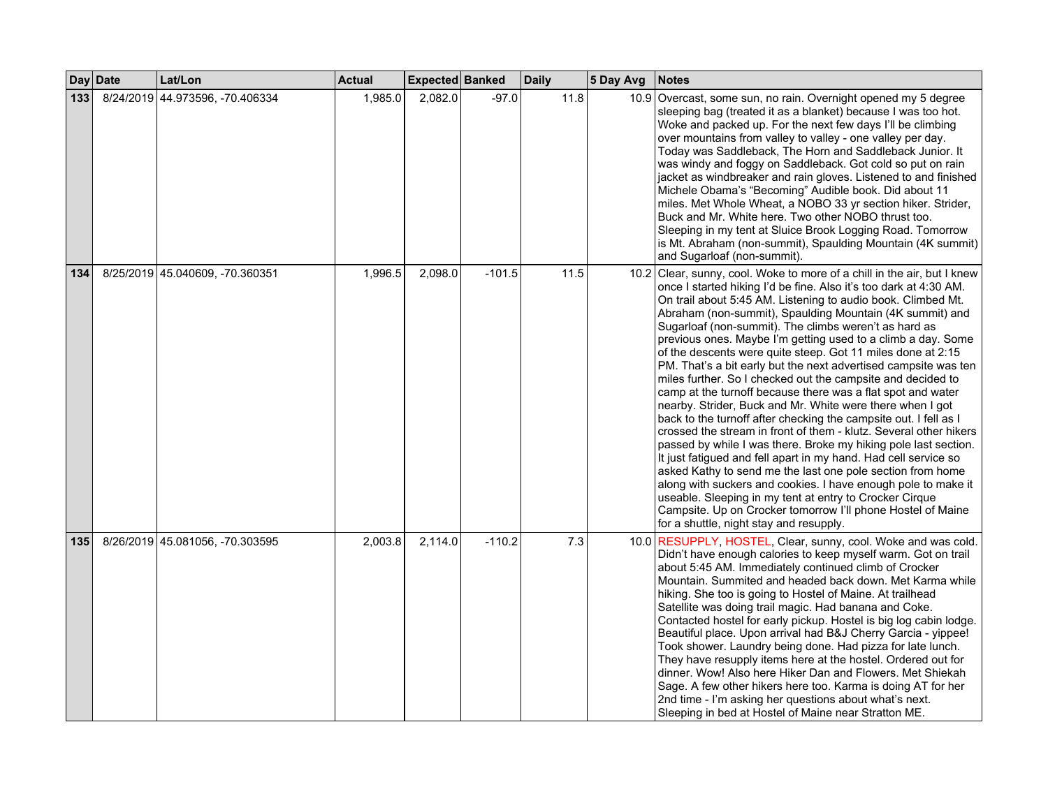| Day | Date | Lat/Lon | Actual | Expected | Banked | Daily | 5 Day Avg | Notes |
|---|---|---|---|---|---|---|---|---|
| **133** | 8/24/2019 | 44.973596, -70.406334 | 1,985.0 | 2,082.0 | -97.0 | 11.8 | 10.9 | Overcast, some sun, no rain. Overnight opened my 5 degree sleeping bag (treated it as a blanket) because I was too hot. Woke and packed up. For the next few days I'll be climbing over mountains from valley to valley - one valley per day. Today was Saddleback, The Horn and Saddleback Junior. It was windy and foggy on Saddleback. Got cold so put on rain jacket as windbreaker and rain gloves. Listened to and finished Michele Obama's "Becoming" Audible book. Did about 11 miles. Met Whole Wheat, a NOBO 33 yr section hiker. Strider, Buck and Mr. White here. Two other NOBO thrust too. Sleeping in my tent at Sluice Brook Logging Road. Tomorrow is Mt. Abraham (non-summit), Spaulding Mountain (4K summit) and Sugarloaf (non-summit). |
| **134** | 8/25/2019 | 45.040609, -70.360351 | 1,996.5 | 2,098.0 | -101.5 | 11.5 | 10.2 | Clear, sunny, cool. Woke to more of a chill in the air, but I knew once I started hiking I'd be fine. Also it's too dark at 4:30 AM. On trail about 5:45 AM. Listening to audio book. Climbed Mt. Abraham (non-summit), Spaulding Mountain (4K summit) and Sugarloaf (non-summit). The climbs weren't as hard as previous ones. Maybe I'm getting used to a climb a day. Some of the descents were quite steep. Got 11 miles done at 2:15 PM. That's a bit early but the next advertised campsite was ten miles further. So I checked out the campsite and decided to camp at the turnoff because there was a flat spot and water nearby. Strider, Buck and Mr. White were there when I got back to the turnoff after checking the campsite out. I fell as I crossed the stream in front of them - klutz. Several other hikers passed by while I was there. Broke my hiking pole last section. It just fatigued and fell apart in my hand. Had cell service so asked Kathy to send me the last one pole section from home along with suckers and cookies. I have enough pole to make it useable. Sleeping in my tent at entry to Crocker Cirque Campsite. Up on Crocker tomorrow I'll phone Hostel of Maine for a shuttle, night stay and resupply. |
| **135** | 8/26/2019 | 45.081056, -70.303595 | 2,003.8 | 2,114.0 | -110.2 | 7.3 | 10.0 | RESUPPLY, HOSTEL, Clear, sunny, cool. Woke and was cold. Didn't have enough calories to keep myself warm. Got on trail about 5:45 AM. Immediately continued climb of Crocker Mountain. Summited and headed back down. Met Karma while hiking. She too is going to Hostel of Maine. At trailhead Satellite was doing trail magic. Had banana and Coke. Contacted hostel for early pickup. Hostel is big log cabin lodge. Beautiful place. Upon arrival had B&J Cherry Garcia - yippee! Took shower. Laundry being done. Had pizza for late lunch. They have resupply items here at the hostel. Ordered out for dinner. Wow! Also here Hiker Dan and Flowers. Met Shiekah Sage. A few other hikers here too. Karma is doing AT for her 2nd time - I'm asking her questions about what's next. Sleeping in bed at Hostel of Maine near Stratton ME. |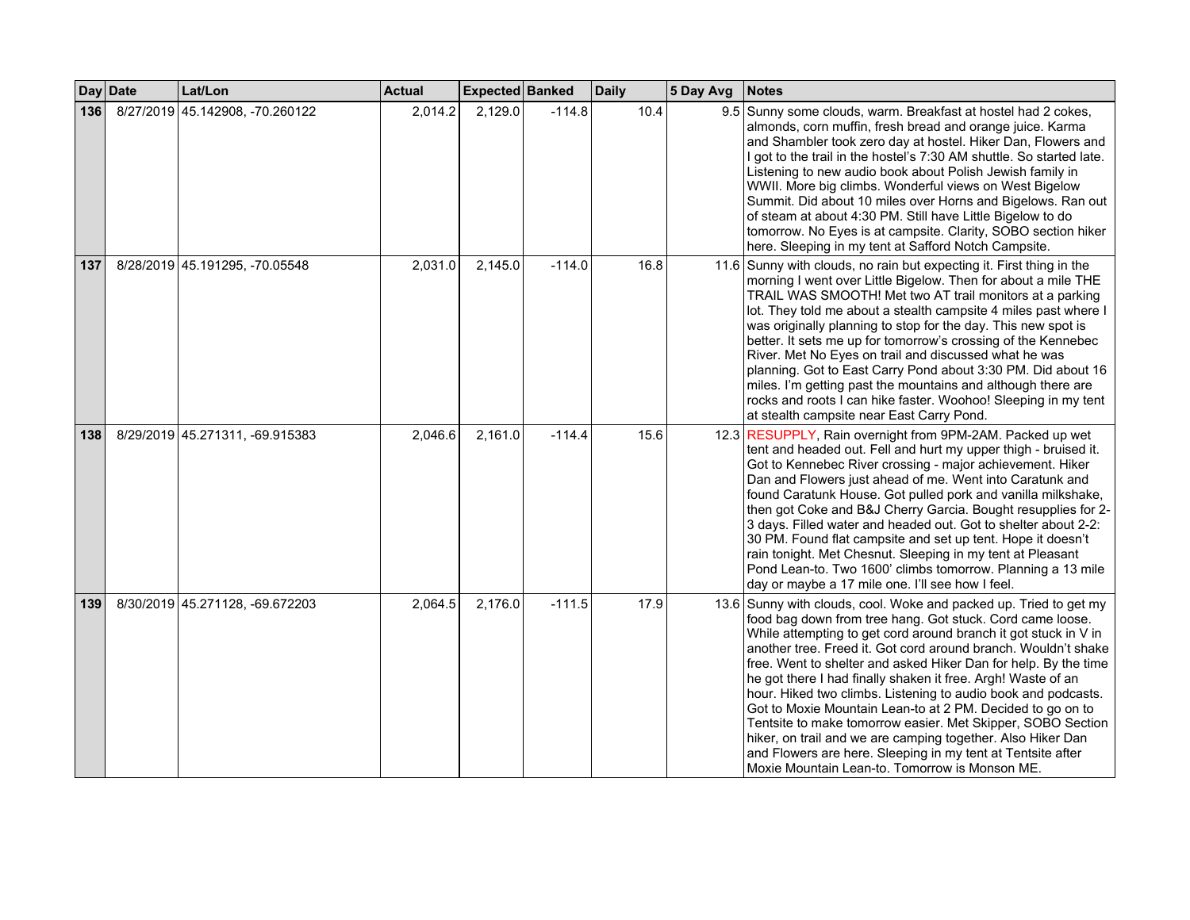| Day | Date | Lat/Lon | Actual | Expected | Banked | Daily | 5 Day Avg | Notes |
|---|---|---|---|---|---|---|---|---|
| **136** | 8/27/2019 | 45.142908, -70.260122 | 2,014.2 | 2,129.0 | -114.8 | 10.4 | 9.5 | Sunny some clouds, warm. Breakfast at hostel had 2 cokes, almonds, corn muffin, fresh bread and orange juice. Karma and Shambler took zero day at hostel. Hiker Dan, Flowers and I got to the trail in the hostel's 7:30 AM shuttle. So started late. Listening to new audio book about Polish Jewish family in WWII. More big climbs. Wonderful views on West Bigelow Summit. Did about 10 miles over Horns and Bigelows. Ran out of steam at about 4:30 PM. Still have Little Bigelow to do tomorrow. No Eyes is at campsite. Clarity, SOBO section hiker here. Sleeping in my tent at Safford Notch Campsite. |
| **137** | 8/28/2019 | 45.191295, -70.05548 | 2,031.0 | 2,145.0 | -114.0 | 16.8 | 11.6 | Sunny with clouds, no rain but expecting it. First thing in the morning I went over Little Bigelow. Then for about a mile THE TRAIL WAS SMOOTH! Met two AT trail monitors at a parking lot. They told me about a stealth campsite 4 miles past where I was originally planning to stop for the day. This new spot is better. It sets me up for tomorrow's crossing of the Kennebec River. Met No Eyes on trail and discussed what he was planning. Got to East Carry Pond about 3:30 PM. Did about 16 miles. I'm getting past the mountains and although there are rocks and roots I can hike faster. Woohoo! Sleeping in my tent at stealth campsite near East Carry Pond. |
| **138** | 8/29/2019 | 45.271311, -69.915383 | 2,046.6 | 2,161.0 | -114.4 | 15.6 | 12.3 | RESUPPLY, Rain overnight from 9PM-2AM. Packed up wet tent and headed out. Fell and hurt my upper thigh - bruised it. Got to Kennebec River crossing - major achievement. Hiker Dan and Flowers just ahead of me. Went into Caratunk and found Caratunk House. Got pulled pork and vanilla milkshake, then got Coke and B&J Cherry Garcia. Bought resupplies for 2-3 days. Filled water and headed out. Got to shelter about 2-2:30 PM. Found flat campsite and set up tent. Hope it doesn't rain tonight. Met Chesnut. Sleeping in my tent at Pleasant Pond Lean-to. Two 1600' climbs tomorrow. Planning a 13 mile day or maybe a 17 mile one. I'll see how I feel. |
| **139** | 8/30/2019 | 45.271128, -69.672203 | 2,064.5 | 2,176.0 | -111.5 | 17.9 | 13.6 | Sunny with clouds, cool. Woke and packed up. Tried to get my food bag down from tree hang. Got stuck. Cord came loose. While attempting to get cord around branch it got stuck in V in another tree. Freed it. Got cord around branch. Wouldn't shake free. Went to shelter and asked Hiker Dan for help. By the time he got there I had finally shaken it free. Argh! Waste of an hour. Hiked two climbs. Listening to audio book and podcasts. Got to Moxie Mountain Lean-to at 2 PM. Decided to go on to Tentsite to make tomorrow easier. Met Skipper, SOBO Section hiker, on trail and we are camping together. Also Hiker Dan and Flowers are here. Sleeping in my tent at Tentsite after Moxie Mountain Lean-to. Tomorrow is Monson ME. |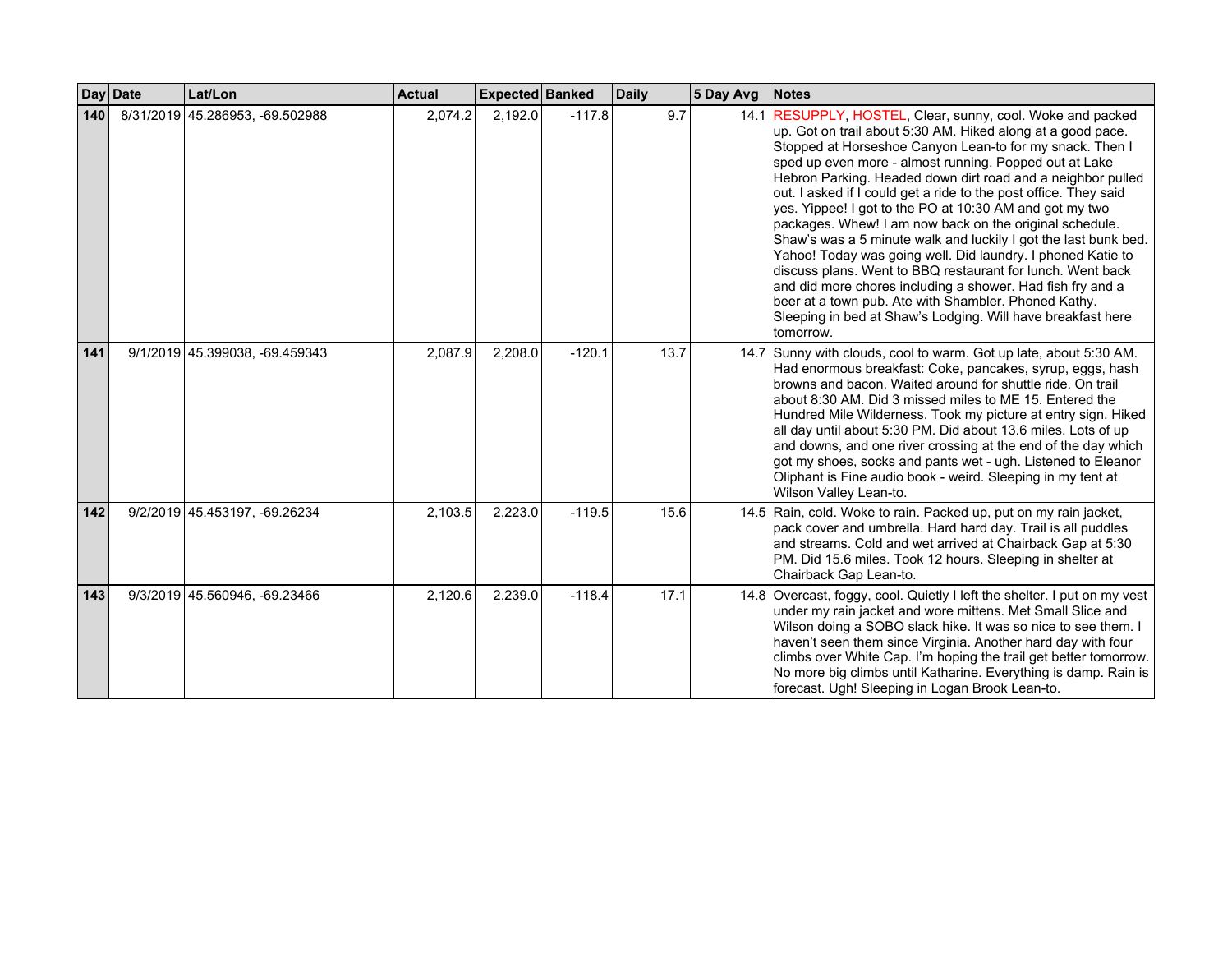| Day | Date | Lat/Lon | Actual | Expected | Banked | Daily | 5 Day Avg | Notes |
|---|---|---|---|---|---|---|---|---|
| **140** | 8/31/2019 | 45.286953, -69.502988 | 2,074.2 | 2,192.0 | -117.8 | 9.7 | 14.1 | RESUPPLY, HOSTEL, Clear, sunny, cool. Woke and packed up. Got on trail about 5:30 AM. Hiked along at a good pace. Stopped at Horseshoe Canyon Lean-to for my snack. Then I sped up even more - almost running. Popped out at Lake Hebron Parking. Headed down dirt road and a neighbor pulled out. I asked if I could get a ride to the post office. They said yes. Yippee! I got to the PO at 10:30 AM and got my two packages. Whew! I am now back on the original schedule. Shaw's was a 5 minute walk and luckily I got the last bunk bed. Yahoo! Today was going well. Did laundry. I phoned Katie to discuss plans. Went to BBQ restaurant for lunch. Went back and did more chores including a shower. Had fish fry and a beer at a town pub. Ate with Shambler. Phoned Kathy. Sleeping in bed at Shaw's Lodging. Will have breakfast here tomorrow. |
| **141** | 9/1/2019 | 45.399038, -69.459343 | 2,087.9 | 2,208.0 | -120.1 | 13.7 | 14.7 | Sunny with clouds, cool to warm. Got up late, about 5:30 AM. Had enormous breakfast: Coke, pancakes, syrup, eggs, hash browns and bacon. Waited around for shuttle ride. On trail about 8:30 AM. Did 3 missed miles to ME 15. Entered the Hundred Mile Wilderness. Took my picture at entry sign. Hiked all day until about 5:30 PM. Did about 13.6 miles. Lots of up and downs, and one river crossing at the end of the day which got my shoes, socks and pants wet - ugh. Listened to Eleanor Oliphant is Fine audio book - weird. Sleeping in my tent at Wilson Valley Lean-to. |
| **142** | 9/2/2019 | 45.453197, -69.26234 | 2,103.5 | 2,223.0 | -119.5 | 15.6 | 14.5 | Rain, cold. Woke to rain. Packed up, put on my rain jacket, pack cover and umbrella. Hard hard day. Trail is all puddles and streams. Cold and wet arrived at Chairback Gap at 5:30 PM. Did 15.6 miles. Took 12 hours. Sleeping in shelter at Chairback Gap Lean-to. |
| **143** | 9/3/2019 | 45.560946, -69.23466 | 2,120.6 | 2,239.0 | -118.4 | 17.1 | 14.8 | Overcast, foggy, cool. Quietly I left the shelter. I put on my vest under my rain jacket and wore mittens. Met Small Slice and Wilson doing a SOBO slack hike. It was so nice to see them. I haven't seen them since Virginia. Another hard day with four climbs over White Cap. I'm hoping the trail get better tomorrow. No more big climbs until Katharine. Everything is damp. Rain is forecast. Ugh! Sleeping in Logan Brook Lean-to. |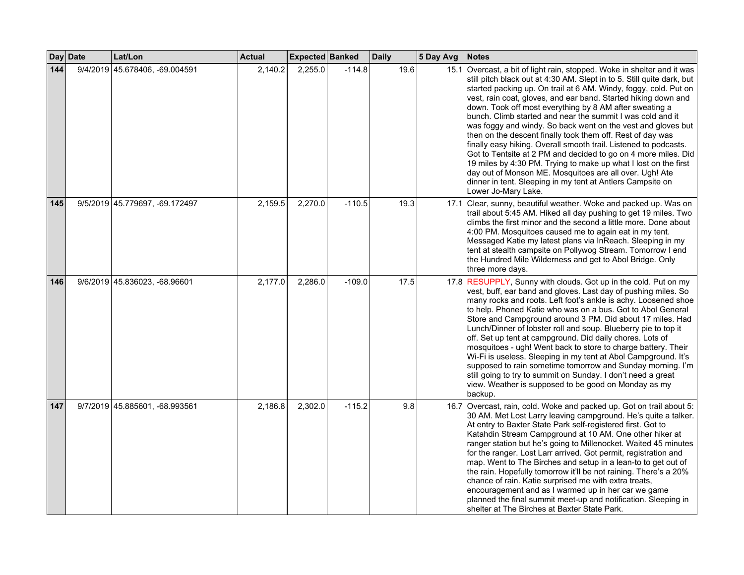| Day | Date | Lat/Lon | Actual | Expected | Banked | Daily | 5 Day Avg | Notes |
|---|---|---|---|---|---|---|---|---|
| **144** | 9/4/2019 | 45.678406, -69.004591 | 2,140.2 | 2,255.0 | -114.8 | 19.6 | 15.1 | Overcast, a bit of light rain, stopped. Woke in shelter and it was still pitch black out at 4:30 AM. Slept in to 5. Still quite dark, but started packing up. On trail at 6 AM. Windy, foggy, cold. Put on vest, rain coat, gloves, and ear band. Started hiking down and down. Took off most everything by 8 AM after sweating a bunch. Climb started and near the summit I was cold and it was foggy and windy. So back went on the vest and gloves but then on the descent finally took them off. Rest of day was finally easy hiking. Overall smooth trail. Listened to podcasts. Got to Tentsite at 2 PM and decided to go on 4 more miles. Did 19 miles by 4:30 PM. Trying to make up what I lost on the first day out of Monson ME. Mosquitoes are all over. Ugh! Ate dinner in tent. Sleeping in my tent at Antlers Campsite on Lower Jo-Mary Lake. |
| **145** | 9/5/2019 | 45.779697, -69.172497 | 2,159.5 | 2,270.0 | -110.5 | 19.3 | 17.1 | Clear, sunny, beautiful weather. Woke and packed up. Was on trail about 5:45 AM. Hiked all day pushing to get 19 miles. Two climbs the first minor and the second a little more. Done about 4:00 PM. Mosquitoes caused me to again eat in my tent. Messaged Katie my latest plans via InReach. Sleeping in my tent at stealth campsite on Pollywog Stream. Tomorrow I end the Hundred Mile Wilderness and get to Abol Bridge. Only three more days. |
| **146** | 9/6/2019 | 45.836023, -68.96601 | 2,177.0 | 2,286.0 | -109.0 | 17.5 | 17.8 | RESUPPLY, Sunny with clouds. Got up in the cold. Put on my vest, buff, ear band and gloves. Last day of pushing miles. So many rocks and roots. Left foot's ankle is achy. Loosened shoe to help. Phoned Katie who was on a bus. Got to Abol General Store and Campground around 3 PM. Did about 17 miles. Had Lunch/Dinner of lobster roll and soup. Blueberry pie to top it off. Set up tent at campground. Did daily chores. Lots of mosquitoes - ugh! Went back to store to charge battery. Their Wi-Fi is useless. Sleeping in my tent at Abol Campground. It's supposed to rain sometime tomorrow and Sunday morning. I'm still going to try to summit on Sunday. I don't need a great view. Weather is supposed to be good on Monday as my backup. |
| **147** | 9/7/2019 | 45.885601, -68.993561 | 2,186.8 | 2,302.0 | -115.2 | 9.8 | 16.7 | Overcast, rain, cold. Woke and packed up. Got on trail about 5:30 AM. Met Lost Larry leaving campground. He's quite a talker. At entry to Baxter State Park self-registered first. Got to Katahdin Stream Campground at 10 AM. One other hiker at ranger station but he's going to Millenocket. Waited 45 minutes for the ranger. Lost Larr arrived. Got permit, registration and map. Went to The Birches and setup in a lean-to to get out of the rain. Hopefully tomorrow it'll be not raining. There's a 20% chance of rain. Katie surprised me with extra treats, encouragement and as I warmed up in her car we game planned the final summit meet-up and notification. Sleeping in shelter at The Birches at Baxter State Park. |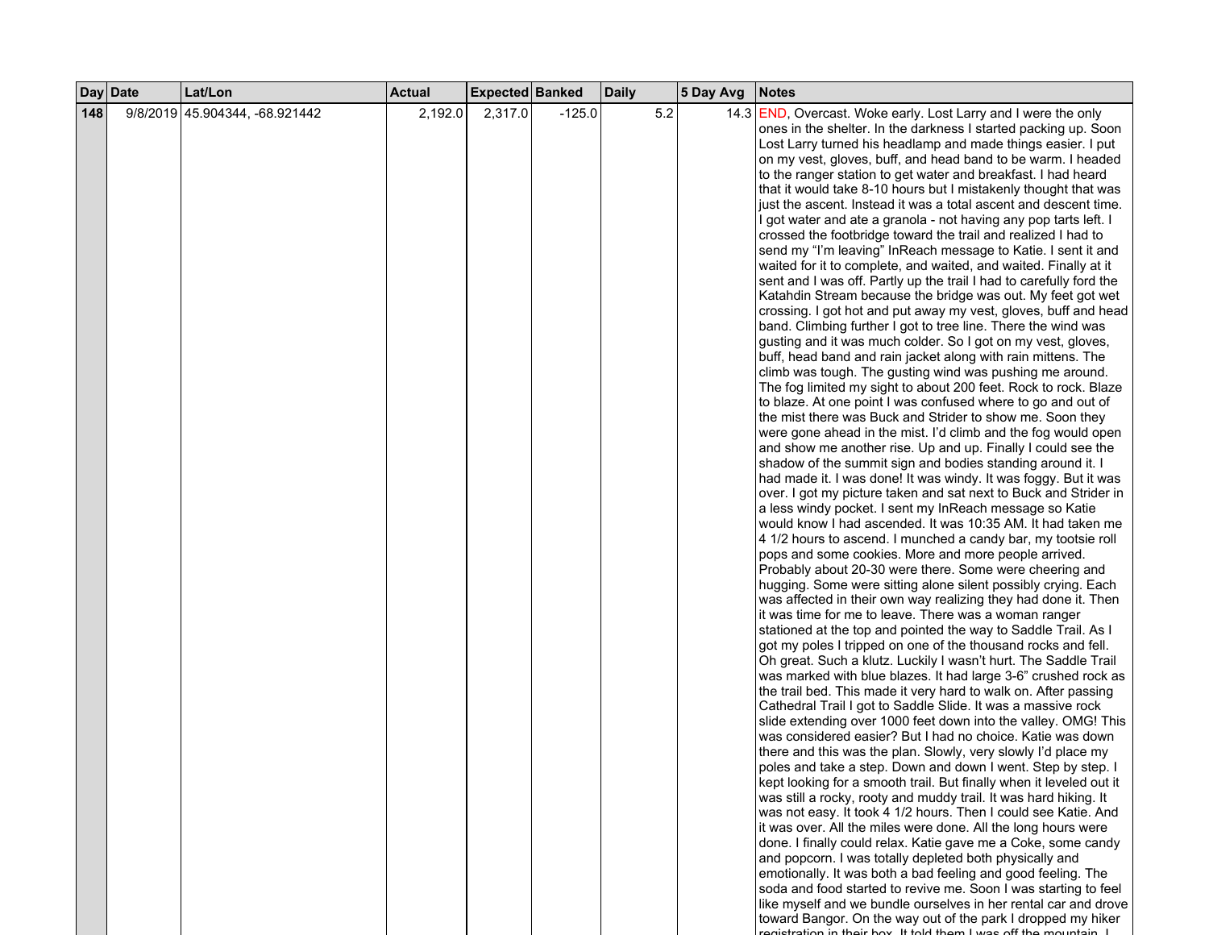| Day | Date | Lat/Lon | Actual | Expected | Banked | Daily | 5 Day Avg | Notes |
|---|---|---|---|---|---|---|---|---|
| **148** | 9/8/2019 | 45.904344, -68.921442 | 2,192.0 | 2,317.0 | -125.0 | 5.2 | 14.3 | END, Overcast. Woke early. Lost Larry and I were the only ones in the shelter. In the darkness I started packing up. Soon Lost Larry turned his headlamp and made things easier. I put on my vest, gloves, buff, and head band to be warm. I headed to the ranger station to get water and breakfast. I had heard that it would take 8-10 hours but I mistakenly thought that was just the ascent. Instead it was a total ascent and descent time. I got water and ate a granola - not having any pop tarts left. I crossed the footbridge toward the trail and realized I had to send my "I'm leaving" InReach message to Katie. I sent it and waited for it to complete, and waited, and waited. Finally at it sent and I was off. Partly up the trail I had to carefully ford the Katahdin Stream because the bridge was out. My feet got wet crossing. I got hot and put away my vest, gloves, buff and head band. Climbing further I got to tree line. There the wind was gusting and it was much colder. So I got on my vest, gloves, buff, head band and rain jacket along with rain mittens. The climb was tough. The gusting wind was pushing me around. The fog limited my sight to about 200 feet. Rock to rock. Blaze to blaze. At one point I was confused where to go and out of the mist there was Buck and Strider to show me. Soon they were gone ahead in the mist. I'd climb and the fog would open and show me another rise. Up and up. Finally I could see the shadow of the summit sign and bodies standing around it. I had made it. I was done! It was windy. It was foggy. But it was over. I got my picture taken and sat next to Buck and Strider in a less windy pocket. I sent my InReach message so Katie would know I had ascended. It was 10:35 AM. It had taken me 4 1/2 hours to ascend. I munched a candy bar, my tootsie roll pops and some cookies. More and more people arrived. Probably about 20-30 were there. Some were cheering and hugging. Some were sitting alone silent possibly crying. Each was affected in their own way realizing they had done it. Then it was time for me to leave. There was a woman ranger stationed at the top and pointed the way to Saddle Trail. As I got my poles I tripped on one of the thousand rocks and fell. Oh great. Such a klutz. Luckily I wasn't hurt. The Saddle Trail was marked with blue blazes. It had large 3-6" crushed rock as the trail bed. This made it very hard to walk on. After passing Cathedral Trail I got to Saddle Slide. It was a massive rock slide extending over 1000 feet down into the valley. OMG! This was considered easier? But I had no choice. Katie was down there and this was the plan. Slowly, very slowly I'd place my poles and take a step. Down and down I went. Step by step. I kept looking for a smooth trail. But finally when it leveled out it was still a rocky, rooty and muddy trail. It was hard hiking. It was not easy. It took 4 1/2 hours. Then I could see Katie. And it was over. All the miles were done. All the long hours were done. I finally could relax. Katie gave me a Coke, some candy and popcorn. I was totally depleted both physically and emotionally. It was both a bad feeling and good feeling. The soda and food started to revive me. Soon I was starting to feel like myself and we bundle ourselves in her rental car and drove toward Bangor. On the way out of the park I dropped my hiker registration in their box. It told them I was off the mountain. I |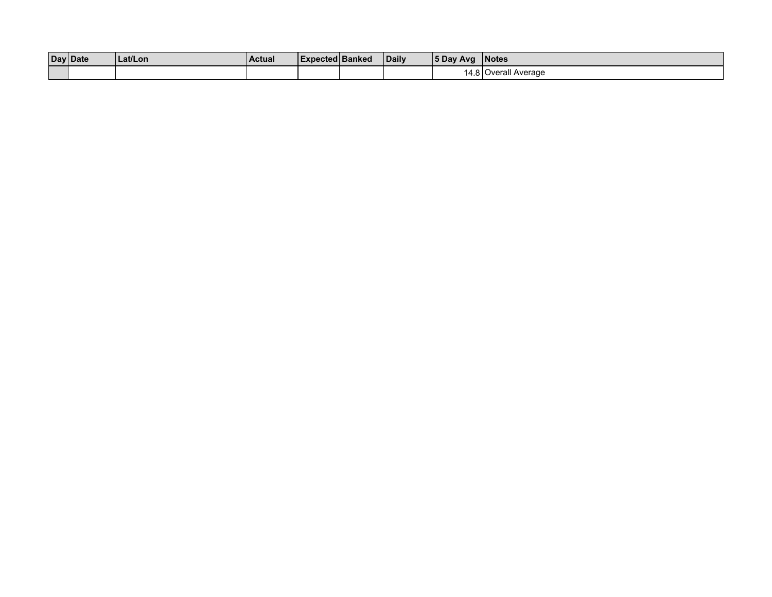| Day | Date | Lat/Lon | Actual | Expected | Banked | Daily | 5 Day Avg | Notes |
|---|---|---|---|---|---|---|---|---|
| | | | | | | | 14.8 | Overall Average |